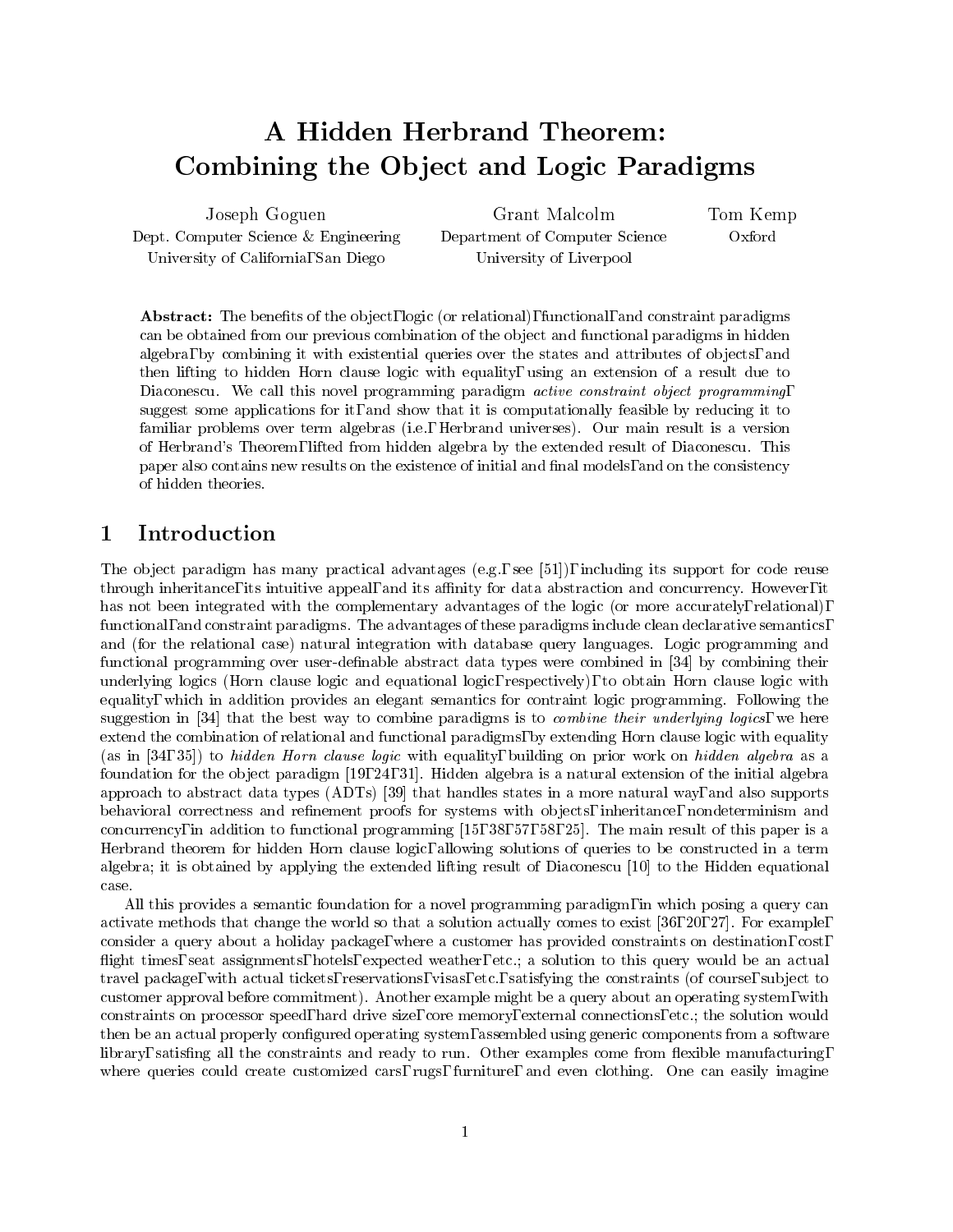# A Hidden Herbrand Theorem: Combining the Object and Logic Paradigms

Joseph Goguen
Dept. Computer Science & Engineering
University of California, San Diego

Grant Malcolm
Department of Computer Science
University of Liverpool

Tom Kemp
Oxford

**Abstract:** The benefits of the object, logic (or relational), functional, and constraint paradigms can be obtained from our previous combination of the object and functional paradigms in hidden algebra, by combining it with existential queries over the states and attributes of objects, and then lifting to hidden Horn clause logic with equality, using an extension of a result due to Diaconescu. We call this novel programming paradigm *active constraint object programming*, suggest some applications for it, and show that it is computationally feasible by reducing it to familiar problems over term algebras (i.e., Herbrand universes). Our main result is a version of Herbrand's Theorem, lifted from hidden algebra by the extended result of Diaconescu. This paper also contains new results on the existence of initial and final models, and on the consistency of hidden theories.

## 1 Introduction

The object paradigm has many practical advantages (e.g., see [51]), including its support for code reuse through inheritance, its intuitive appeal, and its affinity for data abstraction and concurrency. However, it has not been integrated with the complementary advantages of the logic (or more accurately, relational), functional, and constraint paradigms. The advantages of these paradigms include clean declarative semantics, and (for the relational case) natural integration with database query languages. Logic programming and functional programming over user-definable abstract data types were combined in [34] by combining their underlying logics (Horn clause logic and equational logic, respectively), to obtain Horn clause logic with equality, which in addition provides an elegant semantics for contraint logic programming. Following the suggestion in [34] that the best way to combine paradigms is to *combine their underlying logics*, we here extend the combination of relational and functional paradigms, by extending Horn clause logic with equality (as in [34, 35]) to *hidden Horn clause logic* with equality, building on prior work on *hidden algebra* as a foundation for the object paradigm [19, 24, 31]. Hidden algebra is a natural extension of the initial algebra approach to abstract data types (ADTs) [39] that handles states in a more natural way, and also supports behavioral correctness and refinement proofs for systems with objects, inheritance, nondeterminism and concurrency, in addition to functional programming [15, 38, 57, 58, 25]. The main result of this paper is a Herbrand theorem for hidden Horn clause logic, allowing solutions of queries to be constructed in a term algebra; it is obtained by applying the extended lifting result of Diaconescu [10] to the Hidden equational case.

All this provides a semantic foundation for a novel programming paradigm, in which posing a query can activate methods that change the world so that a solution actually comes to exist [36, 20, 27]. For example, consider a query about a holiday package, where a customer has provided constraints on destination, cost, flight times, seat assignments, hotels, expected weather, etc.; a solution to this query would be an actual travel package, with actual tickets, reservations, visas, etc., satisfying the constraints (of course, subject to customer approval before commitment). Another example might be a query about an operating system, with constraints on processor speed, hard drive size, core memory, external connections, etc.; the solution would then be an actual properly configured operating system, assembled using generic components from a software library, satisfing all the constraints and ready to run. Other examples come from flexible manufacturing, where queries could create customized cars, rugs, furniture, and even clothing. One can easily imagine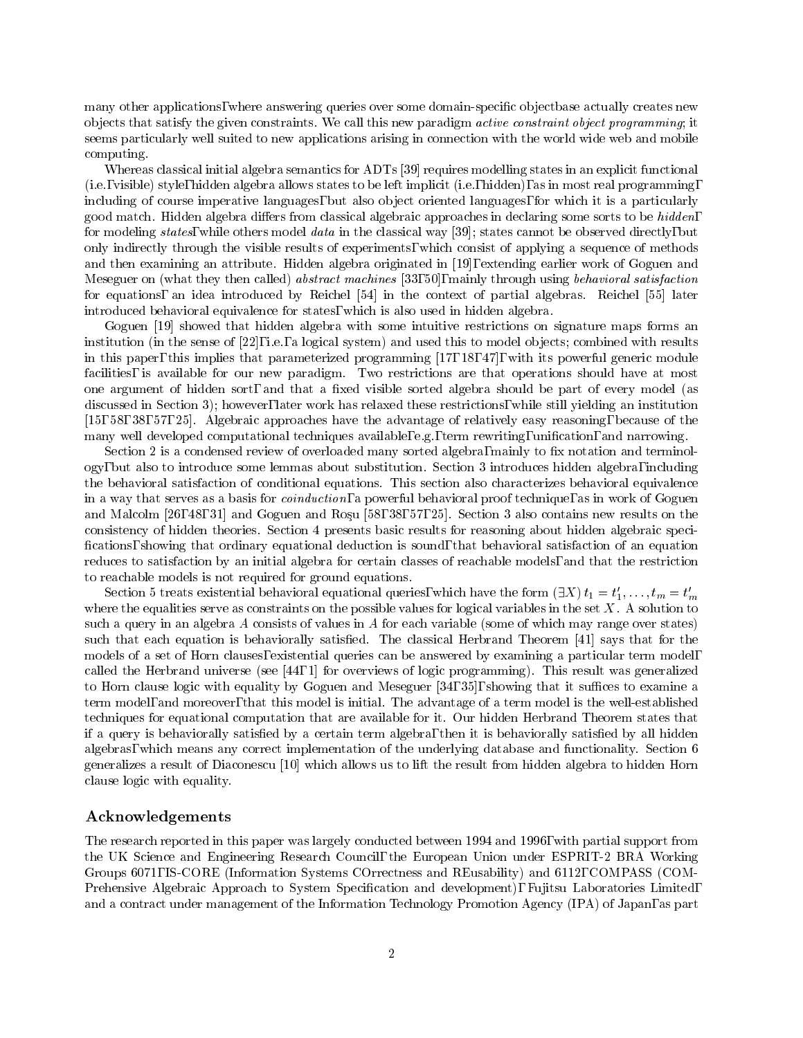many other applications, where answering queries over some domain-specific objectbase actually creates new objects that satisfy the given constraints. We call this new paradigm *active constraint object programming*; it seems particularly well suited to new applications arising in connection with the world wide web and mobile computing.

Whereas classical initial algebra semantics for ADTs [39] requires modelling states in an explicit functional (i.e., visible) style, hidden algebra allows states to be left implicit (i.e., hidden), as in most real programming, including of course imperative languages, but also object oriented languages, for which it is a particularly good match. Hidden algebra differs from classical algebraic approaches in declaring some sorts to be *hidden*, for modeling *states*, while others model *data* in the classical way [39]; states cannot be observed directly, but only indirectly through the visible results of experiments, which consist of applying a sequence of methods and then examining an attribute. Hidden algebra originated in [19], extending earlier work of Goguen and Meseguer on (what they then called) *abstract machines* [33, 50], mainly through using *behavioral satisfaction* for equations, an idea introduced by Reichel [54] in the context of partial algebras. Reichel [55] later introduced behavioral equivalence for states, which is also used in hidden algebra.

Goguen [19] showed that hidden algebra with some intuitive restrictions on signature maps forms an institution (in the sense of [22], i.e., a logical system) and used this to model objects; combined with results in this paper, this implies that parameterized programming [17, 18, 47], with its powerful generic module facilities, is available for our new paradigm. Two restrictions are that operations should have at most one argument of hidden sort, and that a fixed visible sorted algebra should be part of every model (as discussed in Section 3); however, later work has relaxed these restrictions, while still yielding an institution [15, 58, 38, 57, 25]. Algebraic approaches have the advantage of relatively easy reasoning, because of the many well developed computational techniques available, e.g., term rewriting, unification, and narrowing.

Section 2 is a condensed review of overloaded many sorted algebra, mainly to fix notation and terminology, but also to introduce some lemmas about substitution. Section 3 introduces hidden algebra, including the behavioral satisfaction of conditional equations. This section also characterizes behavioral equivalence in a way that serves as a basis for *coinduction*, a powerful behavioral proof technique, as in work of Goguen and Malcolm [26, 48, 31] and Goguen and Roşu [58, 38, 57, 25]. Section 3 also contains new results on the consistency of hidden theories. Section 4 presents basic results for reasoning about hidden algebraic specifications, showing that ordinary equational deduction is sound, that behavioral satisfaction of an equation reduces to satisfaction by an initial algebra for certain classes of reachable models, and that the restriction to reachable models is not required for ground equations.

Section 5 treats existential behavioral equational queries, which have the form $(\exists X)\, t_1 = t_1', \ldots, t_m = t_m'$ where the equalities serve as constraints on the possible values for logical variables in the set $X$. A solution to such a query in an algebra $A$ consists of values in $A$ for each variable (some of which may range over states) such that each equation is behaviorally satisfied. The classical Herbrand Theorem [41] says that for the models of a set of Horn clauses, existential queries can be answered by examining a particular term model, called the Herbrand universe (see [44, 1] for overviews of logic programming). This result was generalized to Horn clause logic with equality by Goguen and Meseguer [34, 35], showing that it suffices to examine a term model, and moreover, that this model is initial. The advantage of a term model is the well-established techniques for equational computation that are available for it. Our hidden Herbrand Theorem states that if a query is behaviorally satisfied by a certain term algebra, then it is behaviorally satisfied by all hidden algebras, which means any correct implementation of the underlying database and functionality. Section 6 generalizes a result of Diaconescu [10] which allows us to lift the result from hidden algebra to hidden Horn clause logic with equality.

## Acknowledgements

The research reported in this paper was largely conducted between 1994 and 1996, with partial support from the UK Science and Engineering Research Council, the European Union under ESPRIT-2 BRA Working Groups 6071, IS-CORE (Information Systems COrrectness and REusability) and 6112, COMPASS (COMPrehensive Algebraic Approach to System Specification and development), Fujitsu Laboratories Limited, and a contract under management of the Information Technology Promotion Agency (IPA) of Japan, as part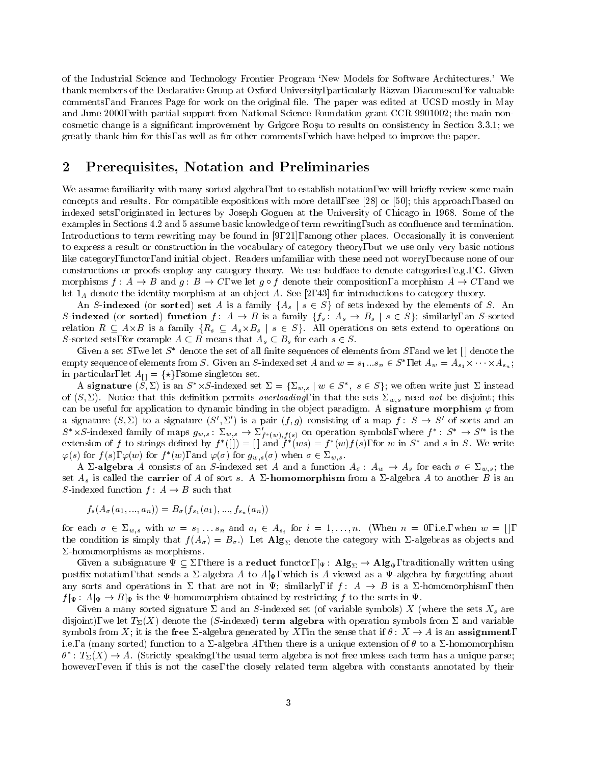of the Industrial Science and Technology Frontier Program 'New Models for Software Architectures.' We thank members of the Declarative Group at Oxford University, particularly Răzvan Diaconescu, for valuable comments, and Frances Page for work on the original file. The paper was edited at UCSD mostly in May and June 2000, with partial support from National Science Foundation grant CCR-9901002; the main non-cosmetic change is a significant improvement by Grigore Roşu to results on consistency in Section 3.3.1; we greatly thank him for this, as well as for other comments, which have helped to improve the paper.

## 2 Prerequisites, Notation and Preliminaries

We assume familiarity with many sorted algebra, but to establish notation, we will briefly review some main concepts and results. For compatible expositions with more detail, see [28] or [50]; this approach, based on indexed sets, originated in lectures by Joseph Goguen at the University of Chicago in 1968. Some of the examples in Sections 4.2 and 5 assume basic knowledge of term rewriting, such as confluence and termination. Introductions to term rewriting may be found in [9, 21], among other places. Occasionally it is convenient to express a result or construction in the vocabulary of category theory, but we use only very basic notions like category, functor, and initial object. Readers unfamiliar with these need not worry, because none of our constructions or proofs employ any category theory. We use boldface to denote categories, e.g., $\mathbf{C}$. Given morphisms $f\colon A \to B$ and $g\colon B \to C$, we let $g \circ f$ denote their composition, a morphism $A \to C$, and we let $1_A$ denote the identity morphism at an object $A$. See [2, 43] for introductions to category theory.

An $S$-**indexed** (or **sorted**) **set** $A$ is a family $\{A_s \mid s \in S\}$ of sets indexed by the elements of $S$. An $S$-**indexed** (or **sorted**) **function** $f\colon A \to B$ is a family $\{f_s\colon A_s \to B_s \mid s \in S\}$; similarly, an $S$-sorted relation $R \subseteq A \times B$ is a family $\{R_s \subseteq A_s \times B_s \mid s \in S\}$. All operations on sets extend to operations on $S$-sorted sets, for example $A \subseteq B$ means that $A_s \subseteq B_s$ for each $s \in S$.

Given a set $S$, we let $S^*$ denote the set of all finite sequences of elements from $S$, and we let $[\,]$ denote the empty sequence of elements from $S$. Given an $S$-indexed set $A$ and $w = s_1 ... s_n \in S^*$, let $A_w = A_{s_1} \times \cdots \times A_{s_n}$; in particular, let $A_{[\,]} = \{\star\}$, some singleton set.

A **signature** $(S, \Sigma)$ is an $S^* \times S$-indexed set $\Sigma = \{\Sigma_{w,s} \mid w \in S^*,\ s \in S\}$; we often write just $\Sigma$ instead of $(S, \Sigma)$. Notice that this definition permits *overloading*, in that the sets $\Sigma_{w,s}$ need *not* be disjoint; this can be useful for application to dynamic binding in the object paradigm. A **signature morphism** $\varphi$ from a signature $(S, \Sigma)$ to a signature $(S', \Sigma')$ is a pair $(f, g)$ consisting of a map $f\colon S \to S'$ of sorts and an $S^* \times S$-indexed family of maps $g_{w,s}\colon \Sigma_{w,s} \to \Sigma'_{f^*(w),f(s)}$ on operation symbols, where $f^*\colon S^* \to S'^*$ is the extension of $f$ to strings defined by $f^*([\,]) = [\,]$ and $f^*(ws) = f^*(w)f(s)$, for $w$ in $S^*$ and $s$ in $S$. We write $\varphi(s)$ for $f(s)$, $\varphi(w)$ for $f^*(w)$, and $\varphi(\sigma)$ for $g_{w,s}(\sigma)$ when $\sigma \in \Sigma_{w,s}$.

A $\Sigma$-**algebra** $A$ consists of an $S$-indexed set $A$ and a function $A_\sigma\colon A_w \to A_s$ for each $\sigma \in \Sigma_{w,s}$; the set $A_s$ is called the **carrier** of $A$ of sort $s$. A $\Sigma$-**homomorphism** from a $\Sigma$-algebra $A$ to another $B$ is an $S$-indexed function $f\colon A \to B$ such that

$$f_s(A_\sigma(a_1, ..., a_n)) = B_\sigma(f_{s_1}(a_1), ..., f_{s_n}(a_n))$$

for each $\sigma \in \Sigma_{w,s}$ with $w = s_1 \ldots s_n$ and $a_i \in A_{s_i}$ for $i = 1, \ldots, n$. (When $n = 0$, i.e., when $w = [\,]$, the condition is simply that $f(A_\sigma) = B_\sigma$.) Let $\mathbf{Alg}_\Sigma$ denote the category with $\Sigma$-algebras as objects and $\Sigma$-homomorphisms as morphisms.

Given a subsignature $\Psi \subseteq \Sigma$, there is a **reduct** functor $\restriction_\Psi\colon \mathbf{Alg}_\Sigma \to \mathbf{Alg}_\Psi$, traditionally written using postfix notation, that sends a $\Sigma$-algebra $A$ to $A\restriction_\Psi$, which is $A$ viewed as a $\Psi$-algebra by forgetting about any sorts and operations in $\Sigma$ that are not in $\Psi$; similarly, if $f\colon A \to B$ is a $\Sigma$-homomorphism, then $f\restriction_\Psi\colon A\restriction_\Psi \to B\restriction_\Psi$ is the $\Psi$-homomorphism obtained by restricting $f$ to the sorts in $\Psi$.

Given a many sorted signature $\Sigma$ and an $S$-indexed set (of variable symbols) $X$ (where the sets $X_s$ are disjoint), we let $T_\Sigma(X)$ denote the ($S$-indexed) **term algebra** with operation symbols from $\Sigma$ and variable symbols from $X$; it is the **free** $\Sigma$-algebra generated by $X$, in the sense that if $\theta\colon X \to A$ is an **assignment**, i.e., a (many sorted) function to a $\Sigma$-algebra $A$, then there is a unique extension of $\theta$ to a $\Sigma$-homomorphism $\theta^*\colon T_\Sigma(X) \to A$. (Strictly speaking, the usual term algebra is not free unless each term has a unique parse; however, even if this is not the case, the closely related term algebra with constants annotated by their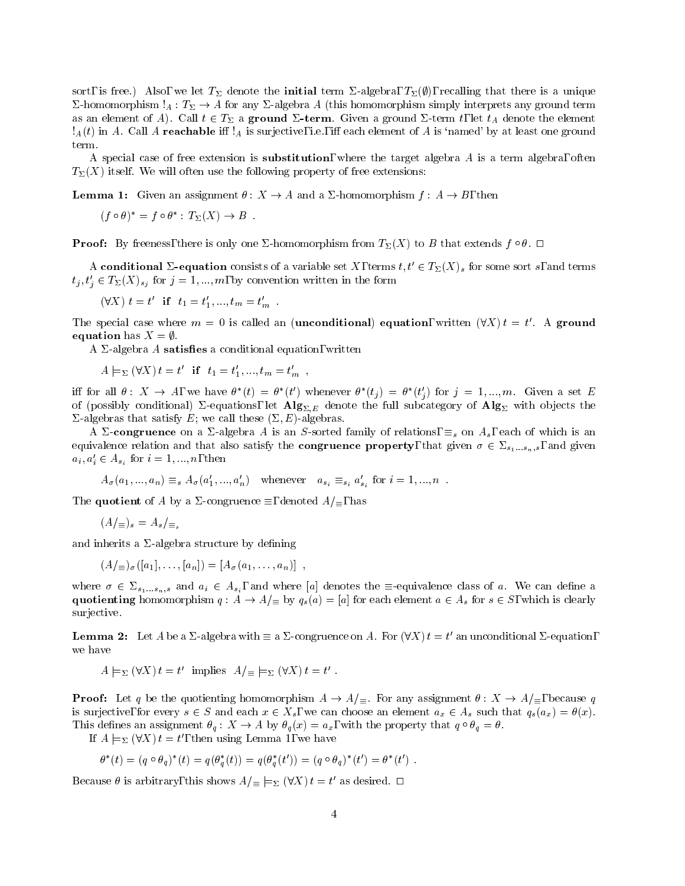sort, is free.) Also, we let $T_\Sigma$ denote the **initial** term $\Sigma$-algebra, $T_\Sigma(\emptyset)$, recalling that there is a unique $\Sigma$-homomorphism $!_A : T_\Sigma \to A$ for any $\Sigma$-algebra $A$ (this homomorphism simply interprets any ground term as an element of $A$). Call $t \in T_\Sigma$ a **ground $\Sigma$-term**. Given a ground $\Sigma$-term $t$, let $t_A$ denote the element $!_A(t)$ in $A$. Call $A$ **reachable** iff $!_A$ is surjective, i.e., iff each element of $A$ is 'named' by at least one ground term.

A special case of free extension is **substitution**, where the target algebra $A$ is a term algebra, often $T_\Sigma(X)$ itself. We will often use the following property of free extensions:

**Lemma 1:** Given an assignment $\theta : X \to A$ and a $\Sigma$-homomorphism $f : A \to B$, then

$$(f \circ \theta)^* = f \circ \theta^* : T_\Sigma(X) \to B \ .$$

**Proof:** By freeness, there is only one $\Sigma$-homomorphism from $T_\Sigma(X)$ to $B$ that extends $f \circ \theta$. $\square$

A **conditional $\Sigma$-equation** consists of a variable set $X$, terms $t, t' \in T_\Sigma(X)_s$ for some sort $s$, and terms $t_j, t'_j \in T_\Sigma(X)_{s_j}$ for $j = 1, ..., m$, by convention written in the form

$$(\forall X)\ t = t' \ \ \textbf{if} \ \ t_1 = t'_1, ..., t_m = t'_m \ .$$

The special case where $m = 0$ is called an (**unconditional**) **equation**, written $(\forall X)\, t = t'$. A **ground equation** has $X = \emptyset$.

A $\Sigma$-algebra $A$ **satisfies** a conditional equation, written

$$A \models_\Sigma (\forall X)\, t = t' \ \ \textbf{if} \ \ t_1 = t'_1, ..., t_m = t'_m \ ,$$

iff for all $\theta : X \to A$, we have $\theta^*(t) = \theta^*(t')$ whenever $\theta^*(t_j) = \theta^*(t'_j)$ for $j = 1, ..., m$. Given a set $E$ of (possibly conditional) $\Sigma$-equations, let $\mathbf{Alg}_{\Sigma,E}$ denote the full subcategory of $\mathbf{Alg}_\Sigma$ with objects the $\Sigma$-algebras that satisfy $E$; we call these $(\Sigma, E)$-algebras.

A **$\Sigma$-congruence** on a $\Sigma$-algebra $A$ is an $S$-sorted family of relations, $\equiv_s$ on $A_s$, each of which is an equivalence relation and that also satisfy the **congruence property**, that given $\sigma \in \Sigma_{s_1 \ldots s_n, s}$, and given $a_i, a'_i \in A_{s_i}$ for $i = 1, ..., n$, then

$$A_\sigma(a_1, ..., a_n) \equiv_s A_\sigma(a'_1, ..., a'_n) \quad \text{whenever} \quad a_{s_i} \equiv_{s_i} a'_{s_i} \text{ for } i = 1, ..., n \ .$$

The **quotient** of $A$ by a $\Sigma$-congruence $\equiv$, denoted $A/_\equiv$, has

$$(A/_\equiv)_s = A_s/_{\equiv_s}$$

and inherits a $\Sigma$-algebra structure by defining

$$(A/_\equiv)_\sigma([a_1], \ldots, [a_n]) = [A_\sigma(a_1, \ldots, a_n)] \ ,$$

where $\sigma \in \Sigma_{s_1 \ldots s_n, s}$ and $a_i \in A_{s_i}$, and where $[a]$ denotes the $\equiv$-equivalence class of $a$. We can define a **quotienting** homomorphism $q : A \to A/_\equiv$ by $q_s(a) = [a]$ for each element $a \in A_s$ for $s \in S$, which is clearly surjective.

**Lemma 2:** Let $A$ be a $\Sigma$-algebra with $\equiv$ a $\Sigma$-congruence on $A$. For $(\forall X)\, t = t'$ an unconditional $\Sigma$-equation, we have

$$A \models_\Sigma (\forall X)\, t = t' \ \text{ implies } \ A/_\equiv \models_\Sigma (\forall X)\, t = t' \ .$$

**Proof:** Let $q$ be the quotienting homomorphism $A \to A/_\equiv$. For any assignment $\theta : X \to A/_\equiv$, because $q$ is surjective, for every $s \in S$ and each $x \in X_s$, we can choose an element $a_x \in A_s$ such that $q_s(a_x) = \theta(x)$. This defines an assignment $\theta_q : X \to A$ by $\theta_q(x) = a_x$, with the property that $q \circ \theta_q = \theta$.

If $A \models_\Sigma (\forall X)\, t = t'$, then using Lemma 1, we have

$$\theta^*(t) = (q \circ \theta_q)^*(t) = q(\theta_q^*(t)) = q(\theta_q^*(t')) = (q \circ \theta_q)^*(t') = \theta^*(t') \ .$$

Because $\theta$ is arbitrary, this shows $A/_\equiv \models_\Sigma (\forall X)\, t = t'$ as desired. $\square$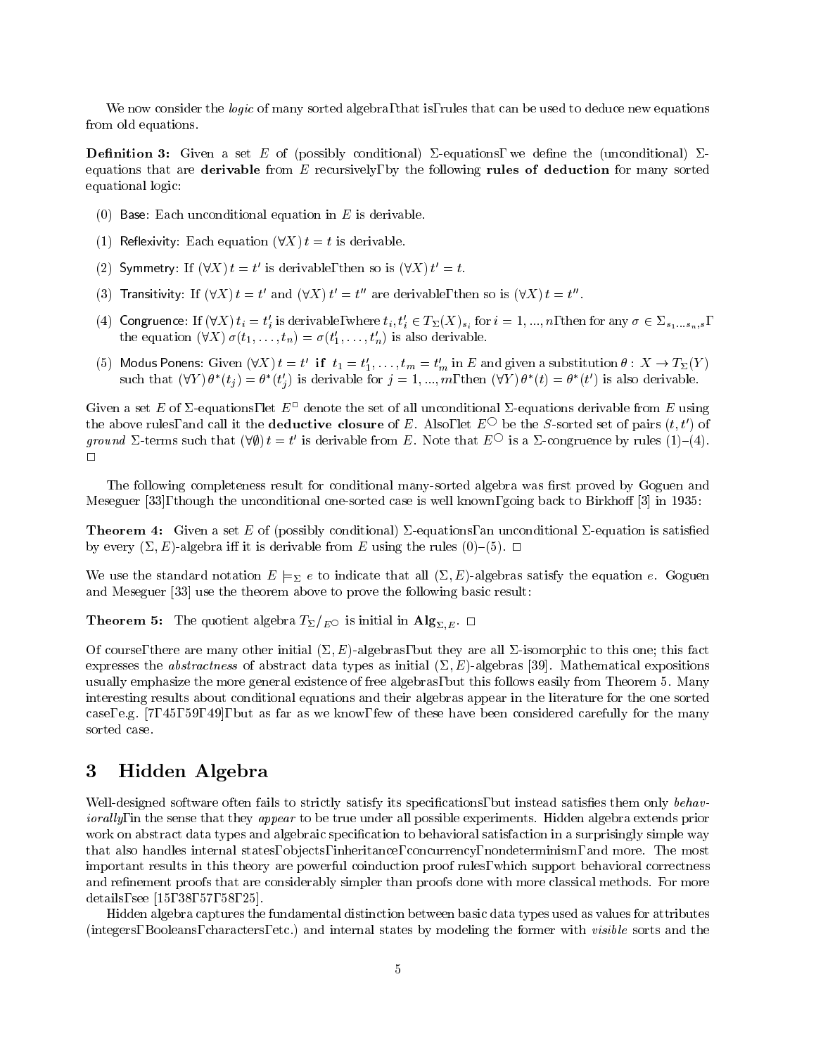We now consider the *logic* of many sorted algebra, that is, rules that can be used to deduce new equations from old equations.

**Definition 3:** Given a set $E$ of (possibly conditional) $\Sigma$-equations, we define the (unconditional) $\Sigma$-equations that are **derivable** from $E$ recursively, by the following **rules of deduction** for many sorted equational logic:

(0) Base: Each unconditional equation in $E$ is derivable.

(1) Reflexivity: Each equation $(\forall X)\, t = t$ is derivable.

(2) Symmetry: If $(\forall X)\, t = t'$ is derivable, then so is $(\forall X)\, t' = t$.

(3) Transitivity: If $(\forall X)\, t = t'$ and $(\forall X)\, t' = t''$ are derivable, then so is $(\forall X)\, t = t''$.

(4) Congruence: If $(\forall X)\, t_i = t'_i$ is derivable, where $t_i, t'_i \in T_\Sigma(X)_{s_i}$ for $i = 1, ..., n$, then for any $\sigma \in \Sigma_{s_1 \ldots s_n, s}$, the equation $(\forall X)\, \sigma(t_1, \ldots, t_n) = \sigma(t'_1, \ldots, t'_n)$ is also derivable.

(5) Modus Ponens: Given $(\forall X)\, t = t'$ **if** $t_1 = t'_1, \ldots, t_m = t'_m$ in $E$ and given a substitution $\theta : X \to T_\Sigma(Y)$ such that $(\forall Y)\, \theta^*(t_j) = \theta^*(t'_j)$ is derivable for $j = 1, ..., m$, then $(\forall Y)\, \theta^*(t) = \theta^*(t')$ is also derivable.

Given a set $E$ of $\Sigma$-equations, let $E^\square$ denote the set of all unconditional $\Sigma$-equations derivable from $E$ using the above rules, and call it the **deductive closure** of $E$. Also, let $E^\bigcirc$ be the $S$-sorted set of pairs $(t, t')$ of *ground* $\Sigma$-terms such that $(\forall \emptyset)\, t = t'$ is derivable from $E$. Note that $E^\bigcirc$ is a $\Sigma$-congruence by rules (1)–(4). $\square$

The following completeness result for conditional many-sorted algebra was first proved by Goguen and Meseguer [33], though the unconditional one-sorted case is well known, going back to Birkhoff [3] in 1935:

**Theorem 4:** Given a set $E$ of (possibly conditional) $\Sigma$-equations, an unconditional $\Sigma$-equation is satisfied by every $(\Sigma, E)$-algebra iff it is derivable from $E$ using the rules (0)–(5). $\square$

We use the standard notation $E \models_\Sigma e$ to indicate that all $(\Sigma, E)$-algebras satisfy the equation $e$. Goguen and Meseguer [33] use the theorem above to prove the following basic result:

**Theorem 5:** The quotient algebra $T_\Sigma/_{E^\bigcirc}$ is initial in $\mathbf{Alg}_{\Sigma,E}$. $\square$

Of course, there are many other initial $(\Sigma, E)$-algebras, but they are all $\Sigma$-isomorphic to this one; this fact expresses the *abstractness* of abstract data types as initial $(\Sigma, E)$-algebras [39]. Mathematical expositions usually emphasize the more general existence of free algebras, but this follows easily from Theorem 5. Many interesting results about conditional equations and their algebras appear in the literature for the one sorted case, e.g. [7, 45, 59, 49], but as far as we know, few of these have been considered carefully for the many sorted case.

# 3 Hidden Algebra

Well-designed software often fails to strictly satisfy its specifications, but instead satisfies them only *behaviorally*, in the sense that they *appear* to be true under all possible experiments. Hidden algebra extends prior work on abstract data types and algebraic specification to behavioral satisfaction in a surprisingly simple way that also handles internal states, objects, inheritance, concurrency, nondeterminism, and more. The most important results in this theory are powerful coinduction proof rules, which support behavioral correctness and refinement proofs that are considerably simpler than proofs done with more classical methods. For more details, see [15, 38, 57, 58, 25].

Hidden algebra captures the fundamental distinction between basic data types used as values for attributes (integers, Booleans, characters, etc.) and internal states by modeling the former with *visible* sorts and the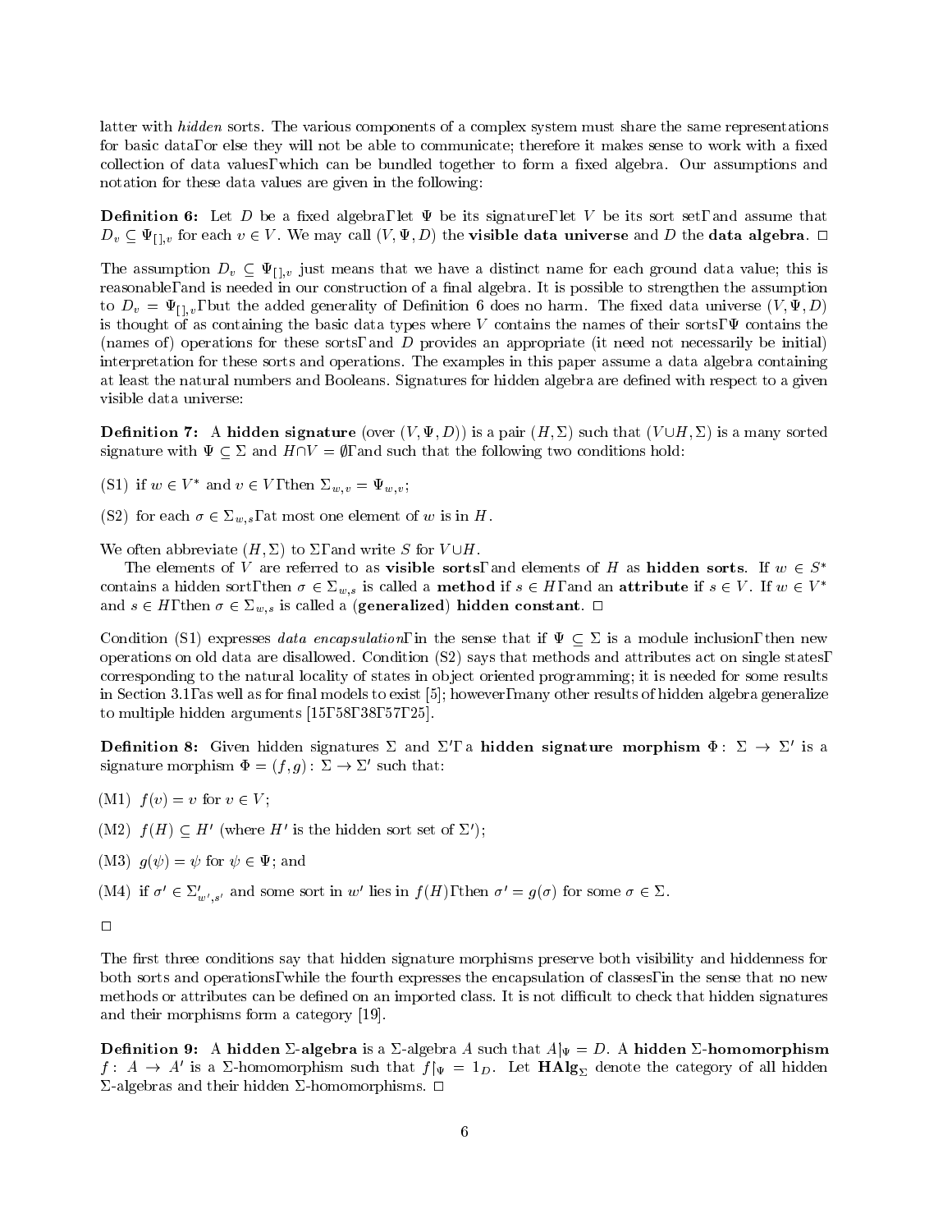latter with *hidden* sorts. The various components of a complex system must share the same representations for basic data, or else they will not be able to communicate; therefore it makes sense to work with a fixed collection of data values, which can be bundled together to form a fixed algebra. Our assumptions and notation for these data values are given in the following:

**Definition 6:** Let $D$ be a fixed algebra, let $\Psi$ be its signature, let $V$ be its sort set, and assume that $D_v \subseteq \Psi_{[],v}$ for each $v \in V$. We may call $(V, \Psi, D)$ the **visible data universe** and $D$ the **data algebra**. □

The assumption $D_v \subseteq \Psi_{[],v}$ just means that we have a distinct name for each ground data value; this is reasonable, and is needed in our construction of a final algebra. It is possible to strengthen the assumption to $D_v = \Psi_{[],v}$, but the added generality of Definition 6 does no harm. The fixed data universe $(V, \Psi, D)$ is thought of as containing the basic data types where $V$ contains the names of their sorts, $\Psi$ contains the (names of) operations for these sorts, and $D$ provides an appropriate (it need not necessarily be initial) interpretation for these sorts and operations. The examples in this paper assume a data algebra containing at least the natural numbers and Booleans. Signatures for hidden algebra are defined with respect to a given visible data universe:

**Definition 7:** A **hidden signature** (over $(V, \Psi, D)$) is a pair $(H, \Sigma)$ such that $(V \cup H, \Sigma)$ is a many sorted signature with $\Psi \subseteq \Sigma$ and $H \cap V = \emptyset$, and such that the following two conditions hold:

(S1) if $w \in V^*$ and $v \in V$, then $\Sigma_{w,v} = \Psi_{w,v}$;

(S2) for each $\sigma \in \Sigma_{w,s}$, at most one element of $w$ is in $H$.

We often abbreviate $(H, \Sigma)$ to $\Sigma$, and write $S$ for $V \cup H$.

The elements of $V$ are referred to as **visible sorts**, and elements of $H$ as **hidden sorts**. If $w \in S^*$ contains a hidden sort, then $\sigma \in \Sigma_{w,s}$ is called a **method** if $s \in H$, and an **attribute** if $s \in V$. If $w \in V^*$ and $s \in H$, then $\sigma \in \Sigma_{w,s}$ is called a **(generalized) hidden constant**. □

Condition (S1) expresses *data encapsulation*, in the sense that if $\Psi \subseteq \Sigma$ is a module inclusion, then new operations on old data are disallowed. Condition (S2) says that methods and attributes act on single states, corresponding to the natural locality of states in object oriented programming; it is needed for some results in Section 3.1, as well as for final models to exist [5]; however, many other results of hidden algebra generalize to multiple hidden arguments [15, 58, 38, 57, 25].

**Definition 8:** Given hidden signatures $\Sigma$ and $\Sigma'$, a **hidden signature morphism** $\Phi \colon \Sigma \to \Sigma'$ is a signature morphism $\Phi = (f, g) \colon \Sigma \to \Sigma'$ such that:

(M1) $f(v) = v$ for $v \in V$;

(M2) $f(H) \subseteq H'$ (where $H'$ is the hidden sort set of $\Sigma'$);

(M3) $g(\psi) = \psi$ for $\psi \in \Psi$; and

(M4) if $\sigma' \in \Sigma'_{w',s'}$ and some sort in $w'$ lies in $f(H)$, then $\sigma' = g(\sigma)$ for some $\sigma \in \Sigma$.

□

The first three conditions say that hidden signature morphisms preserve both visibility and hiddenness for both sorts and operations, while the fourth expresses the encapsulation of classes, in the sense that no new methods or attributes can be defined on an imported class. It is not difficult to check that hidden signatures and their morphisms form a category [19].

**Definition 9:** A **hidden $\Sigma$-algebra** is a $\Sigma$-algebra $A$ such that $A|_\Psi = D$. A **hidden $\Sigma$-homomorphism** $f \colon A \to A'$ is a $\Sigma$-homomorphism such that $f|_\Psi = 1_D$. Let $\mathbf{HAlg}_\Sigma$ denote the category of all hidden $\Sigma$-algebras and their hidden $\Sigma$-homomorphisms. □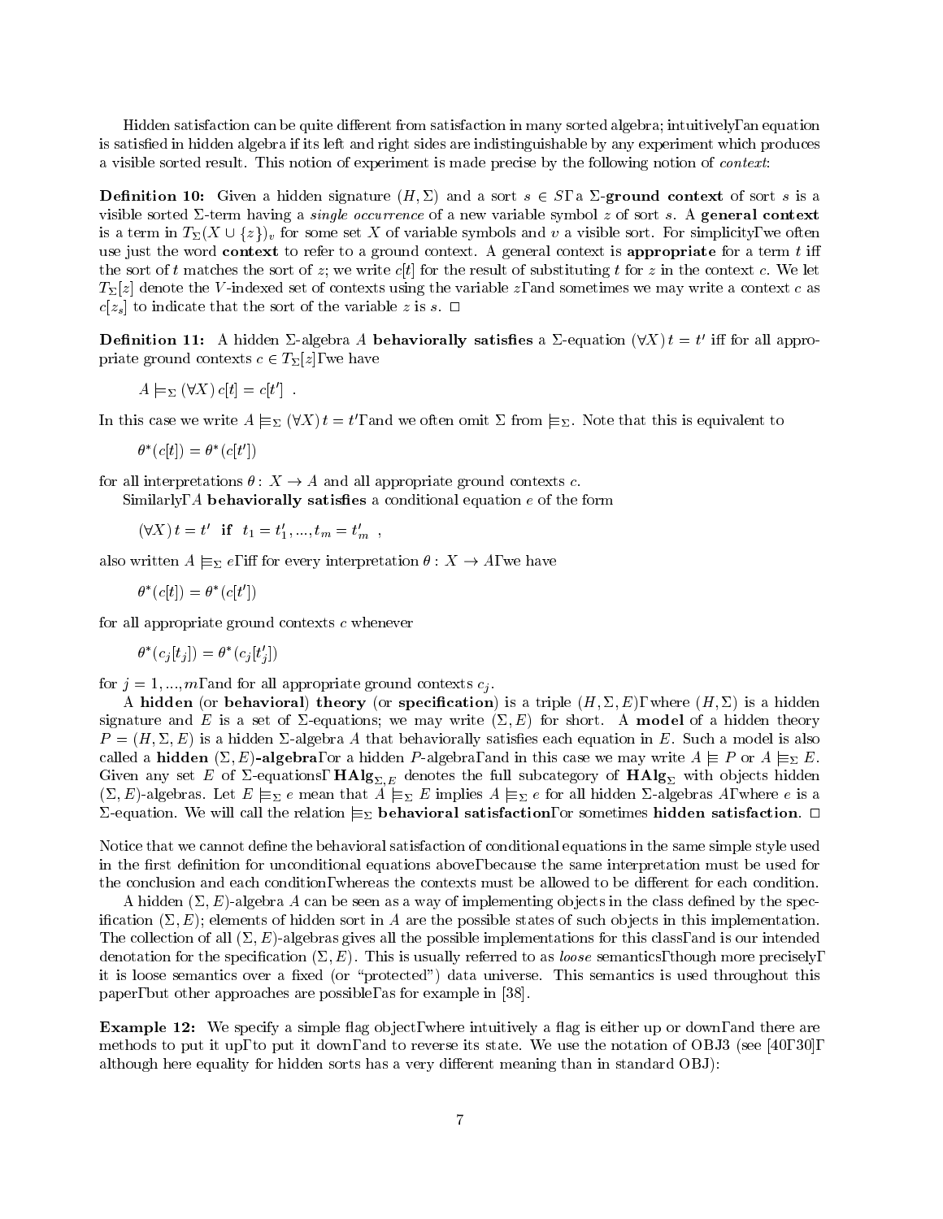Hidden satisfaction can be quite different from satisfaction in many sorted algebra; intuitively, an equation is satisfied in hidden algebra if its left and right sides are indistinguishable by any experiment which produces a visible sorted result. This notion of experiment is made precise by the following notion of *context*:

**Definition 10:** Given a hidden signature $(H, \Sigma)$ and a sort $s \in S$, a $\Sigma$**-ground context** of sort $s$ is a visible sorted $\Sigma$-term having a *single occurrence* of a new variable symbol $z$ of sort $s$. A **general context** is a term in $T_\Sigma(X \cup \{z\})_v$ for some set $X$ of variable symbols and $v$ a visible sort. For simplicity, we often use just the word **context** to refer to a ground context. A general context is **appropriate** for a term $t$ iff the sort of $t$ matches the sort of $z$; we write $c[t]$ for the result of substituting $t$ for $z$ in the context $c$. We let $T_\Sigma[z]$ denote the $V$-indexed set of contexts using the variable $z$, and sometimes we may write a context $c$ as $c[z_s]$ to indicate that the sort of the variable $z$ is $s$. □

**Definition 11:** A hidden $\Sigma$-algebra $A$ **behaviorally satisfies** a $\Sigma$-equation $(\forall X)\, t = t'$ iff for all appropriate ground contexts $c \in T_\Sigma[z]$, we have

$$A \models_\Sigma (\forall X)\, c[t] = c[t'] \ .$$

In this case we write $A \models\!\!\!\equiv_\Sigma (\forall X)\, t = t'$, and we often omit $\Sigma$ from $\models\!\!\!\equiv_\Sigma$. Note that this is equivalent to

$$\theta^*(c[t]) = \theta^*(c[t'])$$

for all interpretations $\theta \colon X \to A$ and all appropriate ground contexts $c$.

Similarly, $A$ **behaviorally satisfies** a conditional equation $e$ of the form

$$(\forall X)\, t = t' \ \ \textbf{if} \ \ t_1 = t'_1, ..., t_m = t'_m \ ,$$

also written $A \models\!\!\!\equiv_\Sigma e$, iff for every interpretation $\theta \colon X \to A$, we have

$$\theta^*(c[t]) = \theta^*(c[t'])$$

for all appropriate ground contexts $c$ whenever

$$\theta^*(c_j[t_j]) = \theta^*(c_j[t'_j])$$

for $j = 1, ..., m$, and for all appropriate ground contexts $c_j$.

A **hidden** (or **behavioral**) **theory** (or **specification**) is a triple $(H, \Sigma, E)$, where $(H, \Sigma)$ is a hidden signature and $E$ is a set of $\Sigma$-equations; we may write $(\Sigma, E)$ for short. A **model** of a hidden theory $P = (H, \Sigma, E)$ is a hidden $\Sigma$-algebra $A$ that behaviorally satisfies each equation in $E$. Such a model is also called a **hidden** $(\Sigma, E)$**-algebra**, or a hidden $P$-algebra, and in this case we may write $A \models\!\!\!\equiv P$ or $A \models\!\!\!\equiv_\Sigma E$. Given any set $E$ of $\Sigma$-equations, $\mathbf{HAlg}_{\Sigma,E}$ denotes the full subcategory of $\mathbf{HAlg}_\Sigma$ with objects hidden $(\Sigma, E)$-algebras. Let $E \models\!\!\!\equiv_\Sigma e$ mean that $A \models\!\!\!\equiv_\Sigma E$ implies $A \models\!\!\!\equiv_\Sigma e$ for all hidden $\Sigma$-algebras $A$, where $e$ is a $\Sigma$-equation. We will call the relation $\models\!\!\!\equiv_\Sigma$ **behavioral satisfaction**, or sometimes **hidden satisfaction**. □

Notice that we cannot define the behavioral satisfaction of conditional equations in the same simple style used in the first definition for unconditional equations above, because the same interpretation must be used for the conclusion and each condition, whereas the contexts must be allowed to be different for each condition.

A hidden $(\Sigma, E)$-algebra $A$ can be seen as a way of implementing objects in the class defined by the specification $(\Sigma, E)$; elements of hidden sort in $A$ are the possible states of such objects in this implementation. The collection of all $(\Sigma, E)$-algebras gives all the possible implementations for this class, and is our intended denotation for the specification $(\Sigma, E)$. This is usually referred to as *loose* semantics, though more precisely, it is loose semantics over a fixed (or "protected") data universe. This semantics is used throughout this paper, but other approaches are possible, as for example in [38].

**Example 12:** We specify a simple flag object, where intuitively a flag is either up or down, and there are methods to put it up, to put it down, and to reverse its state. We use the notation of OBJ3 (see [40, 30], although here equality for hidden sorts has a very different meaning than in standard OBJ):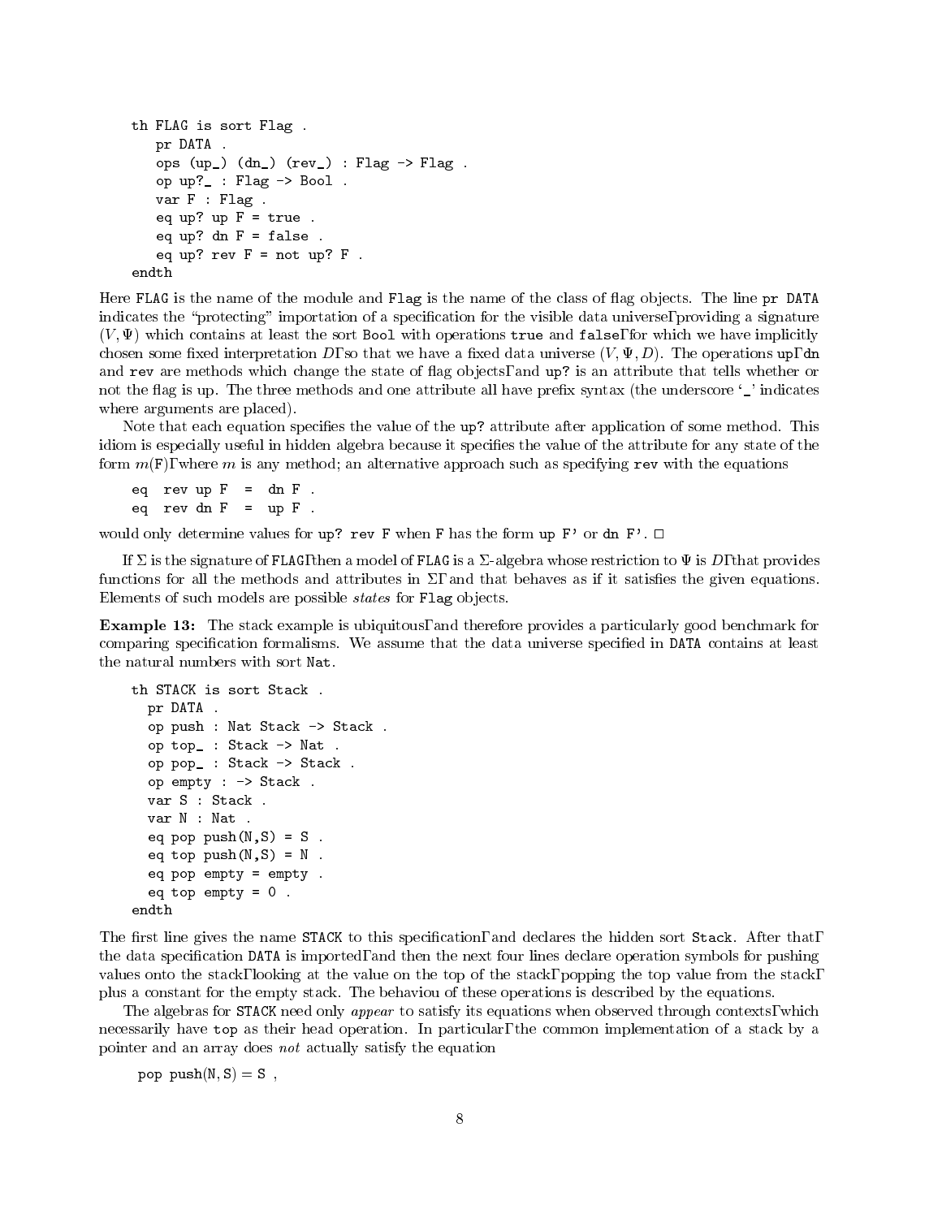```
th FLAG is sort Flag .
   pr DATA .
   ops (up_) (dn_) (rev_) : Flag -> Flag .
   op up?_ : Flag -> Bool .
   var F : Flag .
   eq up? up F = true .
   eq up? dn F = false .
   eq up? rev F = not up? F .
endth
```

Here `FLAG` is the name of the module and `Flag` is the name of the class of flag objects. The line `pr DATA` indicates the "protecting" importation of a specification for the visible data universe, providing a signature $(V, \Psi)$ which contains at least the sort `Bool` with operations `true` and `false`, for which we have implicitly chosen some fixed interpretation $D$, so that we have a fixed data universe $(V, \Psi, D)$. The operations `up`, `dn` and `rev` are methods which change the state of flag objects, and `up?` is an attribute that tells whether or not the flag is up. The three methods and one attribute all have prefix syntax (the underscore '`_`' indicates where arguments are placed).

Note that each equation specifies the value of the `up?` attribute after application of some method. This idiom is especially useful in hidden algebra because it specifies the value of the attribute for any state of the form $m$(F), where $m$ is any method; an alternative approach such as specifying `rev` with the equations

```
eq  rev up F  =  dn F .
eq  rev dn F  =  up F .
```

would only determine values for `up? rev F` when `F` has the form `up F'` or `dn F'`. □

If $\Sigma$ is the signature of `FLAG`, then a model of `FLAG` is a $\Sigma$-algebra whose restriction to $\Psi$ is $D$, that provides functions for all the methods and attributes in $\Sigma$, and that behaves as if it satisfies the given equations. Elements of such models are possible *states* for `Flag` objects.

**Example 13:** The stack example is ubiquitous, and therefore provides a particularly good benchmark for comparing specification formalisms. We assume that the data universe specified in `DATA` contains at least the natural numbers with sort `Nat`.

```
th STACK is sort Stack .
  pr DATA .
  op push : Nat Stack -> Stack .
  op top_ : Stack -> Nat .
  op pop_ : Stack -> Stack .
  op empty : -> Stack .
  var S : Stack .
  var N : Nat .
  eq pop push(N,S) = S .
  eq top push(N,S) = N .
  eq pop empty = empty .
  eq top empty = 0 .
endth
```

The first line gives the name `STACK` to this specification, and declares the hidden sort `Stack`. After that, the data specification `DATA` is imported, and then the next four lines declare operation symbols for pushing values onto the stack, looking at the value on the top of the stack, popping the top value from the stack, plus a constant for the empty stack. The behaviou of these operations is described by the equations.

The algebras for `STACK` need only *appear* to satisfy its equations when observed through contexts, which necessarily have `top` as their head operation. In particular, the common implementation of a stack by a pointer and an array does *not* actually satisfy the equation

$$\mathtt{pop\ push(N,S) = S}\ ,$$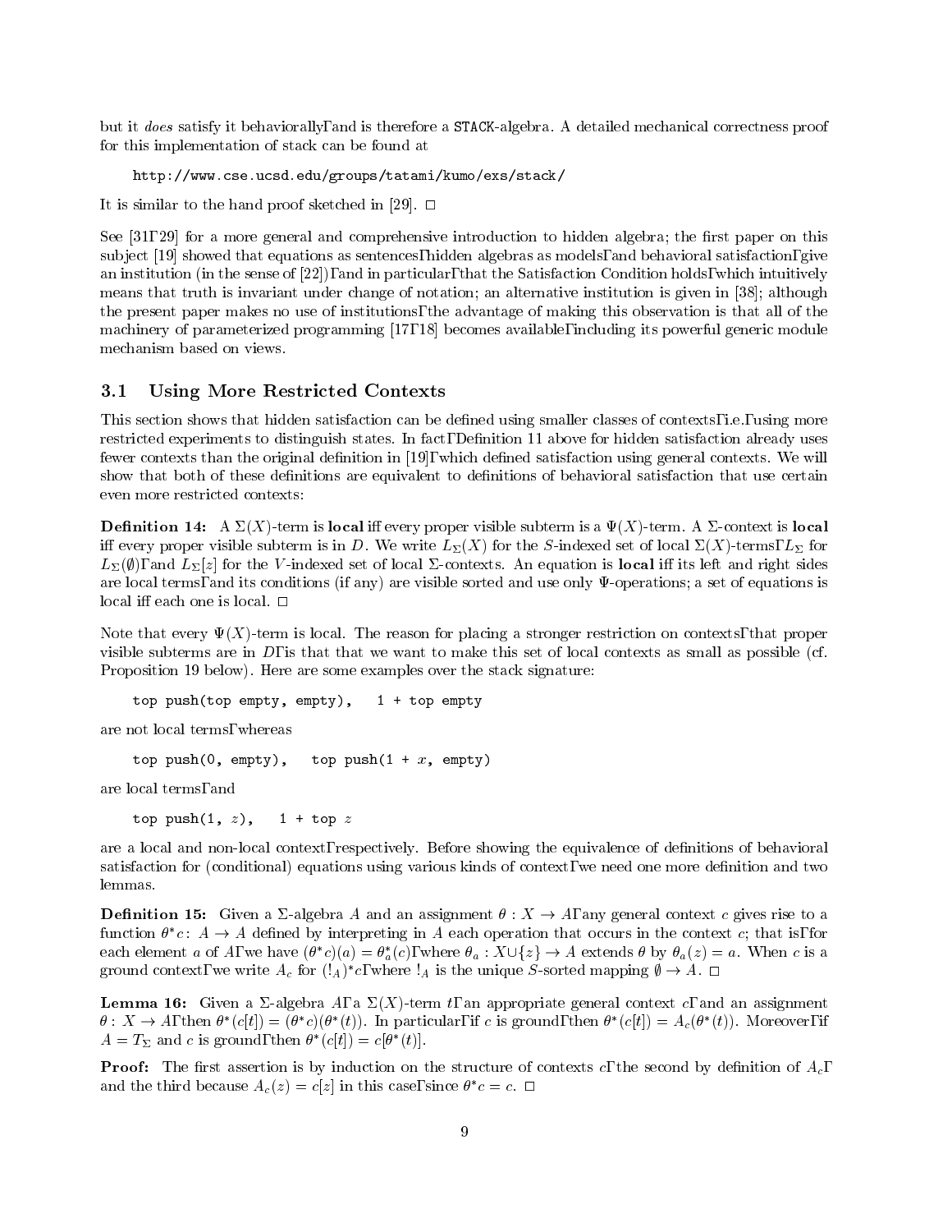but it *does* satisfy it behaviorally, and is therefore a STACK-algebra. A detailed mechanical correctness proof for this implementation of stack can be found at

```
http://www.cse.ucsd.edu/groups/tatami/kumo/exs/stack/
```

It is similar to the hand proof sketched in [29]. □

See [31, 29] for a more general and comprehensive introduction to hidden algebra; the first paper on this subject [19] showed that equations as sentences, hidden algebras as models, and behavioral satisfaction, give an institution (in the sense of [22]), and in particular, that the Satisfaction Condition holds, which intuitively means that truth is invariant under change of notation; an alternative institution is given in [38]; although the present paper makes no use of institutions, the advantage of making this observation is that all of the machinery of parameterized programming [17, 18] becomes available, including its powerful generic module mechanism based on views.

## 3.1 Using More Restricted Contexts

This section shows that hidden satisfaction can be defined using smaller classes of contexts, i.e., using more restricted experiments to distinguish states. In fact, Definition 11 above for hidden satisfaction already uses fewer contexts than the original definition in [19], which defined satisfaction using general contexts. We will show that both of these definitions are equivalent to definitions of behavioral satisfaction that use certain even more restricted contexts:

**Definition 14:** A $\Sigma(X)$-term is **local** iff every proper visible subterm is a $\Psi(X)$-term. A $\Sigma$-context is **local** iff every proper visible subterm is in $D$. We write $L_\Sigma(X)$ for the $S$-indexed set of local $\Sigma(X)$-terms, $L_\Sigma$ for $L_\Sigma(\emptyset)$, and $L_\Sigma[z]$ for the $V$-indexed set of local $\Sigma$-contexts. An equation is **local** iff its left and right sides are local terms, and its conditions (if any) are visible sorted and use only $\Psi$-operations; a set of equations is local iff each one is local. □

Note that every $\Psi(X)$-term is local. The reason for placing a stronger restriction on contexts, that proper visible subterms are in $D$, is that that we want to make this set of local contexts as small as possible (cf. Proposition 19 below). Here are some examples over the stack signature:

top push(top empty, empty),    1 + top empty

are not local terms, whereas

top push(0, empty),    top push(1 + $x$, empty)

are local terms, and

top push(1, $z$),    1 + top $z$

are a local and non-local context, respectively. Before showing the equivalence of definitions of behavioral satisfaction for (conditional) equations using various kinds of context, we need one more definition and two lemmas.

**Definition 15:** Given a $\Sigma$-algebra $A$ and an assignment $\theta : X \to A$, any general context $c$ gives rise to a function $\theta^* c \colon A \to A$ defined by interpreting in $A$ each operation that occurs in the context $c$; that is, for each element $a$ of $A$, we have $(\theta^* c)(a) = \theta_a^*(c)$, where $\theta_a : X \cup \{z\} \to A$ extends $\theta$ by $\theta_a(z) = a$. When $c$ is a ground context, we write $A_c$ for $(!_A)^* c$, where $!_A$ is the unique $S$-sorted mapping $\emptyset \to A$. □

**Lemma 16:** Given a $\Sigma$-algebra $A$, a $\Sigma(X)$-term $t$, an appropriate general context $c$, and an assignment $\theta : X \to A$, then $\theta^*(c[t]) = (\theta^* c)(\theta^*(t))$. In particular, if $c$ is ground, then $\theta^*(c[t]) = A_c(\theta^*(t))$. Moreover, if $A = T_\Sigma$ and $c$ is ground, then $\theta^*(c[t]) = c[\theta^*(t)]$.

**Proof:** The first assertion is by induction on the structure of contexts $c$, the second by definition of $A_c$, and the third because $A_c(z) = c[z]$ in this case, since $\theta^* c = c$. □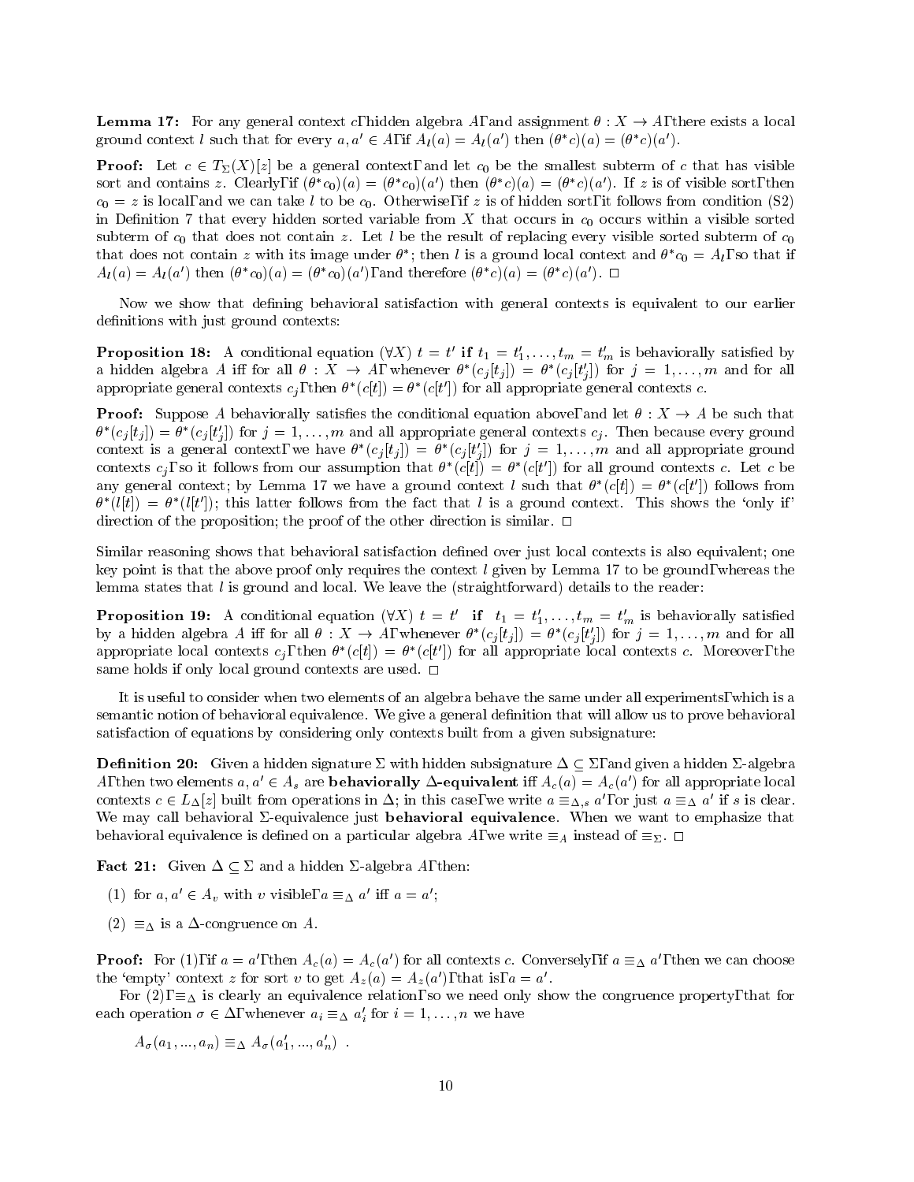**Lemma 17:** For any general context $c$, hidden algebra $A$, and assignment $\theta : X \to A$, there exists a local ground context $l$ such that for every $a, a' \in A$, if $A_l(a) = A_l(a')$ then $(\theta^* c)(a) = (\theta^* c)(a')$.

**Proof:** Let $c \in T_\Sigma(X)[z]$ be a general context, and let $c_0$ be the smallest subterm of $c$ that has visible sort and contains $z$. Clearly, if $(\theta^* c_0)(a) = (\theta^* c_0)(a')$ then $(\theta^* c)(a) = (\theta^* c)(a')$. If $z$ is of visible sort, then $c_0 = z$ is local, and we can take $l$ to be $c_0$. Otherwise, if $z$ is of hidden sort, it follows from condition (S2) in Definition 7 that every hidden sorted variable from $X$ that occurs in $c_0$ occurs within a visible sorted subterm of $c_0$ that does not contain $z$. Let $l$ be the result of replacing every visible sorted subterm of $c_0$ that does not contain $z$ with its image under $\theta^*$; then $l$ is a ground local context and $\theta^* c_0 = A_l$, so that if $A_l(a) = A_l(a')$ then $(\theta^* c_0)(a) = (\theta^* c_0)(a')$, and therefore $(\theta^* c)(a) = (\theta^* c)(a')$. □

Now we show that defining behavioral satisfaction with general contexts is equivalent to our earlier definitions with just ground contexts:

**Proposition 18:** A conditional equation $(\forall X)\ t = t'$ **if** $t_1 = t'_1, \ldots, t_m = t'_m$ is behaviorally satisfied by a hidden algebra $A$ iff for all $\theta : X \to A$, whenever $\theta^*(c_j[t_j]) = \theta^*(c_j[t'_j])$ for $j = 1, \ldots, m$ and for all appropriate general contexts $c_j$, then $\theta^*(c[t]) = \theta^*(c[t'])$ for all appropriate general contexts $c$.

**Proof:** Suppose $A$ behaviorally satisfies the conditional equation above, and let $\theta : X \to A$ be such that $\theta^*(c_j[t_j]) = \theta^*(c_j[t'_j])$ for $j = 1, \ldots, m$ and all appropriate general contexts $c_j$. Then because every ground context is a general context, we have $\theta^*(c_j[t_j]) = \theta^*(c_j[t'_j])$ for $j = 1, \ldots, m$ and all appropriate ground contexts $c_j$, so it follows from our assumption that $\theta^*(c[t]) = \theta^*(c[t'])$ for all ground contexts $c$. Let $c$ be any general context; by Lemma 17 we have a ground context $l$ such that $\theta^*(c[t]) = \theta^*(c[t'])$ follows from $\theta^*(l[t]) = \theta^*(l[t'])$; this latter follows from the fact that $l$ is a ground context. This shows the 'only if' direction of the proposition; the proof of the other direction is similar. □

Similar reasoning shows that behavioral satisfaction defined over just local contexts is also equivalent; one key point is that the above proof only requires the context $l$ given by Lemma 17 to be ground, whereas the lemma states that $l$ is ground and local. We leave the (straightforward) details to the reader:

**Proposition 19:** A conditional equation $(\forall X)\ t = t'$ **if** $t_1 = t'_1, \ldots, t_m = t'_m$ is behaviorally satisfied by a hidden algebra $A$ iff for all $\theta : X \to A$, whenever $\theta^*(c_j[t_j]) = \theta^*(c_j[t'_j])$ for $j = 1, \ldots, m$ and for all appropriate local contexts $c_j$, then $\theta^*(c[t]) = \theta^*(c[t'])$ for all appropriate local contexts $c$. Moreover, the same holds if only local ground contexts are used. □

It is useful to consider when two elements of an algebra behave the same under all experiments, which is a semantic notion of behavioral equivalence. We give a general definition that will allow us to prove behavioral satisfaction of equations by considering only contexts built from a given subsignature:

**Definition 20:** Given a hidden signature $\Sigma$ with hidden subsignature $\Delta \subseteq \Sigma$, and given a hidden $\Sigma$-algebra $A$, then two elements $a, a' \in A_s$ are **behaviorally $\Delta$-equivalent** iff $A_c(a) = A_c(a')$ for all appropriate local contexts $c \in L_\Delta[z]$ built from operations in $\Delta$; in this case, we write $a \equiv_{\Delta,s} a'$, or just $a \equiv_\Delta a'$ if $s$ is clear. We may call behavioral $\Sigma$-equivalence just **behavioral equivalence**. When we want to emphasize that behavioral equivalence is defined on a particular algebra $A$, we write $\equiv_A$ instead of $\equiv_\Sigma$. □

**Fact 21:** Given $\Delta \subseteq \Sigma$ and a hidden $\Sigma$-algebra $A$, then:

(1) for $a, a' \in A_v$ with $v$ visible, $a \equiv_\Delta a'$ iff $a = a'$;

(2) $\equiv_\Delta$ is a $\Delta$-congruence on $A$.

**Proof:** For (1), if $a = a'$, then $A_c(a) = A_c(a')$ for all contexts $c$. Conversely, if $a \equiv_\Delta a'$, then we can choose the 'empty' context $z$ for sort $v$ to get $A_z(a) = A_z(a')$, that is, $a = a'$.

For (2), $\equiv_\Delta$ is clearly an equivalence relation, so we need only show the congruence property, that for each operation $\sigma \in \Delta$, whenever $a_i \equiv_\Delta a'_i$ for $i = 1, \ldots, n$ we have

$$A_\sigma(a_1, ..., a_n) \equiv_\Delta A_\sigma(a'_1, ..., a'_n)\ .$$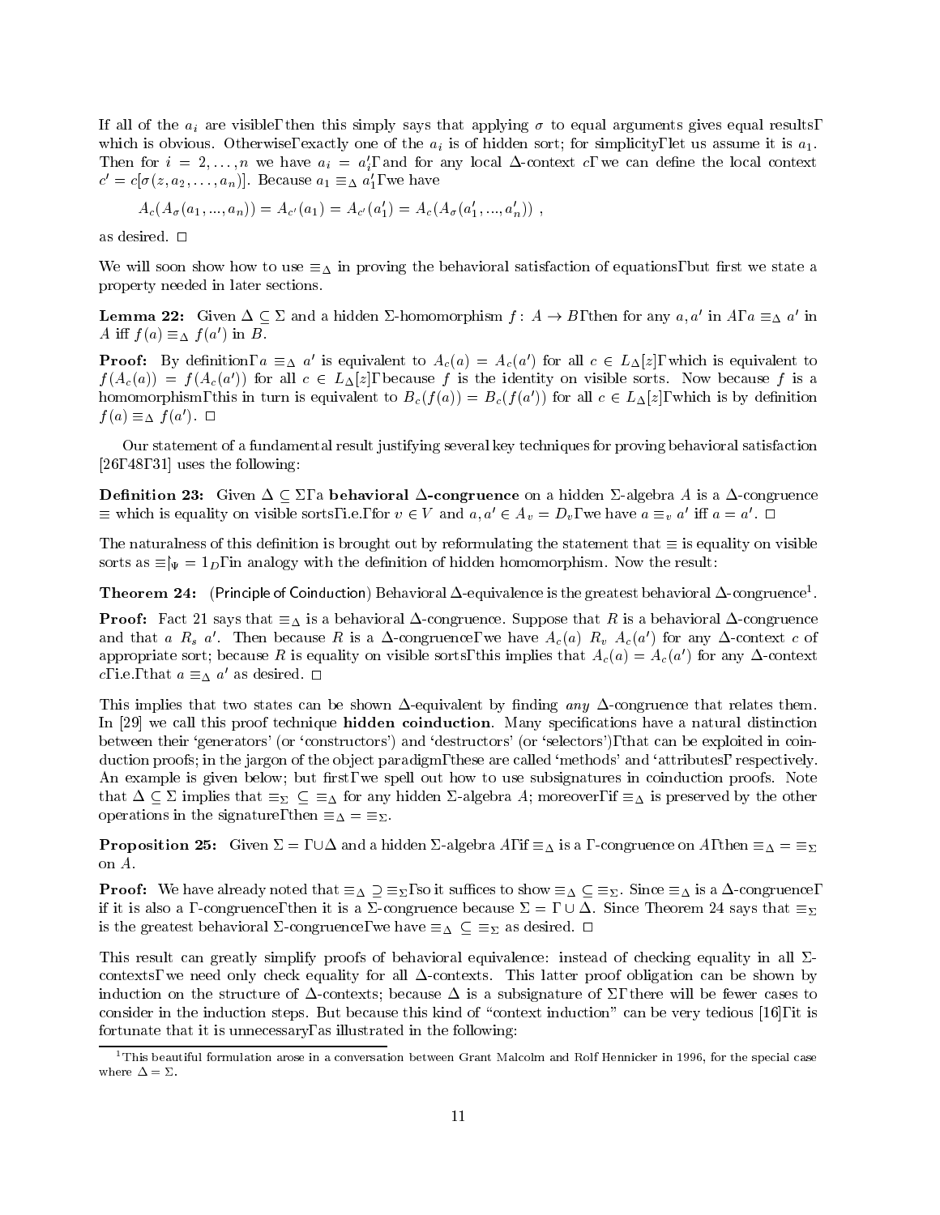If all of the $a_i$ are visible, then this simply says that applying $\sigma$ to equal arguments gives equal results, which is obvious. Otherwise, exactly one of the $a_i$ is of hidden sort; for simplicity, let us assume it is $a_1$. Then for $i = 2, \ldots, n$ we have $a_i = a_i'$, and for any local $\Delta$-context $c$, we can define the local context $c' = c[\sigma(z, a_2, \ldots, a_n)]$. Because $a_1 \equiv_\Delta a_1'$, we have

$$A_c(A_\sigma(a_1, ..., a_n)) = A_{c'}(a_1) = A_{c'}(a_1') = A_c(A_\sigma(a_1', ..., a_n')) \ ,$$

as desired. □

We will soon show how to use $\equiv_\Delta$ in proving the behavioral satisfaction of equations, but first we state a property needed in later sections.

**Lemma 22:** Given $\Delta \subseteq \Sigma$ and a hidden $\Sigma$-homomorphism $f \colon A \to B$, then for any $a, a'$ in $A$, $a \equiv_\Delta a'$ in $A$ iff $f(a) \equiv_\Delta f(a')$ in $B$.

**Proof:** By definition, $a \equiv_\Delta a'$ is equivalent to $A_c(a) = A_c(a')$ for all $c \in L_\Delta[z]$, which is equivalent to $f(A_c(a)) = f(A_c(a'))$ for all $c \in L_\Delta[z]$, because $f$ is the identity on visible sorts. Now because $f$ is a homomorphism, this in turn is equivalent to $B_c(f(a)) = B_c(f(a'))$ for all $c \in L_\Delta[z]$, which is by definition $f(a) \equiv_\Delta f(a')$. □

Our statement of a fundamental result justifying several key techniques for proving behavioral satisfaction [26, 48, 31] uses the following:

**Definition 23:** Given $\Delta \subseteq \Sigma$, a **behavioral $\Delta$-congruence** on a hidden $\Sigma$-algebra $A$ is a $\Delta$-congruence $\equiv$ which is equality on visible sorts, i.e., for $v \in V$ and $a, a' \in A_v = D_v$, we have $a \equiv_v a'$ iff $a = a'$. □

The naturalness of this definition is brought out by reformulating the statement that $\equiv$ is equality on visible sorts as $\equiv\!\restriction_\Psi = 1_D$, in analogy with the definition of hidden homomorphism. Now the result:

**Theorem 24:** (Principle of Coinduction) Behavioral $\Delta$-equivalence is the greatest behavioral $\Delta$-congruence[1].

**Proof:** Fact 21 says that $\equiv_\Delta$ is a behavioral $\Delta$-congruence. Suppose that $R$ is a behavioral $\Delta$-congruence and that $a \ R_s \ a'$. Then because $R$ is a $\Delta$-congruence, we have $A_c(a) \ R_v \ A_c(a')$ for any $\Delta$-context $c$ of appropriate sort; because $R$ is equality on visible sorts, this implies that $A_c(a) = A_c(a')$ for any $\Delta$-context $c$, i.e., that $a \equiv_\Delta a'$ as desired. □

This implies that two states can be shown $\Delta$-equivalent by finding *any* $\Delta$-congruence that relates them. In [29] we call this proof technique **hidden coinduction**. Many specifications have a natural distinction between their 'generators' (or 'constructors') and 'destructors' (or 'selectors'), that can be exploited in coinduction proofs; in the jargon of the object paradigm, these are called 'methods' and 'attributes', respectively. An example is given below; but first, we spell out how to use subsignatures in coinduction proofs. Note that $\Delta \subseteq \Sigma$ implies that $\equiv_\Sigma \ \subseteq \ \equiv_\Delta$ for any hidden $\Sigma$-algebra $A$; moreover, if $\equiv_\Delta$ is preserved by the other operations in the signature, then $\equiv_\Delta = \equiv_\Sigma$.

**Proposition 25:** Given $\Sigma = \Gamma \cup \Delta$ and a hidden $\Sigma$-algebra $A$, if $\equiv_\Delta$ is a $\Gamma$-congruence on $A$, then $\equiv_\Delta = \equiv_\Sigma$ on $A$.

**Proof:** We have already noted that $\equiv_\Delta \ \supseteq \equiv_\Sigma$, so it suffices to show $\equiv_\Delta \ \subseteq \equiv_\Sigma$. Since $\equiv_\Delta$ is a $\Delta$-congruence, if it is also a $\Gamma$-congruence, then it is a $\Sigma$-congruence because $\Sigma = \Gamma \cup \Delta$. Since Theorem 24 says that $\equiv_\Sigma$ is the greatest behavioral $\Sigma$-congruence, we have $\equiv_\Delta \ \subseteq \ \equiv_\Sigma$ as desired. □

This result can greatly simplify proofs of behavioral equivalence: instead of checking equality in all $\Sigma$-contexts, we need only check equality for all $\Delta$-contexts. This latter proof obligation can be shown by induction on the structure of $\Delta$-contexts; because $\Delta$ is a subsignature of $\Sigma$, there will be fewer cases to consider in the induction steps. But because this kind of "context induction" can be very tedious [16], it is fortunate that it is unnecessary, as illustrated in the following:

[1] This beautiful formulation arose in a conversation between Grant Malcolm and Rolf Hennicker in 1996, for the special case where $\Delta = \Sigma$.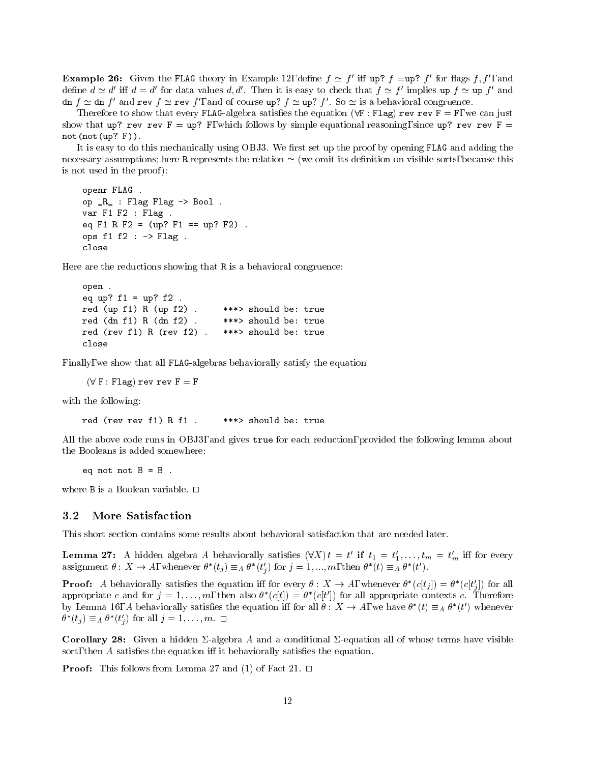**Example 26:** Given the FLAG theory in Example 12, define $f \simeq f'$ iff `up?` $f$ =`up?` $f'$ for flags $f, f'$, and define $d \simeq d'$ iff $d = d'$ for data values $d, d'$. Then it is easy to check that $f \simeq f'$ implies `up` $f \simeq$ `up` $f'$ and `dn` $f \simeq$ `dn` $f'$ and `rev` $f \simeq$ `rev` $f'$, and of course `up?` $f \simeq$ `up?` $f'$. So $\simeq$ is a behavioral congruence.

Therefore to show that every FLAG-algebra satisfies the equation $(\forall$ `F : Flag`$)$ `rev rev F = F`, we can just show that `up? rev rev F = up? F`, which follows by simple equational reasoning, since `up? rev rev F = not(not(up? F))`.

It is easy to do this mechanically using OBJ3. We first set up the proof by opening FLAG and adding the necessary assumptions; here R represents the relation $\simeq$ (we omit its definition on visible sorts, because this is not used in the proof):

```
openr FLAG .
op _R_ : Flag Flag -> Bool .
var F1 F2 : Flag .
eq F1 R F2 = (up? F1 == up? F2) .
ops f1 f2 : -> Flag .
close
```

Here are the reductions showing that R is a behavioral congruence:

```
open .
eq up? f1 = up? f2 .
red (up f1) R (up f2) .      ***> should be: true
red (dn f1) R (dn f2) .      ***> should be: true
red (rev f1) R (rev f2) .    ***> should be: true
close
```

Finally, we show that all FLAG-algebras behaviorally satisfy the equation

$(\forall$ `F : Flag`$)$ `rev rev F = F`

with the following:

```
red (rev rev f1) R f1 .      ***> should be: true
```

All the above code runs in OBJ3, and gives `true` for each reduction, provided the following lemma about the Booleans is added somewhere:

```
eq not not B = B .
```

where B is a Boolean variable. □

## 3.2 More Satisfaction

This short section contains some results about behavioral satisfaction that are needed later.

**Lemma 27:** A hidden algebra $A$ behaviorally satisfies $(\forall X)\, t = t'$ **if** $t_1 = t_1', \ldots, t_m = t_m'$ iff for every assignment $\theta\colon X \to A$, whenever $\theta^*(t_j) \equiv_A \theta^*(t_j')$ for $j = 1, ..., m$, then $\theta^*(t) \equiv_A \theta^*(t')$.

**Proof:** $A$ behaviorally satisfies the equation iff for every $\theta : X \to A$, whenever $\theta^*(c[t_j]) = \theta^*(c[t_j'])$ for all appropriate $c$ and for $j = 1, \ldots, m$, then also $\theta^*(c[t]) = \theta^*(c[t'])$ for all appropriate contexts $c$. Therefore by Lemma 16, $A$ behaviorally satisfies the equation iff for all $\theta : X \to A$, we have $\theta^*(t) \equiv_A \theta^*(t')$ whenever $\theta^*(t_j) \equiv_A \theta^*(t_j')$ for all $j = 1, \ldots, m$. □

**Corollary 28:** Given a hidden $\Sigma$-algebra $A$ and a conditional $\Sigma$-equation all of whose terms have visible sort, then $A$ satisfies the equation iff it behaviorally satisfies the equation.

**Proof:** This follows from Lemma 27 and (1) of Fact 21. □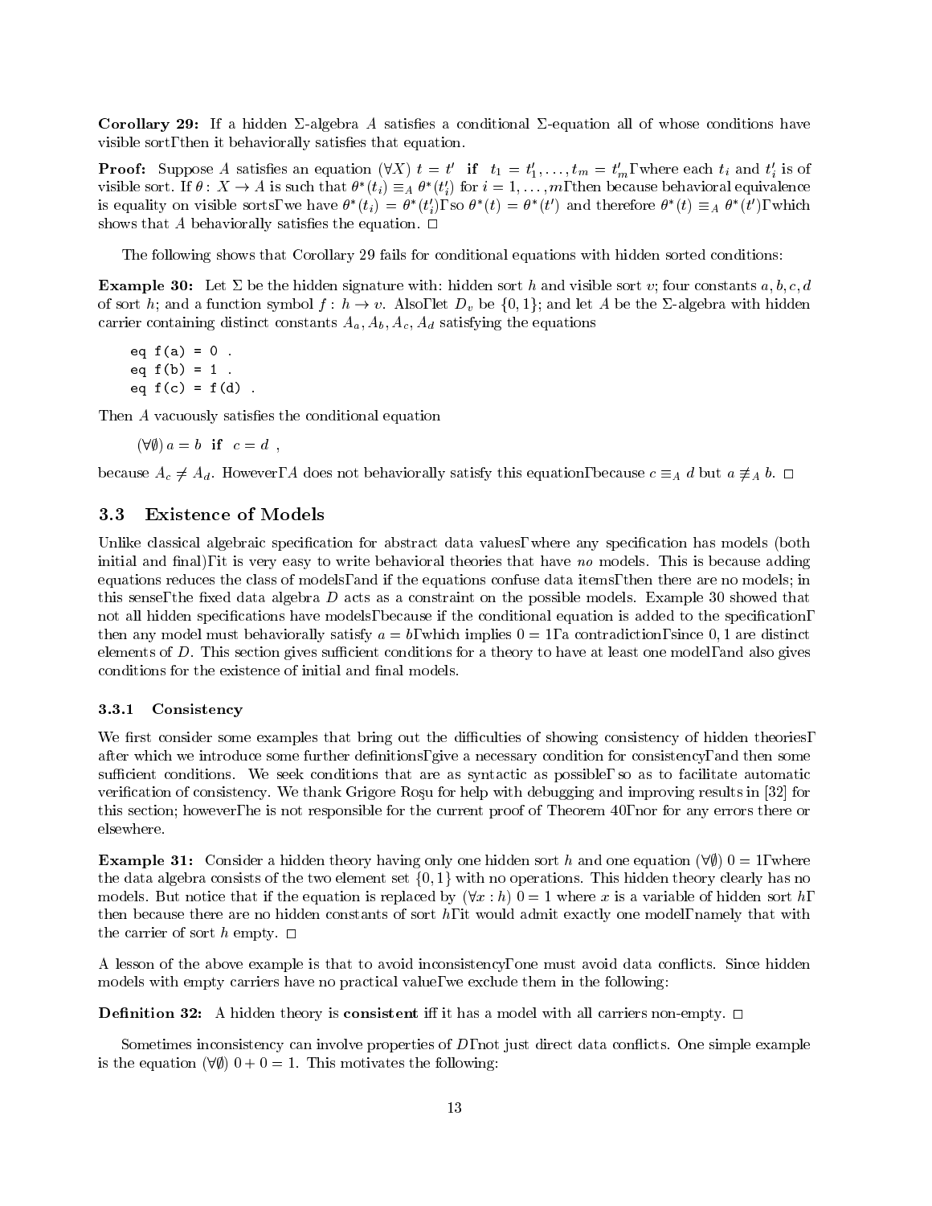**Corollary 29:** If a hidden $\Sigma$-algebra $A$ satisfies a conditional $\Sigma$-equation all of whose conditions have visible sort, then it behaviorally satisfies that equation.

**Proof:** Suppose $A$ satisfies an equation $(\forall X)\ t = t'$ **if** $t_1 = t'_1, \ldots, t_m = t'_m$, where each $t_i$ and $t'_i$ is of visible sort. If $\theta \colon X \to A$ is such that $\theta^*(t_i) \equiv_A \theta^*(t'_i)$ for $i = 1, \ldots, m$, then because behavioral equivalence is equality on visible sorts, we have $\theta^*(t_i) = \theta^*(t'_i)$, so $\theta^*(t) = \theta^*(t')$ and therefore $\theta^*(t) \equiv_A \theta^*(t')$, which shows that $A$ behaviorally satisfies the equation. $\square$

The following shows that Corollary 29 fails for conditional equations with hidden sorted conditions:

**Example 30:** Let $\Sigma$ be the hidden signature with: hidden sort $h$ and visible sort $v$; four constants $a, b, c, d$ of sort $h$; and a function symbol $f \colon h \to v$. Also, let $D_v$ be $\{0, 1\}$; and let $A$ be the $\Sigma$-algebra with hidden carrier containing distinct constants $A_a, A_b, A_c, A_d$ satisfying the equations

```
eq f(a) = 0 .
eq f(b) = 1 .
eq f(c) = f(d) .
```

Then $A$ vacuously satisfies the conditional equation

$$(\forall \emptyset)\ a = b \ \textbf{ if } \ c = d\ ,$$

because $A_c \neq A_d$. However, $A$ does not behaviorally satisfy this equation, because $c \equiv_A d$ but $a \not\equiv_A b$. $\square$

## 3.3 Existence of Models

Unlike classical algebraic specification for abstract data values, where any specification has models (both initial and final), it is very easy to write behavioral theories that have *no* models. This is because adding equations reduces the class of models, and if the equations confuse data items, then there are no models; in this sense, the fixed data algebra $D$ acts as a constraint on the possible models. Example 30 showed that not all hidden specifications have models, because if the conditional equation is added to the specification, then any model must behaviorally satisfy $a = b$, which implies $0 = 1$, a contradiction, since $0, 1$ are distinct elements of $D$. This section gives sufficient conditions for a theory to have at least one model, and also gives conditions for the existence of initial and final models.

### 3.3.1 Consistency

We first consider some examples that bring out the difficulties of showing consistency of hidden theories, after which we introduce some further definitions, give a necessary condition for consistency, and then some sufficient conditions. We seek conditions that are as syntactic as possible, so as to facilitate automatic verification of consistency. We thank Grigore Roşu for help with debugging and improving results in [32] for this section; however, he is not responsible for the current proof of Theorem 40, nor for any errors there or elsewhere.

**Example 31:** Consider a hidden theory having only one hidden sort $h$ and one equation $(\forall \emptyset)\ 0 = 1$, where the data algebra consists of the two element set $\{0, 1\}$ with no operations. This hidden theory clearly has no models. But notice that if the equation is replaced by $(\forall x : h)\ 0 = 1$ where $x$ is a variable of hidden sort $h$, then because there are no hidden constants of sort $h$, it would admit exactly one model, namely that with the carrier of sort $h$ empty. $\square$

A lesson of the above example is that to avoid inconsistency, one must avoid data conflicts. Since hidden models with empty carriers have no practical value, we exclude them in the following:

**Definition 32:** A hidden theory is **consistent** iff it has a model with all carriers non-empty. $\square$

Sometimes inconsistency can involve properties of $D$, not just direct data conflicts. One simple example is the equation $(\forall \emptyset)\ 0 + 0 = 1$. This motivates the following: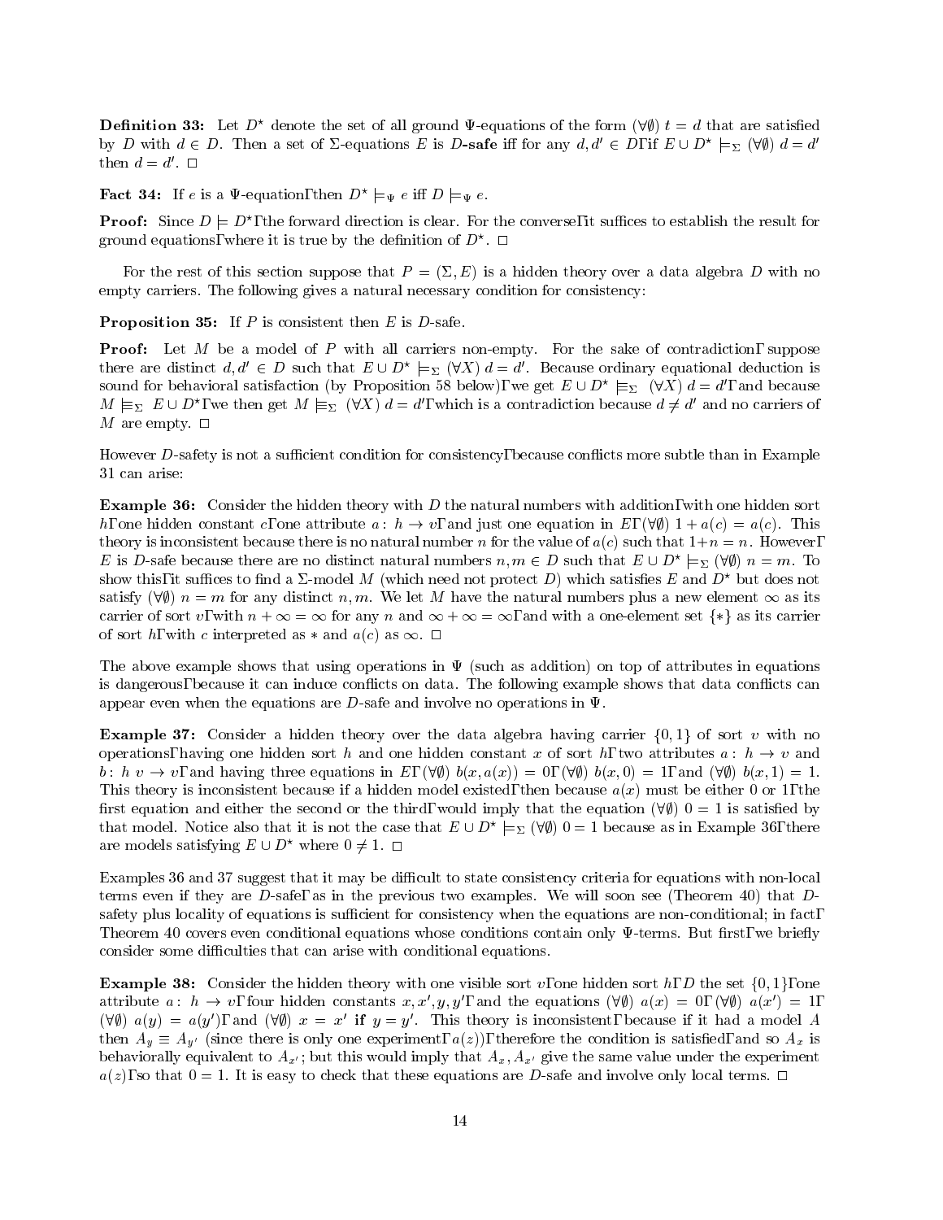**Definition 33:** Let $D^\star$ denote the set of all ground $\Psi$-equations of the form $(\forall\emptyset)\ t = d$ that are satisfied by $D$ with $d \in D$. Then a set of $\Sigma$-equations $E$ is ***D*-safe** iff for any $d, d' \in D$, if $E \cup D^\star \models_\Sigma (\forall\emptyset)\ d = d'$ then $d = d'$. □

**Fact 34:** If $e$ is a $\Psi$-equation, then $D^\star \models_\Psi e$ iff $D \models_\Psi e$.

**Proof:** Since $D \models D^\star$, the forward direction is clear. For the converse, it suffices to establish the result for ground equations, where it is true by the definition of $D^\star$. □

For the rest of this section suppose that $P = (\Sigma, E)$ is a hidden theory over a data algebra $D$ with no empty carriers. The following gives a natural necessary condition for consistency:

**Proposition 35:** If $P$ is consistent then $E$ is $D$-safe.

**Proof:** Let $M$ be a model of $P$ with all carriers non-empty. For the sake of contradiction, suppose there are distinct $d, d' \in D$ such that $E \cup D^\star \models_\Sigma (\forall X)\ d = d'$. Because ordinary equational deduction is sound for behavioral satisfaction (by Proposition 58 below), we get $E \cup D^\star \models\!\!\!\equiv_\Sigma (\forall X)\ d = d'$, and because $M \models\!\!\!\equiv_\Sigma E \cup D^\star$, we then get $M \models\!\!\!\equiv_\Sigma (\forall X)\ d = d'$, which is a contradiction because $d \neq d'$ and no carriers of $M$ are empty. □

However $D$-safety is not a sufficient condition for consistency, because conflicts more subtle than in Example 31 can arise:

**Example 36:** Consider the hidden theory with $D$ the natural numbers with addition, with one hidden sort $h$, one hidden constant $c$, one attribute $a\colon\ h \to v$, and just one equation in $E$, $(\forall\emptyset)\ 1 + a(c) = a(c)$. This theory is inconsistent because there is no natural number $n$ for the value of $a(c)$ such that $1+n = n$. However, $E$ is $D$-safe because there are no distinct natural numbers $n, m \in D$ such that $E \cup D^\star \models_\Sigma (\forall\emptyset)\ n = m$. To show this, it suffices to find a $\Sigma$-model $M$ (which need not protect $D$) which satisfies $E$ and $D^\star$ but does not satisfy $(\forall\emptyset)\ n = m$ for any distinct $n, m$. We let $M$ have the natural numbers plus a new element $\infty$ as its carrier of sort $v$, with $n + \infty = \infty$ for any $n$ and $\infty + \infty = \infty$, and with a one-element set $\{*\}$ as its carrier of sort $h$, with $c$ interpreted as $*$ and $a(c)$ as $\infty$. □

The above example shows that using operations in $\Psi$ (such as addition) on top of attributes in equations is dangerous, because it can induce conflicts on data. The following example shows that data conflicts can appear even when the equations are $D$-safe and involve no operations in $\Psi$.

**Example 37:** Consider a hidden theory over the data algebra having carrier $\{0, 1\}$ of sort $v$ with no operations, having one hidden sort $h$ and one hidden constant $x$ of sort $h$, two attributes $a\colon\ h \to v$ and $b\colon\ h\ v \to v$, and having three equations in $E$, $(\forall\emptyset)\ b(x, a(x)) = 0$, $(\forall\emptyset)\ b(x, 0) = 1$, and $(\forall\emptyset)\ b(x, 1) = 1$. This theory is inconsistent because if a hidden model existed, then because $a(x)$ must be either 0 or 1, the first equation and either the second or the third, would imply that the equation $(\forall\emptyset)\ 0 = 1$ is satisfied by that model. Notice also that it is not the case that $E \cup D^\star \models_\Sigma (\forall\emptyset)\ 0 = 1$ because as in Example 36, there are models satisfying $E \cup D^\star$ where $0 \neq 1$. □

Examples 36 and 37 suggest that it may be difficult to state consistency criteria for equations with non-local terms even if they are $D$-safe, as in the previous two examples. We will soon see (Theorem 40) that $D$-safety plus locality of equations is sufficient for consistency when the equations are non-conditional; in fact, Theorem 40 covers even conditional equations whose conditions contain only $\Psi$-terms. But first, we briefly consider some difficulties that can arise with conditional equations.

**Example 38:** Consider the hidden theory with one visible sort $v$, one hidden sort $h$, $D$ the set $\{0, 1\}$, one attribute $a\colon\ h \to v$, four hidden constants $x, x', y, y'$, and the equations $(\forall\emptyset)\ a(x) = 0$, $(\forall\emptyset)\ a(x') = 1$, $(\forall\emptyset)\ a(y) = a(y')$, and $(\forall\emptyset)\ x = x'$ **if** $y = y'$. This theory is inconsistent, because if it had a model $A$ then $A_y \equiv A_{y'}$ (since there is only one experiment, $a(z)$), therefore the condition is satisfied, and so $A_x$ is behaviorally equivalent to $A_{x'}$; but this would imply that $A_x, A_{x'}$ give the same value under the experiment $a(z)$, so that $0 = 1$. It is easy to check that these equations are $D$-safe and involve only local terms. □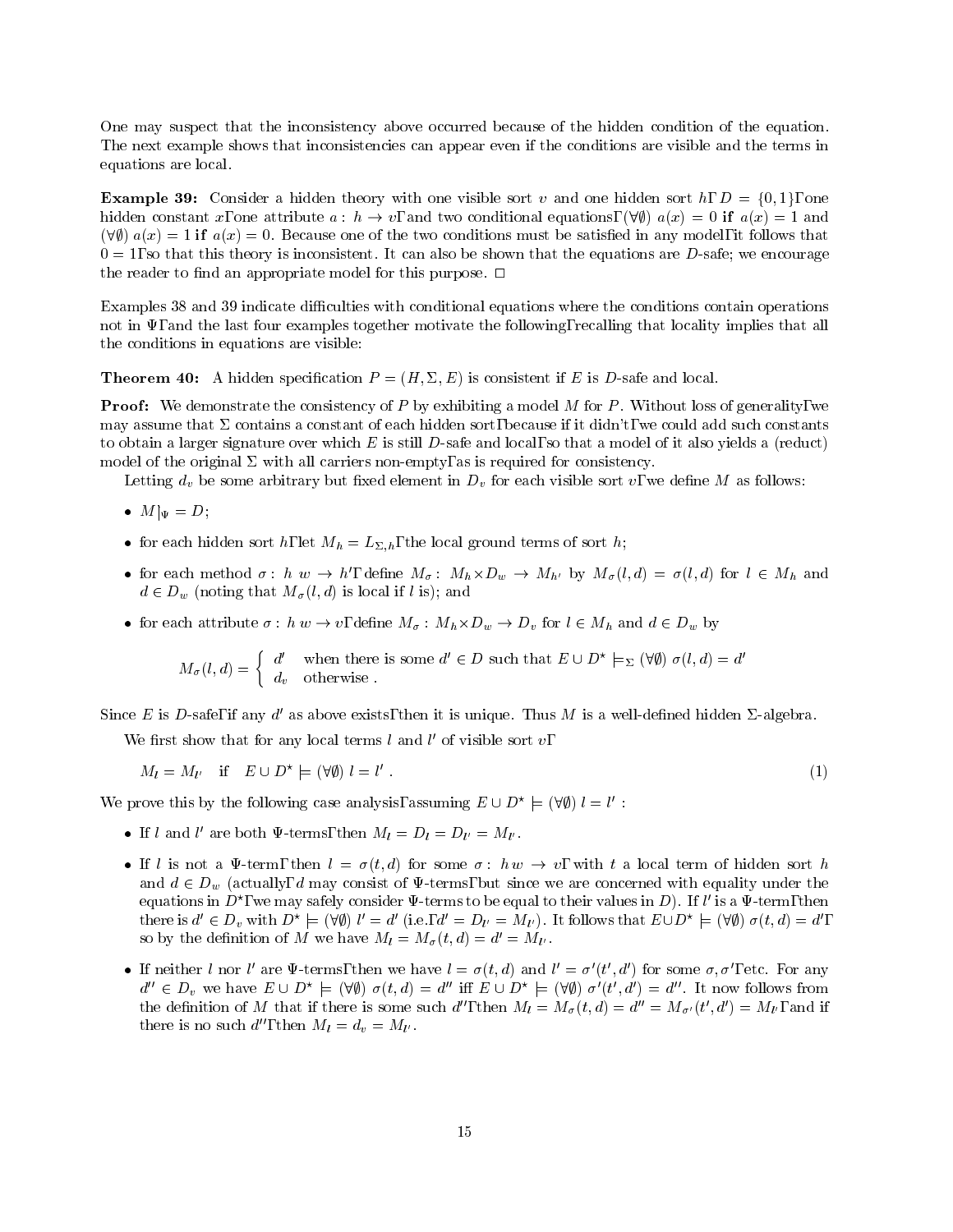One may suspect that the inconsistency above occurred because of the hidden condition of the equation. The next example shows that inconsistencies can appear even if the conditions are visible and the terms in equations are local.

**Example 39:** Consider a hidden theory with one visible sort $v$ and one hidden sort $h$, $D = \{0,1\}$, one hidden constant $x$, one attribute $a : h \to v$, and two conditional equations, $(\forall\emptyset)\ a(x) = 0$ **if** $a(x) = 1$ and $(\forall\emptyset)\ a(x) = 1$ **if** $a(x) = 0$. Because one of the two conditions must be satisfied in any model, it follows that $0 = 1$, so that this theory is inconsistent. It can also be shown that the equations are $D$-safe; we encourage the reader to find an appropriate model for this purpose. $\square$

Examples 38 and 39 indicate difficulties with conditional equations where the conditions contain operations not in $\Psi$, and the last four examples together motivate the following, recalling that locality implies that all the conditions in equations are visible:

**Theorem 40:** A hidden specification $P = (H, \Sigma, E)$ is consistent if $E$ is $D$-safe and local.

**Proof:** We demonstrate the consistency of $P$ by exhibiting a model $M$ for $P$. Without loss of generality, we may assume that $\Sigma$ contains a constant of each hidden sort, because if it didn't, we could add such constants to obtain a larger signature over which $E$ is still $D$-safe and local, so that a model of it also yields a (reduct) model of the original $\Sigma$ with all carriers non-empty, as is required for consistency.

Letting $d_v$ be some arbitrary but fixed element in $D_v$ for each visible sort $v$, we define $M$ as follows:

- $M|_\Psi = D$;
- for each hidden sort $h$, let $M_h = L_{\Sigma,h}$, the local ground terms of sort $h$;
- for each method $\sigma : h\ w \to h'$, define $M_\sigma : M_h \times D_w \to M_{h'}$ by $M_\sigma(l, d) = \sigma(l, d)$ for $l \in M_h$ and $d \in D_w$ (noting that $M_\sigma(l, d)$ is local if $l$ is); and
- for each attribute $\sigma : h\ w \to v$, define $M_\sigma : M_h \times D_w \to D_v$ for $l \in M_h$ and $d \in D_w$ by

$$M_\sigma(l,d) = \begin{cases} d' & \text{when there is some } d' \in D \text{ such that } E \cup D^\star \models_\Sigma (\forall\emptyset)\ \sigma(l,d) = d' \\ d_v & \text{otherwise .} \end{cases}$$

Since $E$ is $D$-safe, if any $d'$ as above exists, then it is unique. Thus $M$ is a well-defined hidden $\Sigma$-algebra.

We first show that for any local terms $l$ and $l'$ of visible sort $v$,

$$M_l = M_{l'} \quad \text{if} \quad E \cup D^\star \models (\forall\emptyset)\ l = l'\ . \tag{1}$$

We prove this by the following case analysis, assuming $E \cup D^\star \models (\forall\emptyset)\ l = l'$ :

- If $l$ and $l'$ are both $\Psi$-terms, then $M_l = D_l = D_{l'} = M_{l'}$.
- If $l$ is not a $\Psi$-term, then $l = \sigma(t, d)$ for some $\sigma : hw \to v$, with $t$ a local term of hidden sort $h$ and $d \in D_w$ (actually, $d$ may consist of $\Psi$-terms, but since we are concerned with equality under the equations in $D^\star$, we may safely consider $\Psi$-terms to be equal to their values in $D$). If $l'$ is a $\Psi$-term, then there is $d' \in D_v$ with $D^\star \models (\forall\emptyset)\ l' = d'$ (i.e., $d' = D_{l'} = M_{l'}$). It follows that $E \cup D^\star \models (\forall\emptyset)\ \sigma(t, d) = d'$, so by the definition of $M$ we have $M_l = M_\sigma(t, d) = d' = M_{l'}$.
- If neither $l$ nor $l'$ are $\Psi$-terms, then we have $l = \sigma(t, d)$ and $l' = \sigma'(t', d')$ for some $\sigma, \sigma'$, etc. For any $d'' \in D_v$ we have $E \cup D^\star \models (\forall\emptyset)\ \sigma(t, d) = d''$ iff $E \cup D^\star \models (\forall\emptyset)\ \sigma'(t', d') = d''$. It now follows from the definition of $M$ that if there is some such $d''$, then $M_l = M_\sigma(t, d) = d'' = M_{\sigma'}(t', d') = M_{l'}$, and if there is no such $d''$, then $M_l = d_v = M_{l'}$.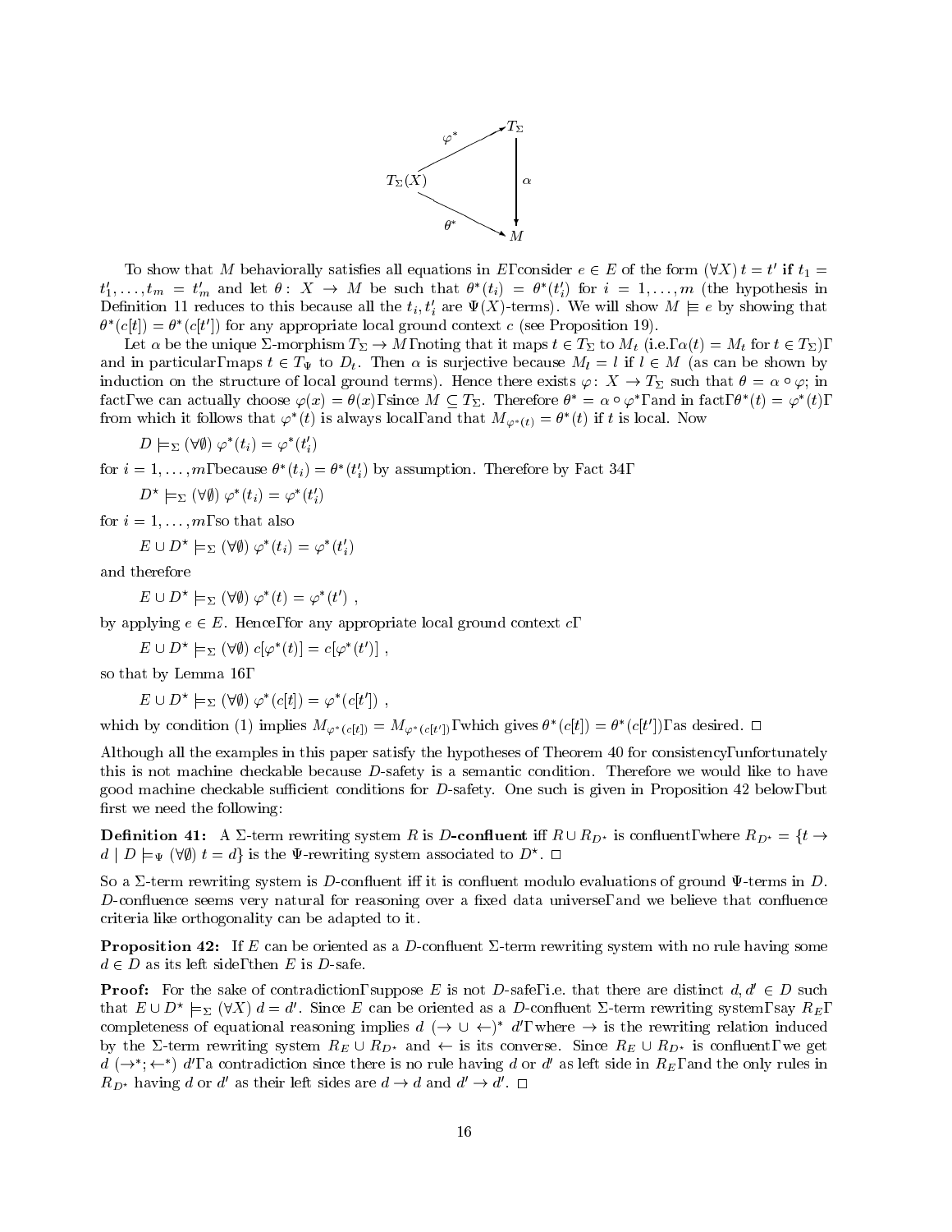$$\begin{array}{ccc} & & T_\Sigma \\ & \nearrow^{\varphi^*} & \Big\downarrow \alpha \\ T_\Sigma(X) & & \\ & \searrow_{\theta^*} & M \end{array}$$

To show that $M$ behaviorally satisfies all equations in $E$, consider $e \in E$ of the form $(\forall X)\ t = t'$ **if** $t_1 = t_1', \ldots, t_m = t_m'$ and let $\theta\colon X \to M$ be such that $\theta^*(t_i) = \theta^*(t_i')$ for $i = 1, \ldots, m$ (the hypothesis in Definition 11 reduces to this because all the $t_i, t_i'$ are $\Psi(X)$-terms). We will show $M \models e$ by showing that $\theta^*(c[t]) = \theta^*(c[t'])$ for any appropriate local ground context $c$ (see Proposition 19).

Let $\alpha$ be the unique $\Sigma$-morphism $T_\Sigma \to M$, noting that it maps $t \in T_\Sigma$ to $M_t$ (i.e., $\alpha(t) = M_t$ for $t \in T_\Sigma$), and in particular, maps $t \in T_\Psi$ to $D_t$. Then $\alpha$ is surjective because $M_l = l$ if $l \in M$ (as can be shown by induction on the structure of local ground terms). Hence there exists $\varphi\colon X \to T_\Sigma$ such that $\theta = \alpha \circ \varphi$; in fact, we can actually choose $\varphi(x) = \theta(x)$, since $M \subseteq T_\Sigma$. Therefore $\theta^* = \alpha \circ \varphi^*$, and in fact, $\theta^*(t) = \varphi^*(t)$, from which it follows that $\varphi^*(t)$ is always local, and that $M_{\varphi^*(t)} = \theta^*(t)$ if $t$ is local. Now

$$D \models_\Sigma (\forall\emptyset)\ \varphi^*(t_i) = \varphi^*(t_i')$$

for $i = 1, \ldots, m$, because $\theta^*(t_i) = \theta^*(t_i')$ by assumption. Therefore by Fact 34,

$$D^\star \models_\Sigma (\forall\emptyset)\ \varphi^*(t_i) = \varphi^*(t_i')$$

for $i = 1, \ldots, m$, so that also

$$E \cup D^\star \models_\Sigma (\forall\emptyset)\ \varphi^*(t_i) = \varphi^*(t_i')$$

and therefore

$$E \cup D^\star \models_\Sigma (\forall\emptyset)\ \varphi^*(t) = \varphi^*(t')\ ,$$

by applying $e \in E$. Hence, for any appropriate local ground context $c$,

$$E \cup D^\star \models_\Sigma (\forall\emptyset)\ c[\varphi^*(t)] = c[\varphi^*(t')]\ ,$$

so that by Lemma 16,

$$E \cup D^\star \models_\Sigma (\forall\emptyset)\ \varphi^*(c[t]) = \varphi^*(c[t'])\ ,$$

which by condition (1) implies $M_{\varphi^*(c[t])} = M_{\varphi^*(c[t'])}$, which gives $\theta^*(c[t]) = \theta^*(c[t'])$, as desired. $\square$

Although all the examples in this paper satisfy the hypotheses of Theorem 40 for consistency, unfortunately this is not machine checkable because $D$-safety is a semantic condition. Therefore we would like to have good machine checkable sufficient conditions for $D$-safety. One such is given in Proposition 42 below, but first we need the following:

**Definition 41:** A $\Sigma$-term rewriting system $R$ is ***D*-confluent** iff $R \cup R_{D^\star}$ is confluent, where $R_{D^\star} = \{t \to d \mid D \models_\Psi (\forall\emptyset)\ t = d\}$ is the $\Psi$-rewriting system associated to $D^\star$. $\square$

So a $\Sigma$-term rewriting system is $D$-confluent iff it is confluent modulo evaluations of ground $\Psi$-terms in $D$. $D$-confluence seems very natural for reasoning over a fixed data universe, and we believe that confluence criteria like orthogonality can be adapted to it.

**Proposition 42:** If $E$ can be oriented as a $D$-confluent $\Sigma$-term rewriting system with no rule having some $d \in D$ as its left side, then $E$ is $D$-safe.

**Proof:** For the sake of contradiction, suppose $E$ is not $D$-safe, i.e. that there are distinct $d, d' \in D$ such that $E \cup D^\star \models_\Sigma (\forall X)\ d = d'$. Since $E$ can be oriented as a $D$-confluent $\Sigma$-term rewriting system, say $R_E$, completeness of equational reasoning implies $d\ (\to \cup \leftarrow)^*\ d'$, where $\to$ is the rewriting relation induced by the $\Sigma$-term rewriting system $R_E \cup R_{D^\star}$ and $\leftarrow$ is its converse. Since $R_E \cup R_{D^\star}$ is confluent, we get $d\ (\to^*; \leftarrow^*)\ d'$, a contradiction since there is no rule having $d$ or $d'$ as left side in $R_E$, and the only rules in $R_{D^\star}$ having $d$ or $d'$ as their left sides are $d \to d$ and $d' \to d'$. $\square$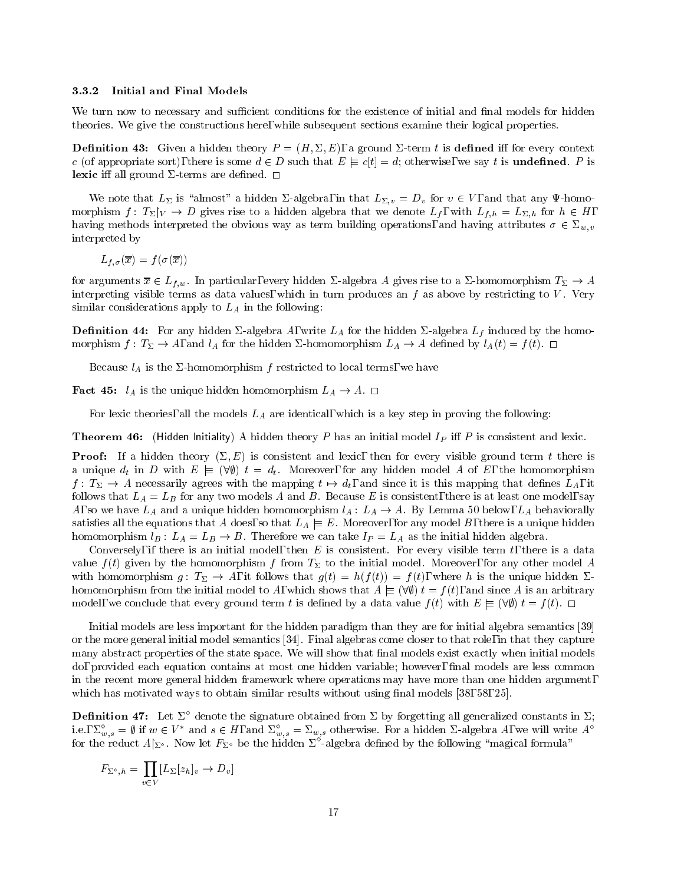### 3.3.2 Initial and Final Models

We turn now to necessary and sufficient conditions for the existence of initial and final models for hidden theories. We give the constructions here, while subsequent sections examine their logical properties.

**Definition 43:** Given a hidden theory $P = (H, \Sigma, E)$, a ground $\Sigma$-term $t$ is **defined** iff for every context $c$ (of appropriate sort), there is some $d \in D$ such that $E \models c[t] = d$; otherwise, we say $t$ is **undefined**. $P$ is **lexic** iff all ground $\Sigma$-terms are defined. $\square$

We note that $L_\Sigma$ is "almost" a hidden $\Sigma$-algebra, in that $L_{\Sigma,v} = D_v$ for $v \in V$, and that any $\Psi$-homomorphism $f\colon T_\Sigma|_V \to D$ gives rise to a hidden algebra that we denote $L_f$, with $L_{f,h} = L_{\Sigma,h}$ for $h \in H$, having methods interpreted the obvious way as term building operations, and having attributes $\sigma \in \Sigma_{w,v}$ interpreted by

$$L_{f,\sigma}(\overline{x}) = f(\sigma(\overline{x}))$$

for arguments $\overline{x} \in L_{f,w}$. In particular, every hidden $\Sigma$-algebra $A$ gives rise to a $\Sigma$-homomorphism $T_\Sigma \to A$ interpreting visible terms as data values, which in turn produces an $f$ as above by restricting to $V$. Very similar considerations apply to $L_A$ in the following:

**Definition 44:** For any hidden $\Sigma$-algebra $A$, write $L_A$ for the hidden $\Sigma$-algebra $L_f$ induced by the homomorphism $f : T_\Sigma \to A$, and $l_A$ for the hidden $\Sigma$-homomorphism $L_A \to A$ defined by $l_A(t) = f(t)$. $\square$

Because $l_A$ is the $\Sigma$-homomorphism $f$ restricted to local terms, we have

**Fact 45:** $l_A$ is the unique hidden homomorphism $L_A \to A$. $\square$

For lexic theories, all the models $L_A$ are identical, which is a key step in proving the following:

**Theorem 46:** (Hidden Initiality) A hidden theory $P$ has an initial model $I_P$ iff $P$ is consistent and lexic.

**Proof:** If a hidden theory $(\Sigma, E)$ is consistent and lexic, then for every visible ground term $t$ there is a unique $d_t$ in $D$ with $E \models (\forall\emptyset)\ t = d_t$. Moreover, for any hidden model $A$ of $E$, the homomorphism $f\colon T_\Sigma \to A$ necessarily agrees with the mapping $t \mapsto d_t$, and since it is this mapping that defines $L_A$, it follows that $L_A = L_B$ for any two models $A$ and $B$. Because $E$ is consistent, there is at least one model, say $A$, so we have $L_A$ and a unique hidden homomorphism $l_A\colon L_A \to A$. By Lemma 50 below, $L_A$ behaviorally satisfies all the equations that $A$ does, so that $L_A \models E$. Moreover, for any model $B$, there is a unique hidden homomorphism $l_B\colon L_A = L_B \to B$. Therefore we can take $I_P = L_A$ as the initial hidden algebra.

Conversely, if there is an initial model, then $E$ is consistent. For every visible term $t$, there is a data value $f(t)$ given by the homomorphism $f$ from $T_\Sigma$ to the initial model. Moreover, for any other model $A$ with homomorphism $g\colon T_\Sigma \to A$, it follows that $g(t) = h(f(t)) = f(t)$, where $h$ is the unique hidden $\Sigma$-homomorphism from the initial model to $A$, which shows that $A \models (\forall\emptyset)\ t = f(t)$, and since $A$ is an arbitrary model, we conclude that every ground term $t$ is defined by a data value $f(t)$ with $E \models (\forall\emptyset)\ t = f(t)$. $\square$

Initial models are less important for the hidden paradigm than they are for initial algebra semantics [39] or the more general initial model semantics [34]. Final algebras come closer to that role, in that they capture many abstract properties of the state space. We will show that final models exist exactly when initial models do, provided each equation contains at most one hidden variable; however, final models are less common in the recent more general hidden framework where operations may have more than one hidden argument, which has motivated ways to obtain similar results without using final models [38, 58, 25].

**Definition 47:** Let $\Sigma^\diamond$ denote the signature obtained from $\Sigma$ by forgetting all generalized constants in $\Sigma$; i.e., $\Sigma^\diamond_{w,s} = \emptyset$ if $w \in V^*$ and $s \in H$, and $\Sigma^\diamond_{w,s} = \Sigma_{w,s}$ otherwise. For a hidden $\Sigma$-algebra $A$, we will write $A^\diamond$ for the reduct $A|_{\Sigma^\diamond}$. Now let $F_{\Sigma^\diamond}$ be the hidden $\Sigma^\diamond$-algebra defined by the following "magical formula"

$$F_{\Sigma^\diamond,h} = \prod_{v \in V} [L_\Sigma[z_h]_v \to D_v]$$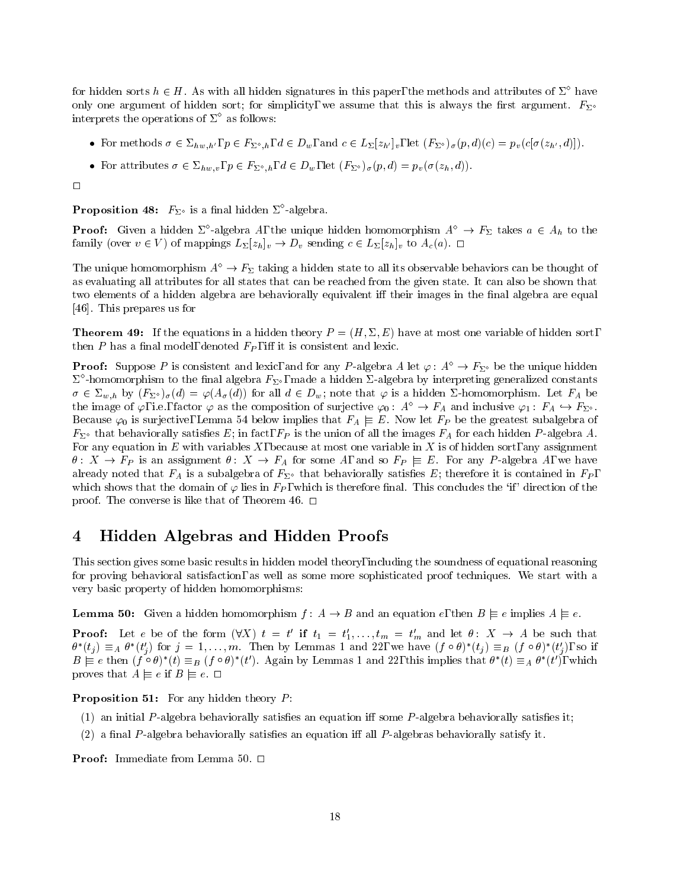for hidden sorts $h \in H$. As with all hidden signatures in this paper, the methods and attributes of $\Sigma^\diamond$ have only one argument of hidden sort; for simplicity, we assume that this is always the first argument. $F_{\Sigma^\diamond}$ interprets the operations of $\Sigma^\diamond$ as follows:

- For methods $\sigma \in \Sigma_{hw,h'}$, $p \in F_{\Sigma^\diamond,h}$, $d \in D_w$, and $c \in L_\Sigma[z_{h'}]_v$, let $(F_{\Sigma^\diamond})_\sigma(p,d)(c) = p_v(c[\sigma(z_{h'},d)])$.
- For attributes $\sigma \in \Sigma_{hw,v}$, $p \in F_{\Sigma^\diamond,h}$, $d \in D_w$, let $(F_{\Sigma^\diamond})_\sigma(p,d) = p_v(\sigma(z_h,d))$.

□

**Proposition 48:** $F_{\Sigma^\diamond}$ is a final hidden $\Sigma^\diamond$-algebra.

**Proof:** Given a hidden $\Sigma^\diamond$-algebra $A$, the unique hidden homomorphism $A^\diamond \to F_\Sigma$ takes $a \in A_h$ to the family (over $v \in V$) of mappings $L_\Sigma[z_h]_v \to D_v$ sending $c \in L_\Sigma[z_h]_v$ to $A_c(a)$. □

The unique homomorphism $A^\diamond \to F_\Sigma$ taking a hidden state to all its observable behaviors can be thought of as evaluating all attributes for all states that can be reached from the given state. It can also be shown that two elements of a hidden algebra are behaviorally equivalent iff their images in the final algebra are equal [46]. This prepares us for

**Theorem 49:** If the equations in a hidden theory $P = (H, \Sigma, E)$ have at most one variable of hidden sort, then $P$ has a final model, denoted $F_P$, iff it is consistent and lexic.

**Proof:** Suppose $P$ is consistent and lexic, and for any $P$-algebra $A$ let $\varphi\colon A^\diamond \to F_{\Sigma^\diamond}$ be the unique hidden $\Sigma^\diamond$-homomorphism to the final algebra $F_{\Sigma^\diamond}$, made a hidden $\Sigma$-algebra by interpreting generalized constants $\sigma \in \Sigma_{w,h}$ by $(F_{\Sigma^\diamond})_\sigma(d) = \varphi(A_\sigma(d))$ for all $d \in D_w$; note that $\varphi$ is a hidden $\Sigma$-homomorphism. Let $F_A$ be the image of $\varphi$, i.e., factor $\varphi$ as the composition of surjective $\varphi_0\colon A^\diamond \to F_A$ and inclusive $\varphi_1\colon F_A \hookrightarrow F_{\Sigma^\diamond}$. Because $\varphi_0$ is surjective, Lemma 54 below implies that $F_A \models E$. Now let $F_P$ be the greatest subalgebra of $F_{\Sigma^\diamond}$ that behaviorally satisfies $E$; in fact, $F_P$ is the union of all the images $F_A$ for each hidden $P$-algebra $A$. For any equation in $E$ with variables $X$, because at most one variable in $X$ is of hidden sort, any assignment $\theta\colon X \to F_P$ is an assignment $\theta\colon X \to F_A$ for some $A$, and so $F_P \models E$. For any $P$-algebra $A$, we have already noted that $F_A$ is a subalgebra of $F_{\Sigma^\diamond}$ that behaviorally satisfies $E$; therefore it is contained in $F_P$, which shows that the domain of $\varphi$ lies in $F_P$, which is therefore final. This concludes the 'if' direction of the proof. The converse is like that of Theorem 46. □

# 4 Hidden Algebras and Hidden Proofs

This section gives some basic results in hidden model theory, including the soundness of equational reasoning for proving behavioral satisfaction, as well as some more sophisticated proof techniques. We start with a very basic property of hidden homomorphisms:

**Lemma 50:** Given a hidden homomorphism $f\colon A \to B$ and an equation $e$, then $B \models e$ implies $A \models e$.

**Proof:** Let $e$ be of the form $(\forall X)\ t = t'$ **if** $t_1 = t_1', \ldots, t_m = t_m'$ and let $\theta\colon X \to A$ be such that $\theta^*(t_j) \equiv_A \theta^*(t_j')$ for $j = 1, \ldots, m$. Then by Lemmas 1 and 22, we have $(f \circ \theta)^*(t_j) \equiv_B (f \circ \theta)^*(t_j')$, so if $B \models e$ then $(f \circ \theta)^*(t) \equiv_B (f \circ \theta)^*(t')$. Again by Lemmas 1 and 22, this implies that $\theta^*(t) \equiv_A \theta^*(t')$, which proves that $A \models e$ if $B \models e$. □

**Proposition 51:** For any hidden theory $P$:

(1) an initial $P$-algebra behaviorally satisfies an equation iff some $P$-algebra behaviorally satisfies it;

(2) a final $P$-algebra behaviorally satisfies an equation iff all $P$-algebras behaviorally satisfy it.

**Proof:** Immediate from Lemma 50. □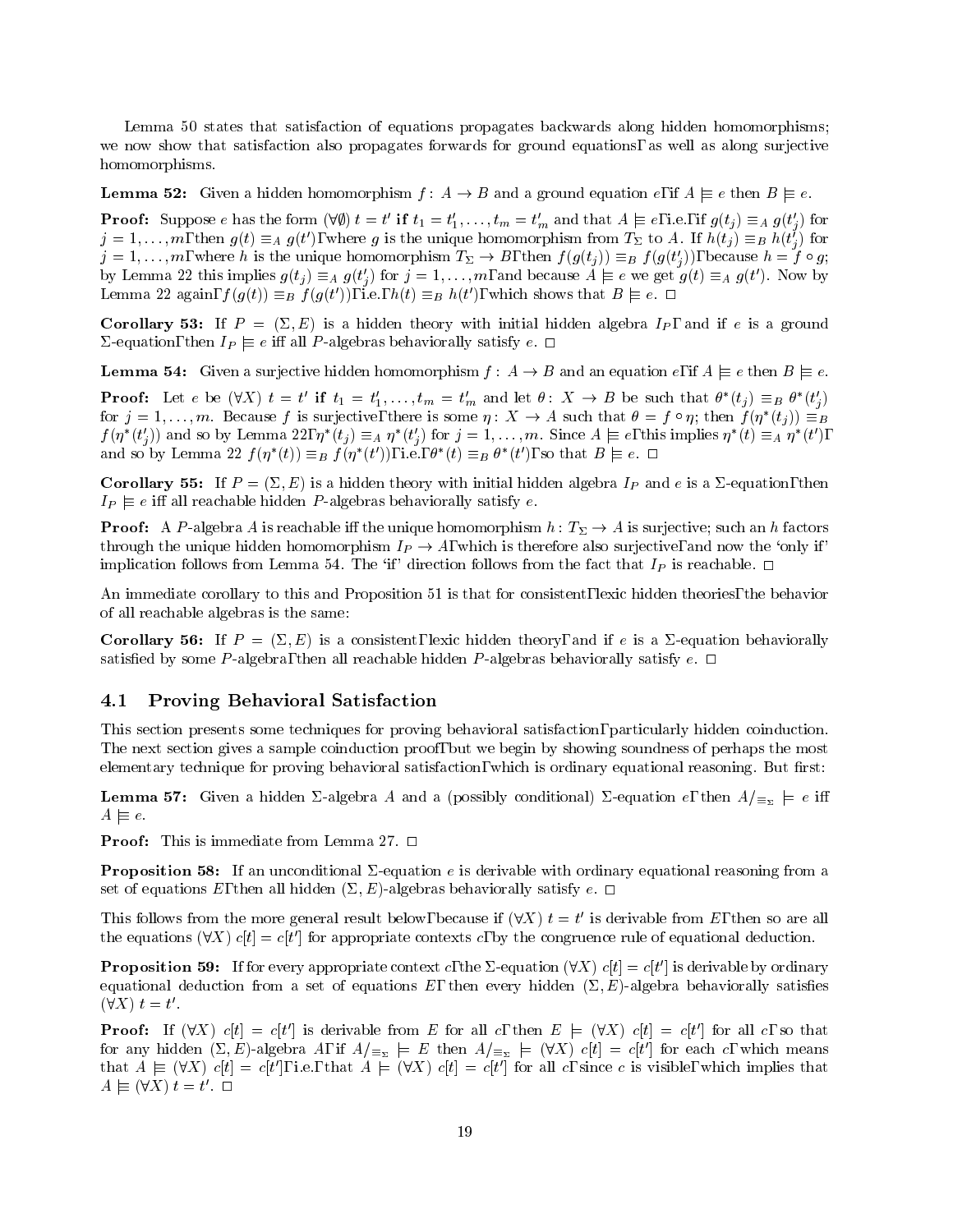Lemma 50 states that satisfaction of equations propagates backwards along hidden homomorphisms; we now show that satisfaction also propagates forwards for ground equations, as well as along surjective homomorphisms.

**Lemma 52:** Given a hidden homomorphism $f\colon A \to B$ and a ground equation $e$, if $A \models e$ then $B \models e$.

**Proof:** Suppose $e$ has the form $(\forall\emptyset)\ t = t'$ **if** $t_1 = t'_1, \ldots, t_m = t'_m$ and that $A \models e$, i.e., if $g(t_j) \equiv_A g(t'_j)$ for $j = 1, \ldots, m$, then $g(t) \equiv_A g(t')$, where $g$ is the unique homomorphism from $T_\Sigma$ to $A$. If $h(t_j) \equiv_B h(t'_j)$ for $j = 1, \ldots, m$, where $h$ is the unique homomorphism $T_\Sigma \to B$, then $f(g(t_j)) \equiv_B f(g(t'_j))$, because $h = f \circ g$; by Lemma 22 this implies $g(t_j) \equiv_A g(t'_j)$ for $j = 1, \ldots, m$, and because $A \models e$ we get $g(t) \equiv_A g(t')$. Now by Lemma 22 again, $f(g(t)) \equiv_B f(g(t'))$, i.e., $h(t) \equiv_B h(t')$, which shows that $B \models e$. $\square$

**Corollary 53:** If $P = (\Sigma, E)$ is a hidden theory with initial hidden algebra $I_P$, and if $e$ is a ground $\Sigma$-equation, then $I_P \models e$ iff all $P$-algebras behaviorally satisfy $e$. $\square$

**Lemma 54:** Given a surjective hidden homomorphism $f\colon A \to B$ and an equation $e$, if $A \models e$ then $B \models e$.

**Proof:** Let $e$ be $(\forall X)\ t = t'$ **if** $t_1 = t'_1, \ldots, t_m = t'_m$ and let $\theta\colon X \to B$ be such that $\theta^*(t_j) \equiv_B \theta^*(t'_j)$ for $j = 1, \ldots, m$. Because $f$ is surjective, there is some $\eta\colon X \to A$ such that $\theta = f \circ \eta$; then $f(\eta^*(t_j)) \equiv_B f(\eta^*(t'_j))$ and so by Lemma 22, $\eta^*(t_j) \equiv_A \eta^*(t'_j)$ for $j = 1, \ldots, m$. Since $A \models e$, this implies $\eta^*(t) \equiv_A \eta^*(t')$, and so by Lemma 22 $f(\eta^*(t)) \equiv_B f(\eta^*(t'))$, i.e., $\theta^*(t) \equiv_B \theta^*(t')$, so that $B \models e$. $\square$

**Corollary 55:** If $P = (\Sigma, E)$ is a hidden theory with initial hidden algebra $I_P$ and $e$ is a $\Sigma$-equation, then $I_P \models e$ iff all reachable hidden $P$-algebras behaviorally satisfy $e$.

**Proof:** A $P$-algebra $A$ is reachable iff the unique homomorphism $h\colon T_\Sigma \to A$ is surjective; such an $h$ factors through the unique hidden homomorphism $I_P \to A$, which is therefore also surjective, and now the 'only if' implication follows from Lemma 54. The 'if' direction follows from the fact that $I_P$ is reachable. $\square$

An immediate corollary to this and Proposition 51 is that for consistent, lexic hidden theories, the behavior of all reachable algebras is the same:

**Corollary 56:** If $P = (\Sigma, E)$ is a consistent, lexic hidden theory, and if $e$ is a $\Sigma$-equation behaviorally satisfied by some $P$-algebra, then all reachable hidden $P$-algebras behaviorally satisfy $e$. $\square$

## 4.1 Proving Behavioral Satisfaction

This section presents some techniques for proving behavioral satisfaction, particularly hidden coinduction. The next section gives a sample coinduction proof, but we begin by showing soundness of perhaps the most elementary technique for proving behavioral satisfaction, which is ordinary equational reasoning. But first:

**Lemma 57:** Given a hidden $\Sigma$-algebra $A$ and a (possibly conditional) $\Sigma$-equation $e$, then $A/_{\equiv_\Sigma} \models e$ iff $A \models e$.

**Proof:** This is immediate from Lemma 27. $\square$

**Proposition 58:** If an unconditional $\Sigma$-equation $e$ is derivable with ordinary equational reasoning from a set of equations $E$, then all hidden $(\Sigma, E)$-algebras behaviorally satisfy $e$. $\square$

This follows from the more general result below, because if $(\forall X)\ t = t'$ is derivable from $E$, then so are all the equations $(\forall X)\ c[t] = c[t']$ for appropriate contexts $c$, by the congruence rule of equational deduction.

**Proposition 59:** If for every appropriate context $c$, the $\Sigma$-equation $(\forall X)\ c[t] = c[t']$ is derivable by ordinary equational deduction from a set of equations $E$, then every hidden $(\Sigma, E)$-algebra behaviorally satisfies $(\forall X)\ t = t'$.

**Proof:** If $(\forall X)\ c[t] = c[t']$ is derivable from $E$ for all $c$, then $E \models (\forall X)\ c[t] = c[t']$ for all $c$, so that for any hidden $(\Sigma, E)$-algebra $A$, if $A/_{\equiv_\Sigma} \models E$ then $A/_{\equiv_\Sigma} \models (\forall X)\ c[t] = c[t']$ for each $c$, which means that $A \models (\forall X)\ c[t] = c[t']$, i.e., that $A \models (\forall X)\ c[t] = c[t']$ for all $c$, since $c$ is visible, which implies that $A \models (\forall X)\ t = t'$. $\square$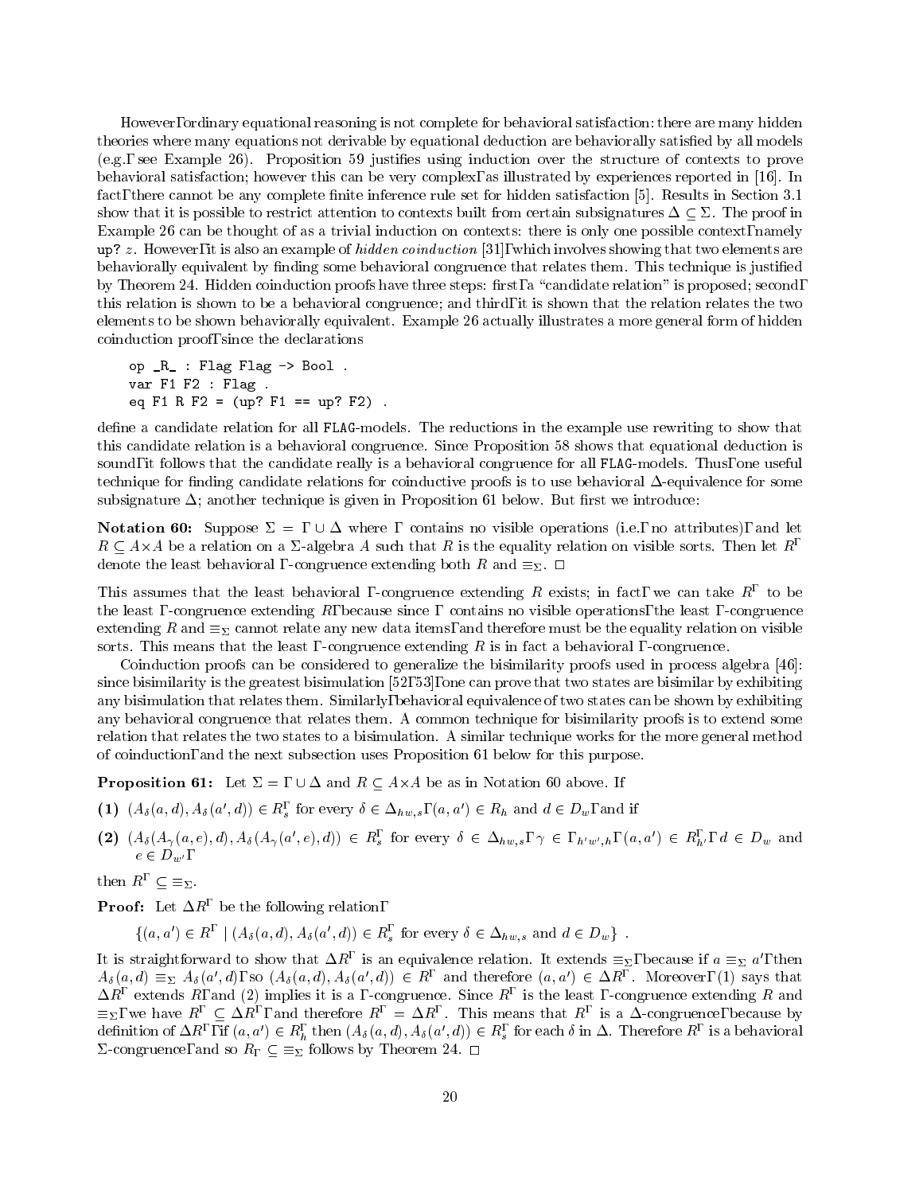However, ordinary equational reasoning is not complete for behavioral satisfaction: there are many hidden theories where many equations not derivable by equational deduction are behaviorally satisfied by all models (e.g., see Example 26). Proposition 59 justifies using induction over the structure of contexts to prove behavioral satisfaction; however this can be very complex, as illustrated by experiences reported in [16]. In fact, there cannot be any complete finite inference rule set for hidden satisfaction [5]. Results in Section 3.1 show that it is possible to restrict attention to contexts built from certain subsignatures $\Delta \subseteq \Sigma$. The proof in Example 26 can be thought of as a trivial induction on contexts: there is only one possible context, namely up? $z$. However, it is also an example of *hidden coinduction* [31], which involves showing that two elements are behaviorally equivalent by finding some behavioral congruence that relates them. This technique is justified by Theorem 24. Hidden coinduction proofs have three steps: first, a "candidate relation" is proposed; second, this relation is shown to be a behavioral congruence; and third, it is shown that the relation relates the two elements to be shown behaviorally equivalent. Example 26 actually illustrates a more general form of hidden coinduction proof, since the declarations

```
op _R_ : Flag Flag -> Bool .
var F1 F2 : Flag .
eq F1 R F2 = (up? F1 == up? F2) .
```

define a candidate relation for all FLAG-models. The reductions in the example use rewriting to show that this candidate relation is a behavioral congruence. Since Proposition 58 shows that equational deduction is sound, it follows that the candidate really is a behavioral congruence for all FLAG-models. Thus, one useful technique for finding candidate relations for coinductive proofs is to use behavioral $\Delta$-equivalence for some subsignature $\Delta$; another technique is given in Proposition 61 below. But first we introduce:

**Notation 60:** Suppose $\Sigma = \Gamma \cup \Delta$ where $\Gamma$ contains no visible operations (i.e., no attributes), and let $R \subseteq A \times A$ be a relation on a $\Sigma$-algebra $A$ such that $R$ is the equality relation on visible sorts. Then let $R^\Gamma$ denote the least behavioral $\Gamma$-congruence extending both $R$ and $\equiv_\Sigma$. □

This assumes that the least behavioral $\Gamma$-congruence extending $R$ exists; in fact, we can take $R^\Gamma$ to be the least $\Gamma$-congruence extending $R$, because since $\Gamma$ contains no visible operations, the least $\Gamma$-congruence extending $R$ and $\equiv_\Sigma$ cannot relate any new data items, and therefore must be the equality relation on visible sorts. This means that the least $\Gamma$-congruence extending $R$ is in fact a behavioral $\Gamma$-congruence.

Coinduction proofs can be considered to generalize the bisimilarity proofs used in process algebra [46]: since bisimilarity is the greatest bisimulation [52, 53], one can prove that two states are bisimilar by exhibiting any bisimulation that relates them. Similarly, behavioral equivalence of two states can be shown by exhibiting any behavioral congruence that relates them. A common technique for bisimilarity proofs is to extend some relation that relates the two states to a bisimulation. A similar technique works for the more general method of coinduction, and the next subsection uses Proposition 61 below for this purpose.

**Proposition 61:** Let $\Sigma = \Gamma \cup \Delta$ and $R \subseteq A \times A$ be as in Notation 60 above. If

**(1)** $(A_\delta(a, d), A_\delta(a', d)) \in R^\Gamma_s$ for every $\delta \in \Delta_{hw,s}$, $(a, a') \in R_h$ and $d \in D_w$, and if

**(2)** $(A_\delta(A_\gamma(a, e), d), A_\delta(A_\gamma(a', e), d)) \in R^\Gamma_s$ for every $\delta \in \Delta_{hw,s}$, $\gamma \in \Gamma_{h'w',h}$, $(a, a') \in R^\Gamma_{h'}$, $d \in D_w$ and $e \in D_{w'}$,

then $R^\Gamma \subseteq \equiv_\Sigma$.

**Proof:** Let $\Delta R^\Gamma$ be the following relation,

$$\{(a, a') \in R^\Gamma \mid (A_\delta(a, d), A_\delta(a', d)) \in R^\Gamma_s \text{ for every } \delta \in \Delta_{hw,s} \text{ and } d \in D_w\} \ .$$

It is straightforward to show that $\Delta R^\Gamma$ is an equivalence relation. It extends $\equiv_\Sigma$, because if $a \equiv_\Sigma a'$, then $A_\delta(a, d) \equiv_\Sigma A_\delta(a', d)$, so $(A_\delta(a, d), A_\delta(a', d)) \in R^\Gamma$ and therefore $(a, a') \in \Delta R^\Gamma$. Moreover, (1) says that $\Delta R^\Gamma$ extends $R$, and (2) implies it is a $\Gamma$-congruence. Since $R^\Gamma$ is the least $\Gamma$-congruence extending $R$ and $\equiv_\Sigma$, we have $R^\Gamma \subseteq \Delta R^\Gamma$, and therefore $R^\Gamma = \Delta R^\Gamma$. This means that $R^\Gamma$ is a $\Delta$-congruence, because by definition of $\Delta R^\Gamma$, if $(a, a') \in R^\Gamma_h$ then $(A_\delta(a, d), A_\delta(a', d)) \in R^\Gamma_s$ for each $\delta$ in $\Delta$. Therefore $R^\Gamma$ is a behavioral $\Sigma$-congruence, and so $R_\Gamma \subseteq \equiv_\Sigma$ follows by Theorem 24. □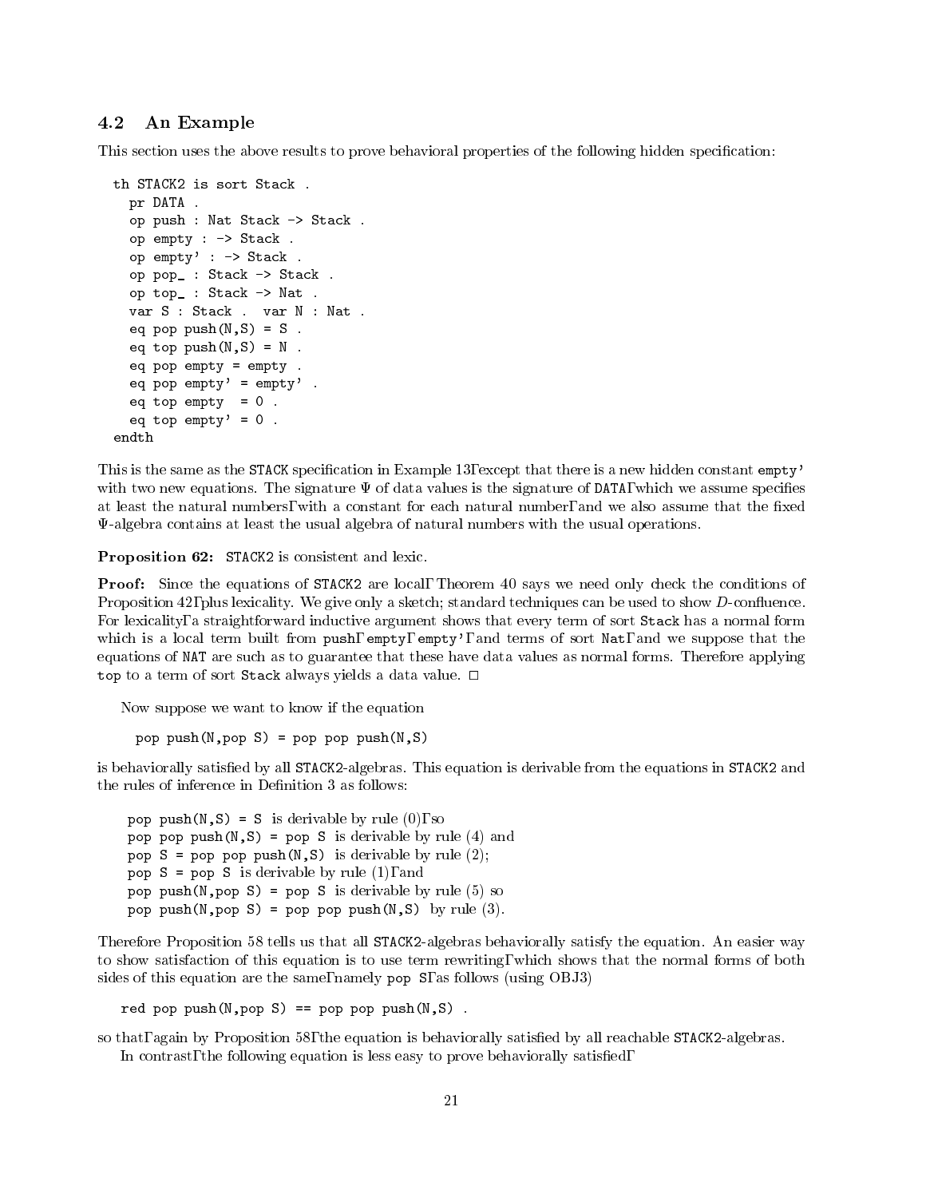## 4.2 An Example

This section uses the above results to prove behavioral properties of the following hidden specification:

```
th STACK2 is sort Stack .
  pr DATA .
  op push : Nat Stack -> Stack .
  op empty : -> Stack .
  op empty' : -> Stack .
  op pop_ : Stack -> Stack .
  op top_ : Stack -> Nat .
  var S : Stack .  var N : Nat .
  eq pop push(N,S) = S .
  eq top push(N,S) = N .
  eq pop empty = empty .
  eq pop empty' = empty' .
  eq top empty  = 0 .
  eq top empty' = 0 .
endth
```

This is the same as the `STACK` specification in Example 13, except that there is a new hidden constant `empty'` with two new equations. The signature $\Psi$ of data values is the signature of `DATA`, which we assume specifies at least the natural numbers, with a constant for each natural number, and we also assume that the fixed $\Psi$-algebra contains at least the usual algebra of natural numbers with the usual operations.

**Proposition 62:** `STACK2` is consistent and lexic.

**Proof:** Since the equations of `STACK2` are local, Theorem 40 says we need only check the conditions of Proposition 42, plus lexicality. We give only a sketch; standard techniques can be used to show $D$-confluence. For lexicality, a straightforward inductive argument shows that every term of sort `Stack` has a normal form which is a local term built from `push`, `empty`, `empty'`, and terms of sort `Nat`, and we suppose that the equations of `NAT` are such as to guarantee that these have data values as normal forms. Therefore applying `top` to a term of sort `Stack` always yields a data value. $\Box$

Now suppose we want to know if the equation

```
pop push(N,pop S) = pop pop push(N,S)
```

is behaviorally satisfied by all `STACK2`-algebras. This equation is derivable from the equations in `STACK2` and the rules of inference in Definition 3 as follows:

`pop push(N,S) = S` is derivable by rule (0), so
`pop pop push(N,S) = pop S` is derivable by rule (4) and
`pop S = pop pop push(N,S)` is derivable by rule (2);
`pop S = pop S` is derivable by rule (1), and
`pop push(N,pop S) = pop S` is derivable by rule (5) so
`pop push(N,pop S) = pop pop push(N,S)` by rule (3).

Therefore Proposition 58 tells us that all `STACK2`-algebras behaviorally satisfy the equation. An easier way to show satisfaction of this equation is to use term rewriting, which shows that the normal forms of both sides of this equation are the same, namely `pop S`, as follows (using OBJ3)

```
red pop push(N,pop S) == pop pop push(N,S) .
```

so that, again by Proposition 58, the equation is behaviorally satisfied by all reachable `STACK2`-algebras.

In contrast, the following equation is less easy to prove behaviorally satisfied,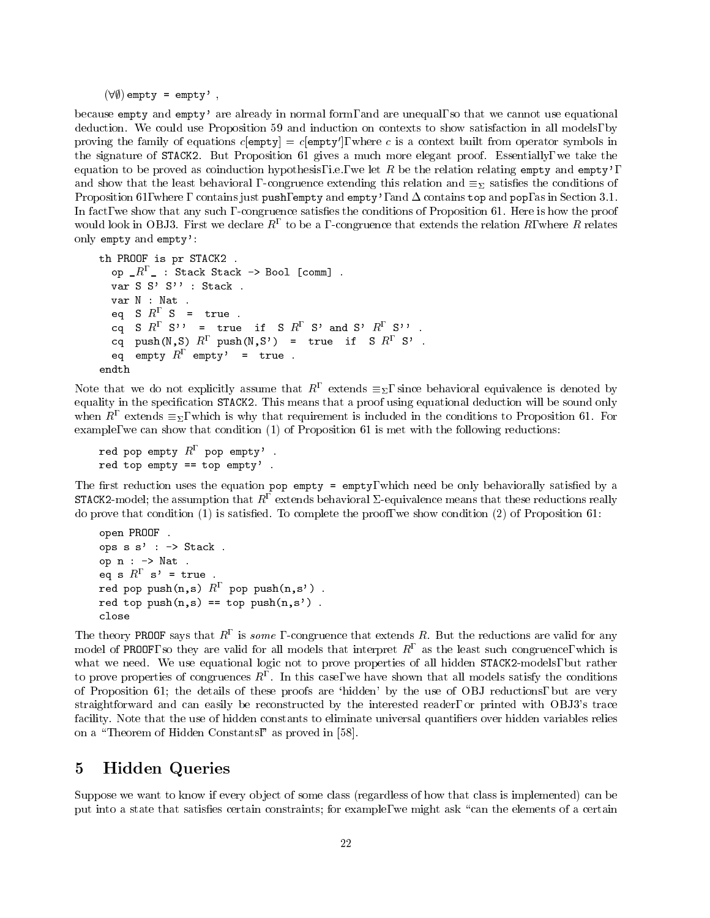$(\forall\emptyset)$ `empty = empty'` ,

because `empty` and `empty'` are already in normal form, and are unequal, so that we cannot use equational deduction. We could use Proposition 59 and induction on contexts to show satisfaction in all models, by proving the family of equations $c[\texttt{empty}] = c[\texttt{empty}']$, where $c$ is a context built from operator symbols in the signature of `STACK2`. But Proposition 61 gives a much more elegant proof. Essentially, we take the equation to be proved as coinduction hypothesis, i.e., we let $R$ be the relation relating `empty` and `empty'`, and show that the least behavioral $\Gamma$-congruence extending this relation and $\equiv_\Sigma$ satisfies the conditions of Proposition 61, where $\Gamma$ contains just `push`, `empty` and `empty'`, and $\Delta$ contains `top` and `pop`, as in Section 3.1. In fact, we show that any such $\Gamma$-congruence satisfies the conditions of Proposition 61. Here is how the proof would look in OBJ3. First we declare $R^\Gamma$ to be a $\Gamma$-congruence that extends the relation $R$, where $R$ relates only `empty` and `empty'`:

```
th PROOF is pr STACK2 .
  op _R^Γ_ : Stack Stack -> Bool [comm] .
  var S S' S'' : Stack .
  var N : Nat .
  eq  S R^Γ S  =  true .
  cq  S R^Γ S''  =  true  if  S R^Γ S' and S' R^Γ S'' .
  cq  push(N,S) R^Γ push(N,S')  =  true  if  S R^Γ S' .
  eq  empty R^Γ empty'  =  true .
endth
```

Note that we do not explicitly assume that $R^\Gamma$ extends $\equiv_\Sigma$, since behavioral equivalence is denoted by equality in the specification `STACK2`. This means that a proof using equational deduction will be sound only when $R^\Gamma$ extends $\equiv_\Sigma$, which is why that requirement is included in the conditions to Proposition 61. For example, we can show that condition (1) of Proposition 61 is met with the following reductions:

```
red pop empty R^Γ pop empty' .
red top empty == top empty' .
```

The first reduction uses the equation `pop empty = empty`, which need be only behaviorally satisfied by a `STACK2`-model; the assumption that $R^\Gamma$ extends behavioral $\Sigma$-equivalence means that these reductions really do prove that condition (1) is satisfied. To complete the proof, we show condition (2) of Proposition 61:

```
open PROOF .
ops s s' : -> Stack .
op n : -> Nat .
eq s R^Γ s' = true .
red pop push(n,s) R^Γ pop push(n,s') .
red top push(n,s) == top push(n,s') .
close
```

The theory `PROOF` says that $R^\Gamma$ is *some* $\Gamma$-congruence that extends $R$. But the reductions are valid for any model of `PROOF`, so they are valid for all models that interpret $R^\Gamma$ as the least such congruence, which is what we need. We use equational logic not to prove properties of all hidden `STACK2`-models, but rather to prove properties of congruences $R^\Gamma$. In this case, we have shown that all models satisfy the conditions of Proposition 61; the details of these proofs are 'hidden' by the use of OBJ reductions, but are very straightforward and can easily be reconstructed by the interested reader, or printed with OBJ3's trace facility. Note that the use of hidden constants to eliminate universal quantifiers over hidden variables relies on a "Theorem of Hidden Constants," as proved in [58].

# 5 Hidden Queries

Suppose we want to know if every object of some class (regardless of how that class is implemented) can be put into a state that satisfies certain constraints; for example, we might ask "can the elements of a certain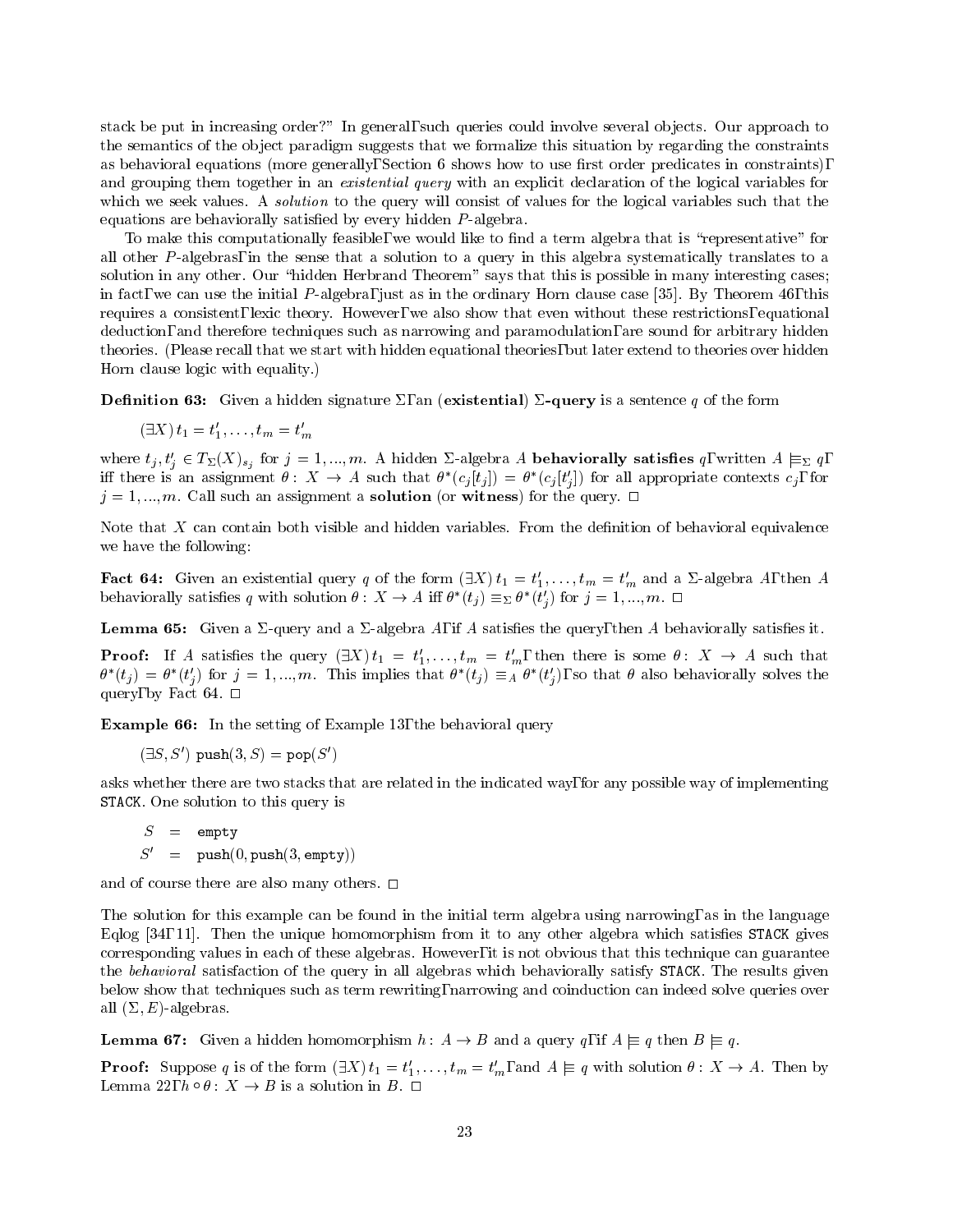stack be put in increasing order?" In general, such queries could involve several objects. Our approach to the semantics of the object paradigm suggests that we formalize this situation by regarding the constraints as behavioral equations (more generally, Section 6 shows how to use first order predicates in constraints), and grouping them together in an *existential query* with an explicit declaration of the logical variables for which we seek values. A *solution* to the query will consist of values for the logical variables such that the equations are behaviorally satisfied by every hidden $P$-algebra.

To make this computationally feasible, we would like to find a term algebra that is "representative" for all other $P$-algebras, in the sense that a solution to a query in this algebra systematically translates to a solution in any other. Our "hidden Herbrand Theorem" says that this is possible in many interesting cases; in fact, we can use the initial $P$-algebra, just as in the ordinary Horn clause case [35]. By Theorem 46, this requires a consistent, lexic theory. However, we also show that even without these restrictions, equational deduction, and therefore techniques such as narrowing and paramodulation, are sound for arbitrary hidden theories. (Please recall that we start with hidden equational theories, but later extend to theories over hidden Horn clause logic with equality.)

**Definition 63:** Given a hidden signature $\Sigma$, an (**existential**) $\Sigma$**-query** is a sentence $q$ of the form

$$(\exists X)\, t_1 = t'_1, \ldots, t_m = t'_m$$

where $t_j, t'_j \in T_\Sigma(X)_{s_j}$ for $j = 1, ..., m$. A hidden $\Sigma$-algebra $A$ **behaviorally satisfies** $q$, written $A \models_\Sigma q$, iff there is an assignment $\theta\colon X \to A$ such that $\theta^*(c_j[t_j]) = \theta^*(c_j[t'_j])$ for all appropriate contexts $c_j$, for $j = 1, ..., m$. Call such an assignment a **solution** (or **witness**) for the query. □

Note that $X$ can contain both visible and hidden variables. From the definition of behavioral equivalence we have the following:

**Fact 64:** Given an existential query $q$ of the form $(\exists X)\, t_1 = t'_1, \ldots, t_m = t'_m$ and a $\Sigma$-algebra $A$, then $A$ behaviorally satisfies $q$ with solution $\theta\colon X \to A$ iff $\theta^*(t_j) \equiv_\Sigma \theta^*(t'_j)$ for $j = 1, ..., m$. □

**Lemma 65:** Given a $\Sigma$-query and a $\Sigma$-algebra $A$, if $A$ satisfies the query, then $A$ behaviorally satisfies it.

**Proof:** If $A$ satisfies the query $(\exists X)\, t_1 = t'_1, \ldots, t_m = t'_m$, then there is some $\theta\colon X \to A$ such that $\theta^*(t_j) = \theta^*(t'_j)$ for $j = 1, ..., m$. This implies that $\theta^*(t_j) \equiv_A \theta^*(t'_j)$, so that $\theta$ also behaviorally solves the query, by Fact 64. □

**Example 66:** In the setting of Example 13, the behavioral query

$$(\exists S, S')\ \mathtt{push}(3, S) = \mathtt{pop}(S')$$

asks whether there are two stacks that are related in the indicated way, for any possible way of implementing `STACK`. One solution to this query is

$$\begin{aligned} S &= \mathtt{empty} \\ S' &= \mathtt{push}(0, \mathtt{push}(3, \mathtt{empty})) \end{aligned}$$

and of course there are also many others. □

The solution for this example can be found in the initial term algebra using narrowing, as in the language Eqlog [34, 11]. Then the unique homomorphism from it to any other algebra which satisfies `STACK` gives corresponding values in each of these algebras. However, it is not obvious that this technique can guarantee the *behavioral* satisfaction of the query in all algebras which behaviorally satisfy `STACK`. The results given below show that techniques such as term rewriting, narrowing and coinduction can indeed solve queries over all $(\Sigma, E)$-algebras.

**Lemma 67:** Given a hidden homomorphism $h\colon A \to B$ and a query $q$, if $A \models q$ then $B \models q$.

**Proof:** Suppose $q$ is of the form $(\exists X)\, t_1 = t'_1, \ldots, t_m = t'_m$, and $A \models q$ with solution $\theta\colon X \to A$. Then by Lemma 22, $h \circ \theta\colon X \to B$ is a solution in $B$. □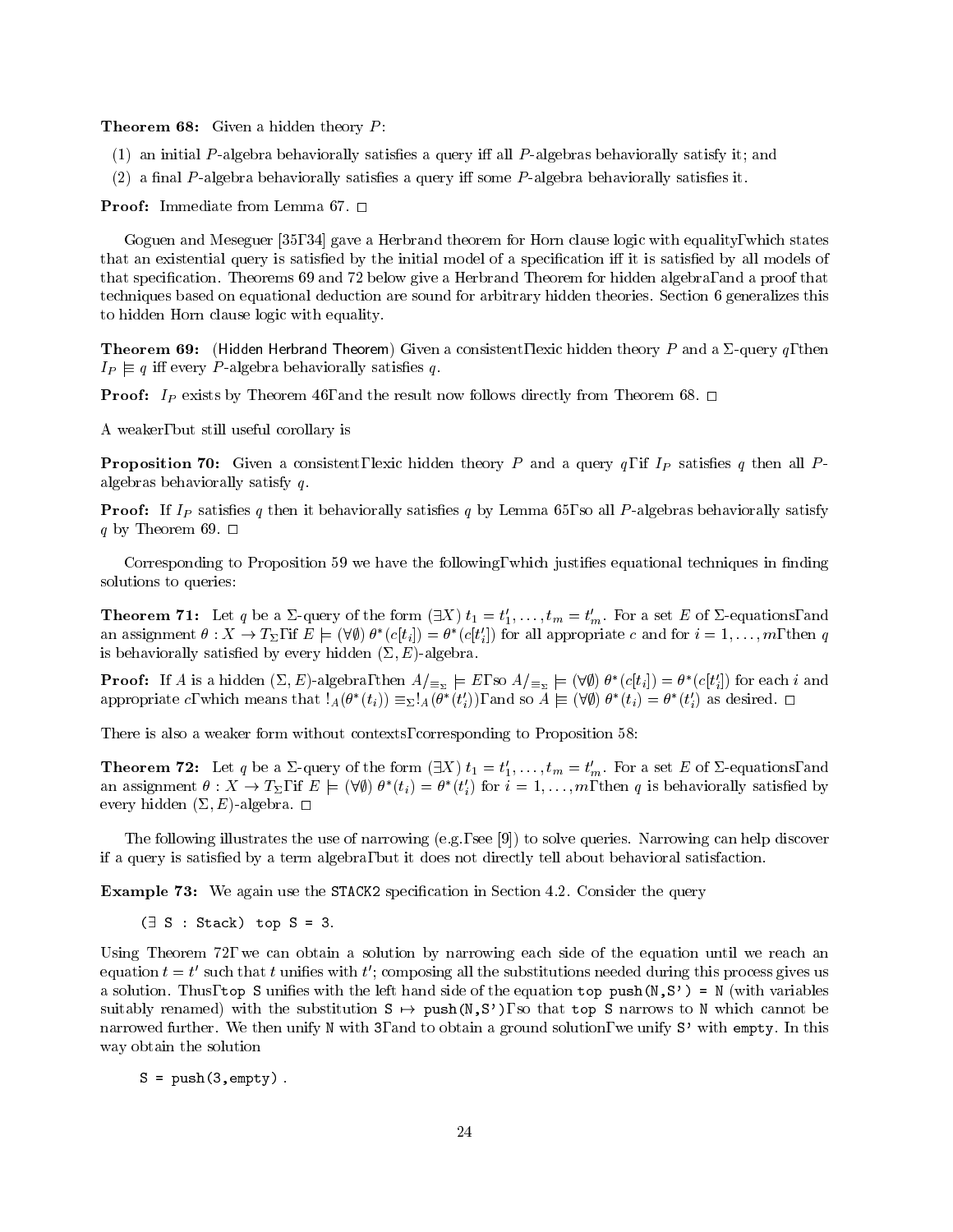**Theorem 68:** Given a hidden theory $P$:

(1) an initial $P$-algebra behaviorally satisfies a query iff all $P$-algebras behaviorally satisfy it; and

(2) a final $P$-algebra behaviorally satisfies a query iff some $P$-algebra behaviorally satisfies it.

**Proof:** Immediate from Lemma 67. □

Goguen and Meseguer [35, 34] gave a Herbrand theorem for Horn clause logic with equality, which states that an existential query is satisfied by the initial model of a specification iff it is satisfied by all models of that specification. Theorems 69 and 72 below give a Herbrand Theorem for hidden algebra, and a proof that techniques based on equational deduction are sound for arbitrary hidden theories. Section 6 generalizes this to hidden Horn clause logic with equality.

**Theorem 69:** (Hidden Herbrand Theorem) Given a consistent, lexic hidden theory $P$ and a $\Sigma$-query $q$, then $I_P \models\!\!\!\equiv q$ iff every $P$-algebra behaviorally satisfies $q$.

**Proof:** $I_P$ exists by Theorem 46, and the result now follows directly from Theorem 68. □

A weaker, but still useful corollary is

**Proposition 70:** Given a consistent, lexic hidden theory $P$ and a query $q$, if $I_P$ satisfies $q$ then all $P$-algebras behaviorally satisfy $q$.

**Proof:** If $I_P$ satisfies $q$ then it behaviorally satisfies $q$ by Lemma 65, so all $P$-algebras behaviorally satisfy $q$ by Theorem 69. □

Corresponding to Proposition 59 we have the following, which justifies equational techniques in finding solutions to queries:

**Theorem 71:** Let $q$ be a $\Sigma$-query of the form $(\exists X)\ t_1 = t'_1, \ldots, t_m = t'_m$. For a set $E$ of $\Sigma$-equations, and an assignment $\theta : X \to T_\Sigma$, if $E \models (\forall\emptyset)\ \theta^*(c[t_i]) = \theta^*(c[t'_i])$ for all appropriate $c$ and for $i = 1, \ldots, m$, then $q$ is behaviorally satisfied by every hidden $(\Sigma, E)$-algebra.

**Proof:** If $A$ is a hidden $(\Sigma, E)$-algebra, then $A/_{\equiv_\Sigma} \models E$, so $A/_{\equiv_\Sigma} \models (\forall\emptyset)\ \theta^*(c[t_i]) = \theta^*(c[t'_i])$ for each $i$ and appropriate $c$, which means that $!_A(\theta^*(t_i)) \equiv_\Sigma !_A(\theta^*(t'_i))$, and so $A \models\!\!\!\equiv (\forall\emptyset)\ \theta^*(t_i) = \theta^*(t'_i)$ as desired. □

There is also a weaker form without contexts, corresponding to Proposition 58:

**Theorem 72:** Let $q$ be a $\Sigma$-query of the form $(\exists X)\ t_1 = t'_1, \ldots, t_m = t'_m$. For a set $E$ of $\Sigma$-equations, and an assignment $\theta : X \to T_\Sigma$, if $E \models (\forall\emptyset)\ \theta^*(t_i) = \theta^*(t'_i)$ for $i = 1, \ldots, m$, then $q$ is behaviorally satisfied by every hidden $(\Sigma, E)$-algebra. □

The following illustrates the use of narrowing (e.g., see [9]) to solve queries. Narrowing can help discover if a query is satisfied by a term algebra, but it does not directly tell about behavioral satisfaction.

**Example 73:** We again use the `STACK2` specification in Section 4.2. Consider the query

```
(∃ S : Stack) top S = 3.
```

Using Theorem 72, we can obtain a solution by narrowing each side of the equation until we reach an equation $t = t'$ such that $t$ unifies with $t'$; composing all the substitutions needed during this process gives us a solution. Thus, `top S` unifies with the left hand side of the equation `top push(N,S') = N` (with variables suitably renamed) with the substitution `S` $\mapsto$ `push(N,S')`, so that `top S` narrows to `N` which cannot be narrowed further. We then unify `N` with `3`, and to obtain a ground solution, we unify `S'` with `empty`. In this way obtain the solution

```
S = push(3,empty) .
```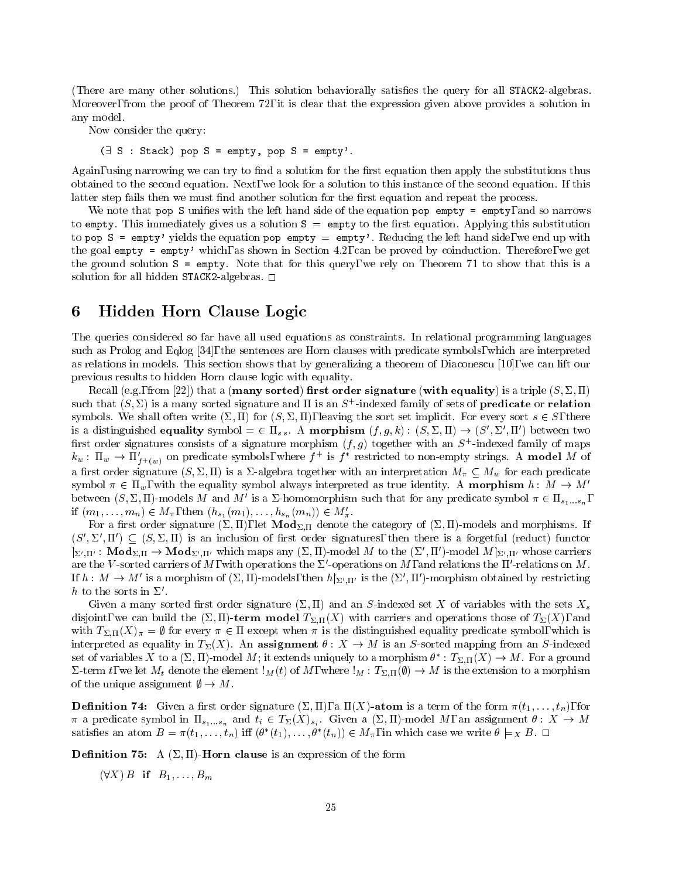(There are many other solutions.) This solution behaviorally satisfies the query for all STACK2-algebras. Moreover, from the proof of Theorem 72, it is clear that the expression given above provides a solution in any model.

Now consider the query:

```
(∃ S : Stack) pop S = empty, pop S = empty'.
```

Again, using narrowing we can try to find a solution for the first equation then apply the substitutions thus obtained to the second equation. Next, we look for a solution to this instance of the second equation. If this latter step fails then we must find another solution for the first equation and repeat the process.

We note that `pop S` unifies with the left hand side of the equation `pop empty = empty`, and so narrows to `empty`. This immediately gives us a solution `S = empty` to the first equation. Applying this substitution to `pop S = empty'` yields the equation `pop empty = empty'`. Reducing the left hand side, we end up with the goal `empty = empty'` which, as shown in Section 4.2, can be proved by coinduction. Therefore, we get the ground solution `S = empty`. Note that for this query, we rely on Theorem 71 to show that this is a solution for all hidden STACK2-algebras. □

# 6 Hidden Horn Clause Logic

The queries considered so far have all used equations as constraints. In relational programming languages such as Prolog and Eqlog [34], the sentences are Horn clauses with predicate symbols, which are interpreted as relations in models. This section shows that by generalizing a theorem of Diaconescu [10], we can lift our previous results to hidden Horn clause logic with equality.

Recall (e.g., from [22]) that a **(many sorted) first order signature (with equality)** is a triple $(S, \Sigma, \Pi)$ such that $(S, \Sigma)$ is a many sorted signature and $\Pi$ is an $S^+$-indexed family of sets of **predicate** or **relation** symbols. We shall often write $(\Sigma, \Pi)$ for $(S, \Sigma, \Pi)$, leaving the sort set implicit. For every sort $s \in S$, there is a distinguished **equality** symbol $= \in \Pi_{s\,s}$. A **morphism** $(f, g, k) : (S, \Sigma, \Pi) \to (S', \Sigma', \Pi')$ between two first order signatures consists of a signature morphism $(f, g)$ together with an $S^+$-indexed family of maps $k_w : \Pi_w \to \Pi'_{f^+(w)}$ on predicate symbols, where $f^+$ is $f^*$ restricted to non-empty strings. A **model** $M$ of a first order signature $(S, \Sigma, \Pi)$ is a $\Sigma$-algebra together with an interpretation $M_\pi \subseteq M_w$ for each predicate symbol $\pi \in \Pi_w$, with the equality symbol always interpreted as true identity. A **morphism** $h : M \to M'$ between $(S, \Sigma, \Pi)$-models $M$ and $M'$ is a $\Sigma$-homomorphism such that for any predicate symbol $\pi \in \Pi_{s_1 \ldots s_n}$, if $(m_1, \ldots, m_n) \in M_\pi$, then $(h_{s_1}(m_1), \ldots, h_{s_n}(m_n)) \in M'_\pi$.

For a first order signature $(\Sigma, \Pi)$, let $\mathbf{Mod}_{\Sigma,\Pi}$ denote the category of $(\Sigma, \Pi)$-models and morphisms. If $(S', \Sigma', \Pi') \subseteq (S, \Sigma, \Pi)$ is an inclusion of first order signatures, then there is a forgetful (reduct) functor $|_{\Sigma',\Pi'} : \mathbf{Mod}_{\Sigma,\Pi} \to \mathbf{Mod}_{\Sigma',\Pi'}$ which maps any $(\Sigma, \Pi)$-model $M$ to the $(\Sigma', \Pi')$-model $M|_{\Sigma',\Pi'}$ whose carriers are the $V$-sorted carriers of $M$, with operations the $\Sigma'$-operations on $M$, and relations the $\Pi'$-relations on $M$. If $h : M \to M'$ is a morphism of $(\Sigma, \Pi)$-models, then $h|_{\Sigma',\Pi'}$ is the $(\Sigma', \Pi')$-morphism obtained by restricting $h$ to the sorts in $\Sigma'$.

Given a many sorted first order signature $(\Sigma, \Pi)$ and an $S$-indexed set $X$ of variables with the sets $X_s$ disjoint, we can build the $(\Sigma, \Pi)$-**term model** $T_{\Sigma,\Pi}(X)$ with carriers and operations those of $T_\Sigma(X)$, and with $T_{\Sigma,\Pi}(X)_\pi = \emptyset$ for every $\pi \in \Pi$ except when $\pi$ is the distinguished equality predicate symbol, which is interpreted as equality in $T_\Sigma(X)$. An **assignment** $\theta : X \to M$ is an $S$-sorted mapping from an $S$-indexed set of variables $X$ to a $(\Sigma, \Pi)$-model $M$; it extends uniquely to a morphism $\theta^* : T_{\Sigma,\Pi}(X) \to M$. For a ground $\Sigma$-term $t$, we let $M_t$ denote the element $!_M(t)$ of $M$, where $!_M : T_{\Sigma,\Pi}(\emptyset) \to M$ is the extension to a morphism of the unique assignment $\emptyset \to M$.

**Definition 74:** Given a first order signature $(\Sigma, \Pi)$, a $\Pi(X)$**-atom** is a term of the form $\pi(t_1, \ldots, t_n)$, for $\pi$ a predicate symbol in $\Pi_{s_1 \ldots s_n}$ and $t_i \in T_\Sigma(X)_{s_i}$. Given a $(\Sigma, \Pi)$-model $M$, an assignment $\theta : X \to M$ satisfies an atom $B = \pi(t_1, \ldots, t_n)$ iff $(\theta^*(t_1), \ldots, \theta^*(t_n)) \in M_\pi$, in which case we write $\theta \models_X B$. □

**Definition 75:** A $(\Sigma, \Pi)$-**Horn clause** is an expression of the form

$$(\forall X)\, B \;\; \mathbf{if} \;\; B_1, \ldots, B_m$$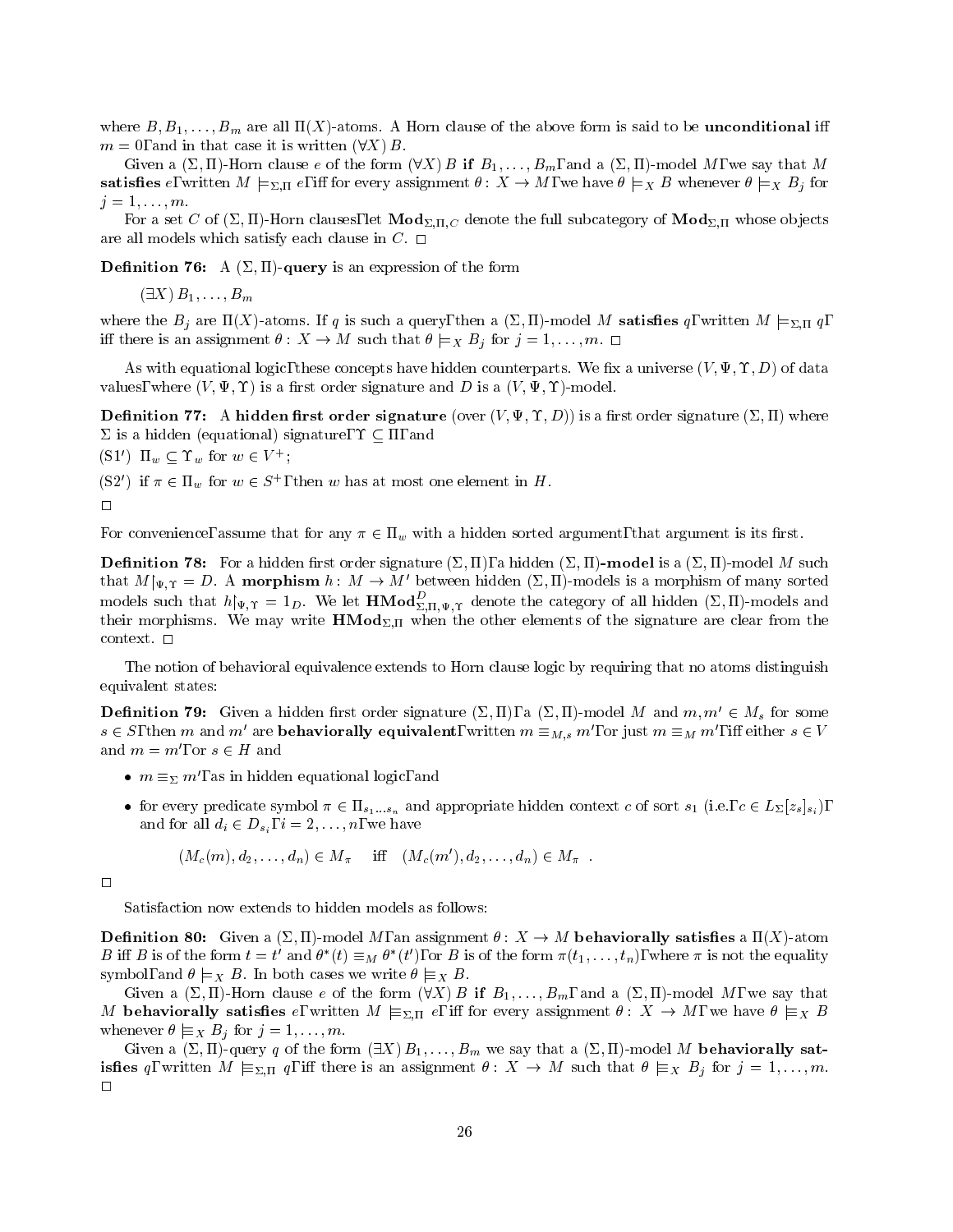where $B, B_1, \ldots, B_m$ are all $\Pi(X)$-atoms. A Horn clause of the above form is said to be **unconditional** iff $m = 0$, and in that case it is written $(\forall X)\, B$.

Given a $(\Sigma, \Pi)$-Horn clause $e$ of the form $(\forall X)\, B$ **if** $B_1, \ldots, B_m$, and a $(\Sigma, \Pi)$-model $M$, we say that $M$ **satisfies** $e$, written $M \models_{\Sigma,\Pi} e$, iff for every assignment $\theta\colon X \to M$, we have $\theta \models_X B$ whenever $\theta \models_X B_j$ for $j = 1, \ldots, m$.

For a set $C$ of $(\Sigma, \Pi)$-Horn clauses, let $\mathbf{Mod}_{\Sigma,\Pi,C}$ denote the full subcategory of $\mathbf{Mod}_{\Sigma,\Pi}$ whose objects are all models which satisfy each clause in $C$. □

**Definition 76:** A $(\Sigma, \Pi)$-**query** is an expression of the form

$$(\exists X)\, B_1, \ldots, B_m$$

where the $B_j$ are $\Pi(X)$-atoms. If $q$ is such a query, then a $(\Sigma, \Pi)$-model $M$ **satisfies** $q$, written $M \models_{\Sigma,\Pi} q$, iff there is an assignment $\theta\colon X \to M$ such that $\theta \models_X B_j$ for $j = 1, \ldots, m$. □

As with equational logic, these concepts have hidden counterparts. We fix a universe $(V, \Psi, \Upsilon, D)$ of data values, where $(V, \Psi, \Upsilon)$ is a first order signature and $D$ is a $(V, \Psi, \Upsilon)$-model.

**Definition 77:** A **hidden first order signature** (over $(V, \Psi, \Upsilon, D)$) is a first order signature $(\Sigma, \Pi)$ where $\Sigma$ is a hidden (equational) signature, $\Upsilon \subseteq \Pi$, and

(S1$'$) $\Pi_w \subseteq \Upsilon_w$ for $w \in V^+$;

(S2$'$) if $\pi \in \Pi_w$ for $w \in S^+$, then $w$ has at most one element in $H$.

□

For convenience, assume that for any $\pi \in \Pi_w$ with a hidden sorted argument, that argument is its first.

**Definition 78:** For a hidden first order signature $(\Sigma, \Pi)$, a hidden $(\Sigma, \Pi)$**-model** is a $(\Sigma, \Pi)$-model $M$ such that $M\!\restriction_{\Psi,\Upsilon} = D$. A **morphism** $h\colon M \to M'$ between hidden $(\Sigma, \Pi)$-models is a morphism of many sorted models such that $h\!\restriction_{\Psi,\Upsilon} = 1_D$. We let $\mathbf{HMod}^D_{\Sigma,\Pi,\Psi,\Upsilon}$ denote the category of all hidden $(\Sigma, \Pi)$-models and their morphisms. We may write $\mathbf{HMod}_{\Sigma,\Pi}$ when the other elements of the signature are clear from the context. □

The notion of behavioral equivalence extends to Horn clause logic by requiring that no atoms distinguish equivalent states:

**Definition 79:** Given a hidden first order signature $(\Sigma, \Pi)$, a $(\Sigma, \Pi)$-model $M$ and $m, m' \in M_s$ for some $s \in S$, then $m$ and $m'$ are **behaviorally equivalent**, written $m \equiv_{M,s} m'$, or just $m \equiv_M m'$, iff either $s \in V$ and $m = m'$, or $s \in H$ and

- $m \equiv_\Sigma m'$, as in hidden equational logic, and
- for every predicate symbol $\pi \in \Pi_{s_1 \ldots s_n}$ and appropriate hidden context $c$ of sort $s_1$ (i.e., $c \in L_\Sigma[z_s]_{s_i}$), and for all $d_i \in D_{s_i}$, $i = 2, \ldots, n$, we have

$$(M_c(m), d_2, \ldots, d_n) \in M_\pi \quad \text{iff} \quad (M_c(m'), d_2, \ldots, d_n) \in M_\pi \ .$$

□

Satisfaction now extends to hidden models as follows:

**Definition 80:** Given a $(\Sigma, \Pi)$-model $M$, an assignment $\theta\colon X \to M$ **behaviorally satisfies** a $\Pi(X)$-atom $B$ iff $B$ is of the form $t = t'$ and $\theta^*(t) \equiv_M \theta^*(t')$, or $B$ is of the form $\pi(t_1, \ldots, t_n)$, where $\pi$ is not the equality symbol, and $\theta \models_X B$. In both cases we write $\theta \models\!\!\!\equiv_X B$.

Given a $(\Sigma, \Pi)$-Horn clause $e$ of the form $(\forall X)\, B$ **if** $B_1, \ldots, B_m$, and a $(\Sigma, \Pi)$-model $M$, we say that $M$ **behaviorally satisfies** $e$, written $M \models\!\!\!\equiv_{\Sigma,\Pi} e$, iff for every assignment $\theta\colon X \to M$, we have $\theta \models\!\!\!\equiv_X B$ whenever $\theta \models\!\!\!\equiv_X B_j$ for $j = 1, \ldots, m$.

Given a $(\Sigma, \Pi)$-query $q$ of the form $(\exists X)\, B_1, \ldots, B_m$ we say that a $(\Sigma, \Pi)$-model $M$ **behaviorally satisfies** $q$, written $M \models\!\!\!\equiv_{\Sigma,\Pi} q$, iff there is an assignment $\theta\colon X \to M$ such that $\theta \models\!\!\!\equiv_X B_j$ for $j = 1, \ldots, m$. □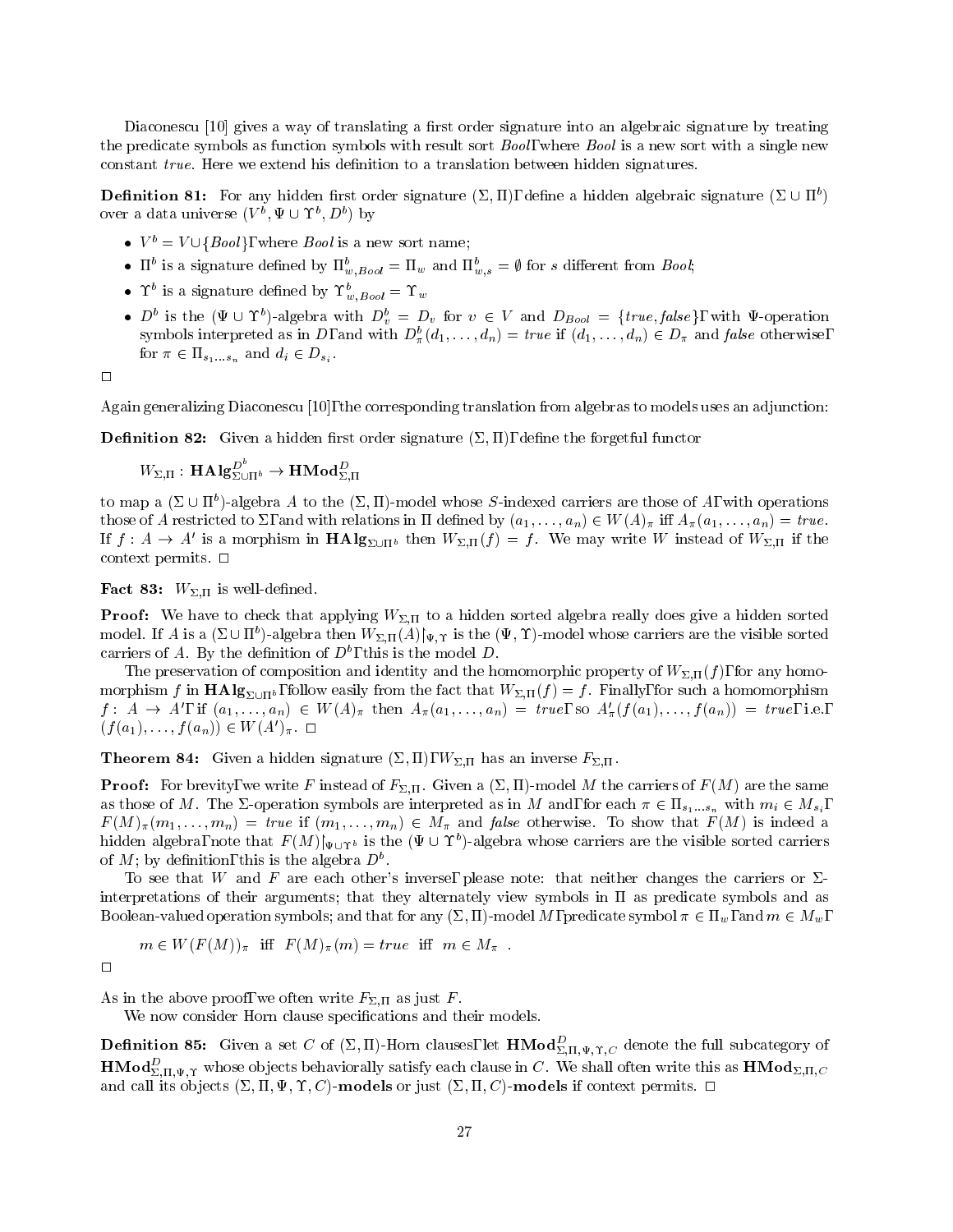Diaconescu [10] gives a way of translating a first order signature into an algebraic signature by treating the predicate symbols as function symbols with result sort *Bool*, where *Bool* is a new sort with a single new constant *true*. Here we extend his definition to a translation between hidden signatures.

**Definition 81:** For any hidden first order signature $(\Sigma, \Pi)$, define a hidden algebraic signature $(\Sigma \cup \Pi^b)$ over a data universe $(V^b, \Psi \cup \Upsilon^b, D^b)$ by

- $V^b = V \cup \{Bool\}$, where *Bool* is a new sort name;
- $\Pi^b$ is a signature defined by $\Pi^b_{w,Bool} = \Pi_w$ and $\Pi^b_{w,s} = \emptyset$ for $s$ different from *Bool*;
- $\Upsilon^b$ is a signature defined by $\Upsilon^b_{w,Bool} = \Upsilon_w$
- $D^b$ is the $(\Psi \cup \Upsilon^b)$-algebra with $D^b_v = D_v$ for $v \in V$ and $D_{Bool} = \{true, false\}$, with $\Psi$-operation symbols interpreted as in $D$, and with $D^b_\pi(d_1, \ldots, d_n) = true$ if $(d_1, \ldots, d_n) \in D_\pi$ and *false* otherwise, for $\pi \in \Pi_{s_1 \ldots s_n}$ and $d_i \in D_{s_i}$.

□

Again generalizing Diaconescu [10], the corresponding translation from algebras to models uses an adjunction:

**Definition 82:** Given a hidden first order signature $(\Sigma, \Pi)$, define the forgetful functor

$$W_{\Sigma,\Pi} : \mathbf{HAlg}^{D^b}_{\Sigma \cup \Pi^b} \to \mathbf{HMod}^D_{\Sigma,\Pi}$$

to map a $(\Sigma \cup \Pi^b)$-algebra $A$ to the $(\Sigma, \Pi)$-model whose $S$-indexed carriers are those of $A$, with operations those of $A$ restricted to $\Sigma$, and with relations in $\Pi$ defined by $(a_1, \ldots, a_n) \in W(A)_\pi$ iff $A_\pi(a_1, \ldots, a_n) = true$. If $f : A \to A'$ is a morphism in $\mathbf{HAlg}_{\Sigma \cup \Pi^b}$ then $W_{\Sigma,\Pi}(f) = f$. We may write $W$ instead of $W_{\Sigma,\Pi}$ if the context permits. □

**Fact 83:** $W_{\Sigma,\Pi}$ is well-defined.

**Proof:** We have to check that applying $W_{\Sigma,\Pi}$ to a hidden sorted algebra really does give a hidden sorted model. If $A$ is a $(\Sigma \cup \Pi^b)$-algebra then $W_{\Sigma,\Pi}(A)\restriction_{\Psi,\Upsilon}$ is the $(\Psi, \Upsilon)$-model whose carriers are the visible sorted carriers of $A$. By the definition of $D^b$, this is the model $D$.

The preservation of composition and identity and the homomorphic property of $W_{\Sigma,\Pi}(f)$, for any homomorphism $f$ in $\mathbf{HAlg}_{\Sigma \cup \Pi^b}$, follow easily from the fact that $W_{\Sigma,\Pi}(f) = f$. Finally, for such a homomorphism $f : A \to A'$, if $(a_1, \ldots, a_n) \in W(A)_\pi$ then $A_\pi(a_1, \ldots, a_n) = true$, so $A'_\pi(f(a_1), \ldots, f(a_n)) = true$, i.e., $(f(a_1), \ldots, f(a_n)) \in W(A')_\pi$. □

**Theorem 84:** Given a hidden signature $(\Sigma, \Pi)$, $W_{\Sigma,\Pi}$ has an inverse $F_{\Sigma,\Pi}$.

**Proof:** For brevity, we write $F$ instead of $F_{\Sigma,\Pi}$. Given a $(\Sigma, \Pi)$-model $M$ the carriers of $F(M)$ are the same as those of $M$. The $\Sigma$-operation symbols are interpreted as in $M$ and, for each $\pi \in \Pi_{s_1 \ldots s_n}$ with $m_i \in M_{s_i}$, $F(M)_\pi(m_1, \ldots, m_n) = true$ if $(m_1, \ldots, m_n) \in M_\pi$ and *false* otherwise. To show that $F(M)$ is indeed a hidden algebra, note that $F(M)\restriction_{\Psi \cup \Upsilon^b}$ is the $(\Psi \cup \Upsilon^b)$-algebra whose carriers are the visible sorted carriers of $M$; by definition, this is the algebra $D^b$.

To see that $W$ and $F$ are each other's inverse, please note: that neither changes the carriers or $\Sigma$-interpretations of their arguments; that they alternately view symbols in $\Pi$ as predicate symbols and as Boolean-valued operation symbols; and that for any $(\Sigma, \Pi)$-model $M$, predicate symbol $\pi \in \Pi_w$, and $m \in M_w$,

$$m \in W(F(M))_\pi \quad \text{iff} \quad F(M)_\pi(m) = true \quad \text{iff} \quad m \in M_\pi \quad .$$

□

As in the above proof, we often write $F_{\Sigma,\Pi}$ as just $F$.

We now consider Horn clause specifications and their models.

**Definition 85:** Given a set $C$ of $(\Sigma, \Pi)$-Horn clauses, let $\mathbf{HMod}^D_{\Sigma,\Pi,\Psi,\Upsilon,C}$ denote the full subcategory of $\mathbf{HMod}^D_{\Sigma,\Pi,\Psi,\Upsilon}$ whose objects behaviorally satisfy each clause in $C$. We shall often write this as $\mathbf{HMod}_{\Sigma,\Pi,C}$ and call its objects $(\Sigma, \Pi, \Psi, \Upsilon, C)$-**models** or just $(\Sigma, \Pi, C)$-**models** if context permits. □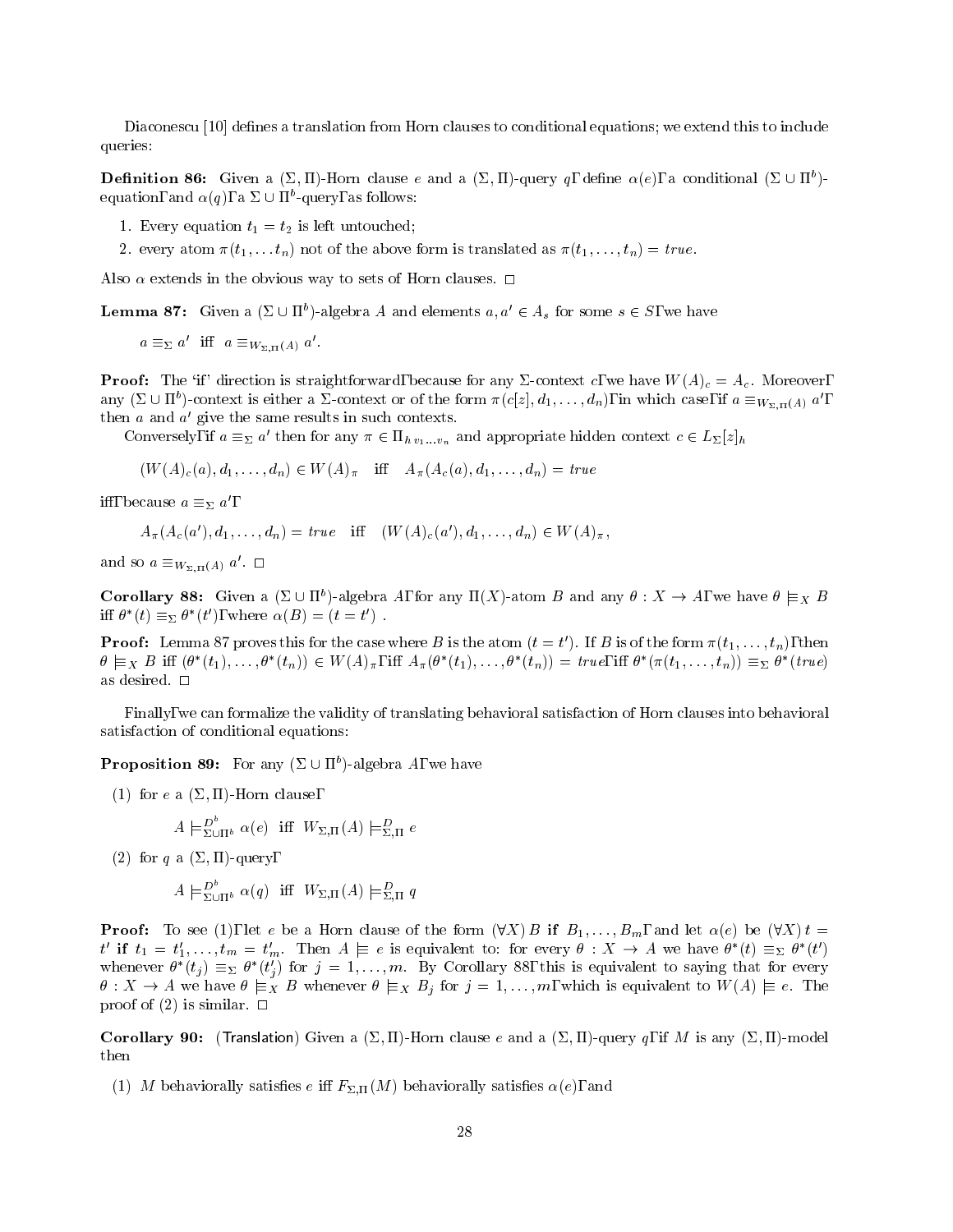Diaconescu [10] defines a translation from Horn clauses to conditional equations; we extend this to include queries:

**Definition 86:** Given a $(\Sigma, \Pi)$-Horn clause $e$ and a $(\Sigma, \Pi)$-query $q$, define $\alpha(e)$, a conditional $(\Sigma \cup \Pi^b)$-equation, and $\alpha(q)$, a $\Sigma \cup \Pi^b$-query, as follows:

1. Every equation $t_1 = t_2$ is left untouched;
2. every atom $\pi(t_1, \ldots t_n)$ not of the above form is translated as $\pi(t_1, \ldots, t_n) = true$.

Also $\alpha$ extends in the obvious way to sets of Horn clauses. □

**Lemma 87:** Given a $(\Sigma \cup \Pi^b)$-algebra $A$ and elements $a, a' \in A_s$ for some $s \in S$, we have

$$a \equiv_\Sigma a' \ \text{ iff } \ a \equiv_{W_{\Sigma,\Pi}(A)} a'.$$

**Proof:** The 'if' direction is straightforward, because for any $\Sigma$-context $c$, we have $W(A)_c = A_c$. Moreover, any $(\Sigma \cup \Pi^b)$-context is either a $\Sigma$-context or of the form $\pi(c[z], d_1, \ldots, d_n)$, in which case, if $a \equiv_{W_{\Sigma,\Pi}(A)} a'$, then $a$ and $a'$ give the same results in such contexts.

Conversely, if $a \equiv_\Sigma a'$ then for any $\pi \in \Pi_{h\, v_1 \ldots v_n}$ and appropriate hidden context $c \in L_\Sigma[z]_h$

$$(W(A)_c(a), d_1, \ldots, d_n) \in W(A)_\pi \quad \text{iff} \quad A_\pi(A_c(a), d_1, \ldots, d_n) = true$$

iff, because $a \equiv_\Sigma a'$,

$$A_\pi(A_c(a'), d_1, \ldots, d_n) = true \quad \text{iff} \quad (W(A)_c(a'), d_1, \ldots, d_n) \in W(A)_\pi,$$

and so $a \equiv_{W_{\Sigma,\Pi}(A)} a'$. □

**Corollary 88:** Given a $(\Sigma \cup \Pi^b)$-algebra $A$, for any $\Pi(X)$-atom $B$ and any $\theta : X \to A$, we have $\theta \models_X B$ iff $\theta^*(t) \equiv_\Sigma \theta^*(t')$, where $\alpha(B) = (t = t')$ .

**Proof:** Lemma 87 proves this for the case where $B$ is the atom $(t = t')$. If $B$ is of the form $\pi(t_1, \ldots, t_n)$, then $\theta \models_X B$ iff $(\theta^*(t_1), \ldots, \theta^*(t_n)) \in W(A)_\pi$, iff $A_\pi(\theta^*(t_1), \ldots, \theta^*(t_n)) = true$, iff $\theta^*(\pi(t_1, \ldots, t_n)) \equiv_\Sigma \theta^*(true)$ as desired. □

Finally, we can formalize the validity of translating behavioral satisfaction of Horn clauses into behavioral satisfaction of conditional equations:

**Proposition 89:** For any $(\Sigma \cup \Pi^b)$-algebra $A$, we have

(1) for $e$ a $(\Sigma, \Pi)$-Horn clause,

$$A \models^{D^b}_{\Sigma \cup \Pi^b} \alpha(e) \ \text{ iff } \ W_{\Sigma,\Pi}(A) \models^{D}_{\Sigma,\Pi} e$$

(2) for $q$ a $(\Sigma, \Pi)$-query,

$$A \models^{D^b}_{\Sigma \cup \Pi^b} \alpha(q) \ \text{ iff } \ W_{\Sigma,\Pi}(A) \models^{D}_{\Sigma,\Pi} q$$

**Proof:** To see (1), let $e$ be a Horn clause of the form $(\forall X)\, B$ **if** $B_1, \ldots, B_m$, and let $\alpha(e)$ be $(\forall X)\, t = t'$ **if** $t_1 = t'_1, \ldots, t_m = t'_m$. Then $A \models e$ is equivalent to: for every $\theta : X \to A$ we have $\theta^*(t) \equiv_\Sigma \theta^*(t')$ whenever $\theta^*(t_j) \equiv_\Sigma \theta^*(t'_j)$ for $j = 1, \ldots, m$. By Corollary 88, this is equivalent to saying that for every $\theta : X \to A$ we have $\theta \models_X B$ whenever $\theta \models_X B_j$ for $j = 1, \ldots, m$, which is equivalent to $W(A) \models e$. The proof of (2) is similar. □

**Corollary 90:** (Translation) Given a $(\Sigma, \Pi)$-Horn clause $e$ and a $(\Sigma, \Pi)$-query $q$, if $M$ is any $(\Sigma, \Pi)$-model then

(1) $M$ behaviorally satisfies $e$ iff $F_{\Sigma,\Pi}(M)$ behaviorally satisfies $\alpha(e)$, and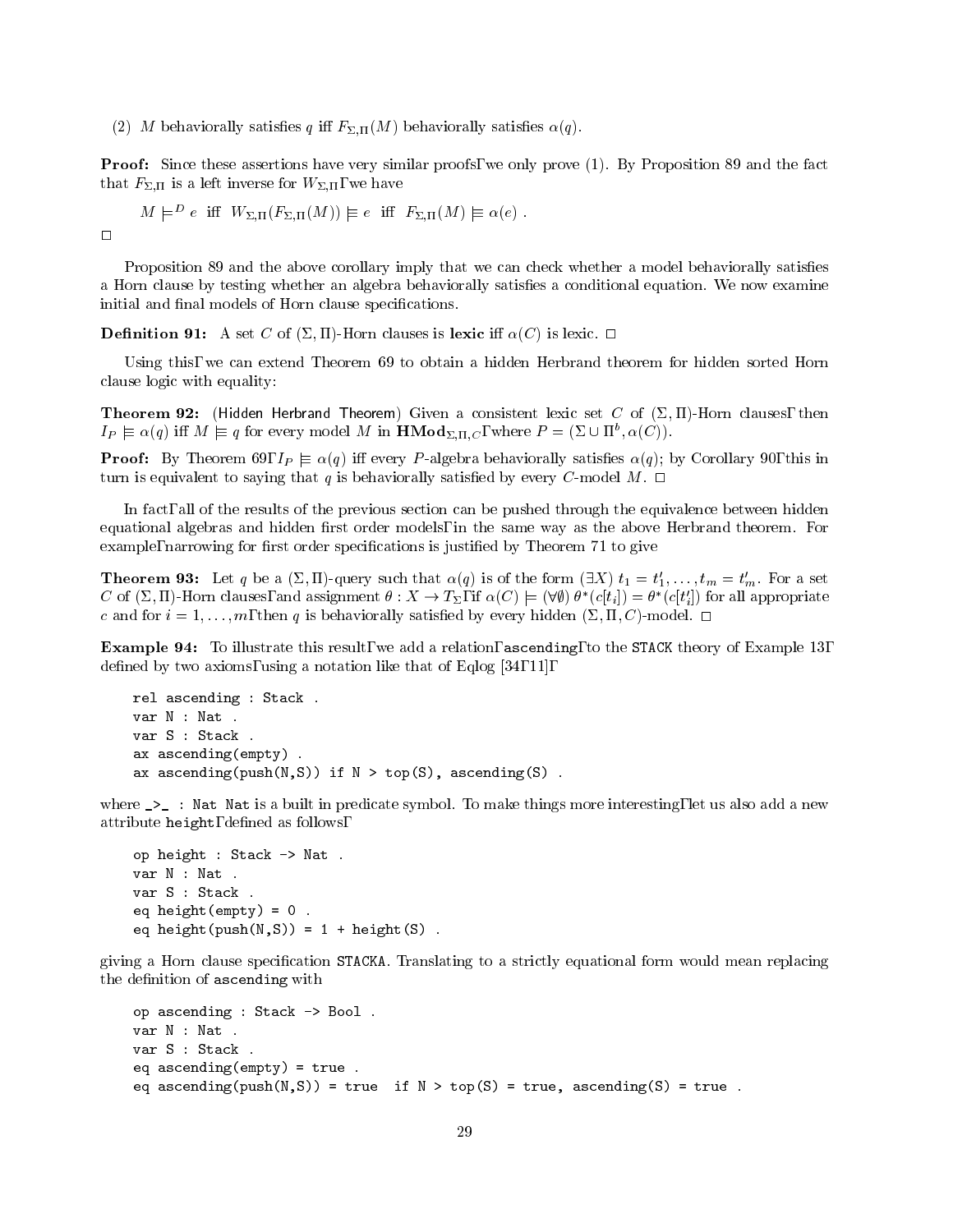(2) $M$ behaviorally satisfies $q$ iff $F_{\Sigma,\Pi}(M)$ behaviorally satisfies $\alpha(q)$.

**Proof:** Since these assertions have very similar proofs, we only prove (1). By Proposition 89 and the fact that $F_{\Sigma,\Pi}$ is a left inverse for $W_{\Sigma,\Pi}$, we have

$$M \models^D e \;\text{ iff }\; W_{\Sigma,\Pi}(F_{\Sigma,\Pi}(M)) \equiv\models e \;\text{ iff }\; F_{\Sigma,\Pi}(M) \equiv\models \alpha(e)\ .$$

□

Proposition 89 and the above corollary imply that we can check whether a model behaviorally satisfies a Horn clause by testing whether an algebra behaviorally satisfies a conditional equation. We now examine initial and final models of Horn clause specifications.

**Definition 91:** A set $C$ of $(\Sigma, \Pi)$-Horn clauses is **lexic** iff $\alpha(C)$ is lexic. □

Using this, we can extend Theorem 69 to obtain a hidden Herbrand theorem for hidden sorted Horn clause logic with equality:

**Theorem 92:** (Hidden Herbrand Theorem) Given a consistent lexic set $C$ of $(\Sigma, \Pi)$-Horn clauses, then $I_P \equiv\models \alpha(q)$ iff $M \equiv\models q$ for every model $M$ in $\mathbf{HMod}_{\Sigma,\Pi,C}$, where $P = (\Sigma \cup \Pi^b, \alpha(C))$.

**Proof:** By Theorem 69, $I_P \equiv\models \alpha(q)$ iff every $P$-algebra behaviorally satisfies $\alpha(q)$; by Corollary 90, this in turn is equivalent to saying that $q$ is behaviorally satisfied by every $C$-model $M$. □

In fact, all of the results of the previous section can be pushed through the equivalence between hidden equational algebras and hidden first order models, in the same way as the above Herbrand theorem. For example, narrowing for first order specifications is justified by Theorem 71 to give

**Theorem 93:** Let $q$ be a $(\Sigma, \Pi)$-query such that $\alpha(q)$ is of the form $(\exists X)\ t_1 = t'_1, \ldots, t_m = t'_m$. For a set $C$ of $(\Sigma, \Pi)$-Horn clauses, and assignment $\theta : X \to T_\Sigma$, if $\alpha(C) \models (\forall\emptyset)\ \theta^*(c[t_i]) = \theta^*(c[t'_i])$ for all appropriate $c$ and for $i = 1, \ldots, m$, then $q$ is behaviorally satisfied by every hidden $(\Sigma, \Pi, C)$-model. □

**Example 94:** To illustrate this result, we add a relation, `ascending`, to the `STACK` theory of Example 13, defined by two axioms, using a notation like that of Eqlog [34, 11],

```
rel ascending : Stack .
var N : Nat .
var S : Stack .
ax ascending(empty) .
ax ascending(push(N,S)) if N > top(S), ascending(S) .
```

where `_>_ : Nat Nat` is a built in predicate symbol. To make things more interesting, let us also add a new attribute `height`, defined as follows,

```
op height : Stack -> Nat .
var N : Nat .
var S : Stack .
eq height(empty) = 0 .
eq height(push(N,S)) = 1 + height(S) .
```

giving a Horn clause specification `STACKA`. Translating to a strictly equational form would mean replacing the definition of `ascending` with

```
op ascending : Stack -> Bool .
var N : Nat .
var S : Stack .
eq ascending(empty) = true .
eq ascending(push(N,S)) = true  if N > top(S) = true, ascending(S) = true .
```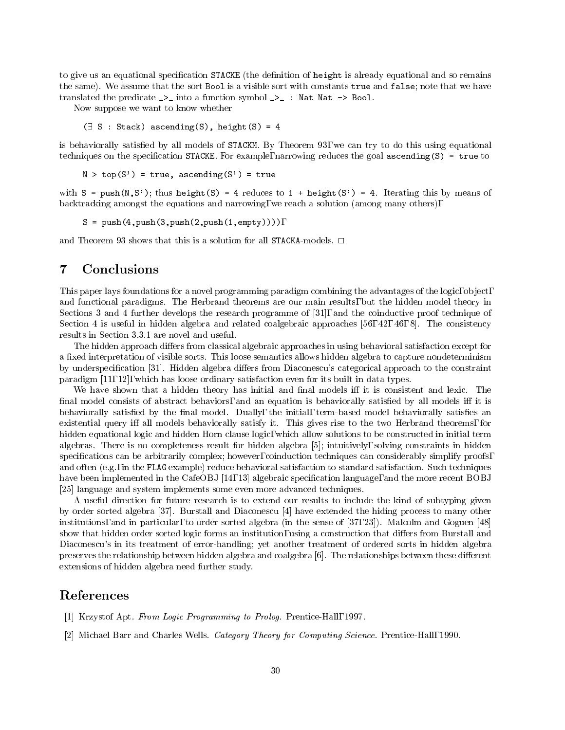to give us an equational specification `STACKE` (the definition of `height` is already equational and so remains the same). We assume that the sort `Bool` is a visible sort with constants `true` and `false`; note that we have translated the predicate `_>_` into a function symbol `_>_ : Nat Nat -> Bool`.

Now suppose we want to know whether

```
(∃ S : Stack) ascending(S), height(S) = 4
```

is behaviorally satisfied by all models of `STACKM`. By Theorem 93, we can try to do this using equational techniques on the specification `STACKE`. For example, narrowing reduces the goal `ascending(S) = true` to

```
N > top(S') = true, ascending(S') = true
```

with `S = push(N,S')`; thus `height(S) = 4` reduces to `1 + height(S') = 4`. Iterating this by means of backtracking amongst the equations and narrowing, we reach a solution (among many others),

```
S = push(4,push(3,push(2,push(1,empty)))),
```

and Theorem 93 shows that this is a solution for all `STACKA`-models. □

# 7 Conclusions

This paper lays foundations for a novel programming paradigm combining the advantages of the logic, object, and functional paradigms. The Herbrand theorems are our main results, but the hidden model theory in Sections 3 and 4 further develops the research programme of [31], and the coinductive proof technique of Section 4 is useful in hidden algebra and related coalgebraic approaches [56, 42, 46, 8]. The consistency results in Section 3.3.1 are novel and useful.

The hidden approach differs from classical algebraic approaches in using behavioral satisfaction except for a fixed interpretation of visible sorts. This loose semantics allows hidden algebra to capture nondeterminism by underspecification [31]. Hidden algebra differs from Diaconescu's categorical approach to the constraint paradigm [11, 12], which has loose ordinary satisfaction even for its built in data types.

We have shown that a hidden theory has initial and final models iff it is consistent and lexic. The final model consists of abstract behaviors, and an equation is behaviorally satisfied by all models iff it is behaviorally satisfied by the final model. Dually, the initial, term-based model behaviorally satisfies an existential query iff all models behaviorally satisfy it. This gives rise to the two Herbrand theorems, for hidden equational logic and hidden Horn clause logic, which allow solutions to be constructed in initial term algebras. There is no completeness result for hidden algebra [5]; intuitively, solving constraints in hidden specifications can be arbitrarily complex; however, coinduction techniques can considerably simplify proofs, and often (e.g., in the `FLAG` example) reduce behavioral satisfaction to standard satisfaction. Such techniques have been implemented in the CafeOBJ [14, 13] algebraic specification language, and the more recent BOBJ [25] language and system implements some even more advanced techniques.

A useful direction for future research is to extend our results to include the kind of subtyping given by order sorted algebra [37]. Burstall and Diaconescu [4] have extended the hiding process to many other institutions, and in particular, to order sorted algebra (in the sense of [37, 23]). Malcolm and Goguen [48] show that hidden order sorted logic forms an institution, using a construction that differs from Burstall and Diaconescu's in its treatment of error-handling; yet another treatment of ordered sorts in hidden algebra preserves the relationship between hidden algebra and coalgebra [6]. The relationships between these different extensions of hidden algebra need further study.

# References

[1] Krzystof Apt. *From Logic Programming to Prolog*. Prentice-Hall, 1997.

[2] Michael Barr and Charles Wells. *Category Theory for Computing Science*. Prentice-Hall, 1990.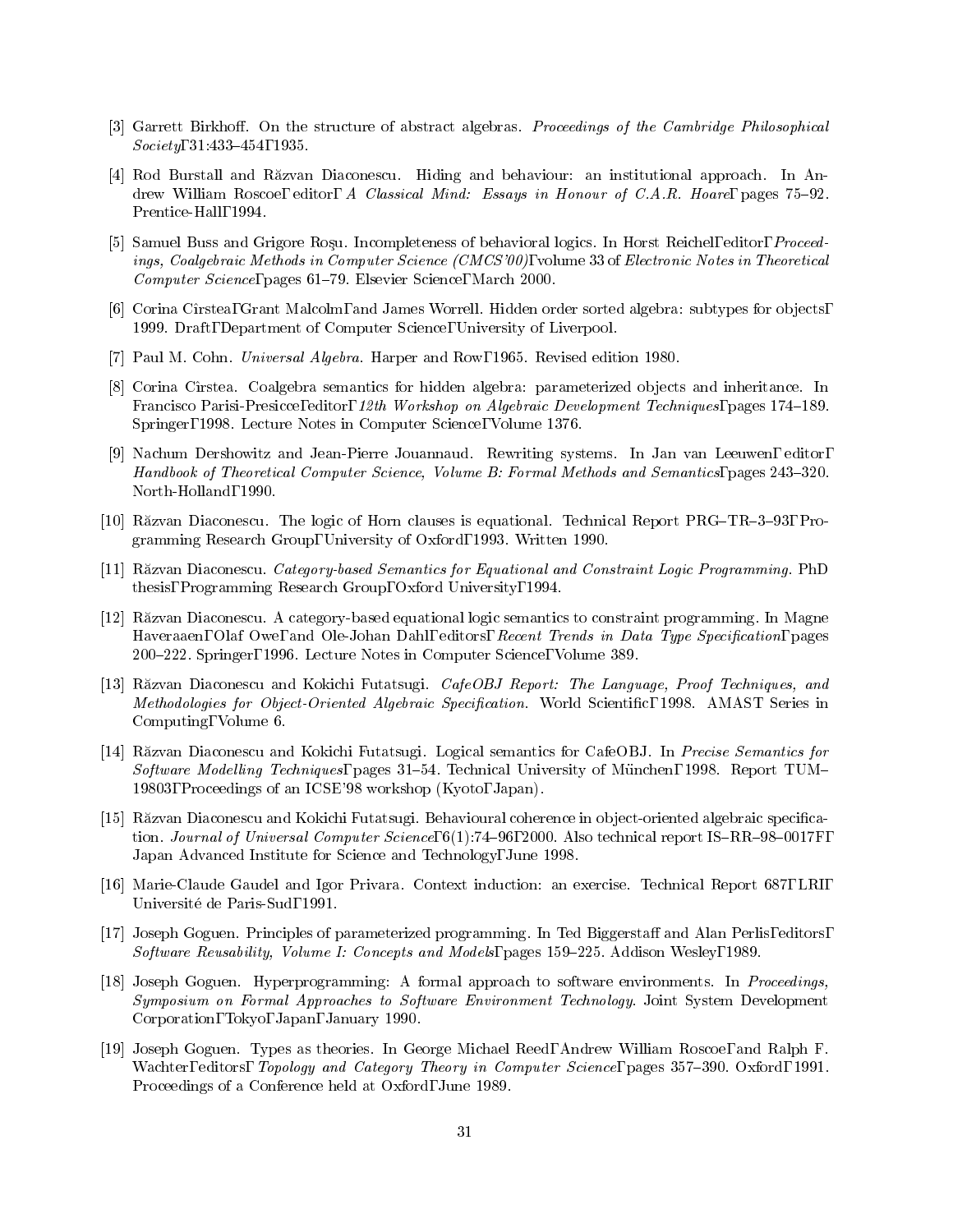[3] Garrett Birkhoff. On the structure of abstract algebras. *Proceedings of the Cambridge Philosophical Society*, 31:433–454, 1935.

[4] Rod Burstall and Răzvan Diaconescu. Hiding and behaviour: an institutional approach. In Andrew William Roscoe, editor, *A Classical Mind: Essays in Honour of C.A.R. Hoare*, pages 75–92. Prentice-Hall, 1994.

[5] Samuel Buss and Grigore Roşu. Incompleteness of behavioral logics. In Horst Reichel, editor, *Proceedings, Coalgebraic Methods in Computer Science (CMCS'00)*, volume 33 of *Electronic Notes in Theoretical Computer Science*, pages 61–79. Elsevier Science, March 2000.

[6] Corina Cîrstea, Grant Malcolm, and James Worrell. Hidden order sorted algebra: subtypes for objects, 1999. Draft, Department of Computer Science, University of Liverpool.

[7] Paul M. Cohn. *Universal Algebra*. Harper and Row, 1965. Revised edition 1980.

[8] Corina Cîrstea. Coalgebra semantics for hidden algebra: parameterized objects and inheritance. In Francisco Parisi-Presicce, editor, *12th Workshop on Algebraic Development Techniques*, pages 174–189. Springer, 1998. Lecture Notes in Computer Science, Volume 1376.

[9] Nachum Dershowitz and Jean-Pierre Jouannaud. Rewriting systems. In Jan van Leeuwen, editor, *Handbook of Theoretical Computer Science, Volume B: Formal Methods and Semantics*, pages 243–320. North-Holland, 1990.

[10] Răzvan Diaconescu. The logic of Horn clauses is equational. Technical Report PRG–TR–3–93, Programming Research Group, University of Oxford, 1993. Written 1990.

[11] Răzvan Diaconescu. *Category-based Semantics for Equational and Constraint Logic Programming*. PhD thesis, Programming Research Group, Oxford University, 1994.

[12] Răzvan Diaconescu. A category-based equational logic semantics to constraint programming. In Magne Haveraaen, Olaf Owe, and Ole-Johan Dahl, editors, *Recent Trends in Data Type Specification*, pages 200–222. Springer, 1996. Lecture Notes in Computer Science, Volume 389.

[13] Răzvan Diaconescu and Kokichi Futatsugi. *CafeOBJ Report: The Language, Proof Techniques, and Methodologies for Object-Oriented Algebraic Specification*. World Scientific, 1998. AMAST Series in Computing, Volume 6.

[14] Răzvan Diaconescu and Kokichi Futatsugi. Logical semantics for CafeOBJ. In *Precise Semantics for Software Modelling Techniques*, pages 31–54. Technical University of München, 1998. Report TUM–19803, Proceedings of an ICSE'98 workshop (Kyoto, Japan).

[15] Răzvan Diaconescu and Kokichi Futatsugi. Behavioural coherence in object-oriented algebraic specification. *Journal of Universal Computer Science*, 6(1):74–96, 2000. Also technical report IS–RR–98–0017F, Japan Advanced Institute for Science and Technology, June 1998.

[16] Marie-Claude Gaudel and Igor Privara. Context induction: an exercise. Technical Report 687, LRI, Université de Paris-Sud, 1991.

[17] Joseph Goguen. Principles of parameterized programming. In Ted Biggerstaff and Alan Perlis, editors, *Software Reusability, Volume I: Concepts and Models*, pages 159–225. Addison Wesley, 1989.

[18] Joseph Goguen. Hyperprogramming: A formal approach to software environments. In *Proceedings, Symposium on Formal Approaches to Software Environment Technology*. Joint System Development Corporation, Tokyo, Japan, January 1990.

[19] Joseph Goguen. Types as theories. In George Michael Reed, Andrew William Roscoe, and Ralph F. Wachter, editors, *Topology and Category Theory in Computer Science*, pages 357–390. Oxford, 1991. Proceedings of a Conference held at Oxford, June 1989.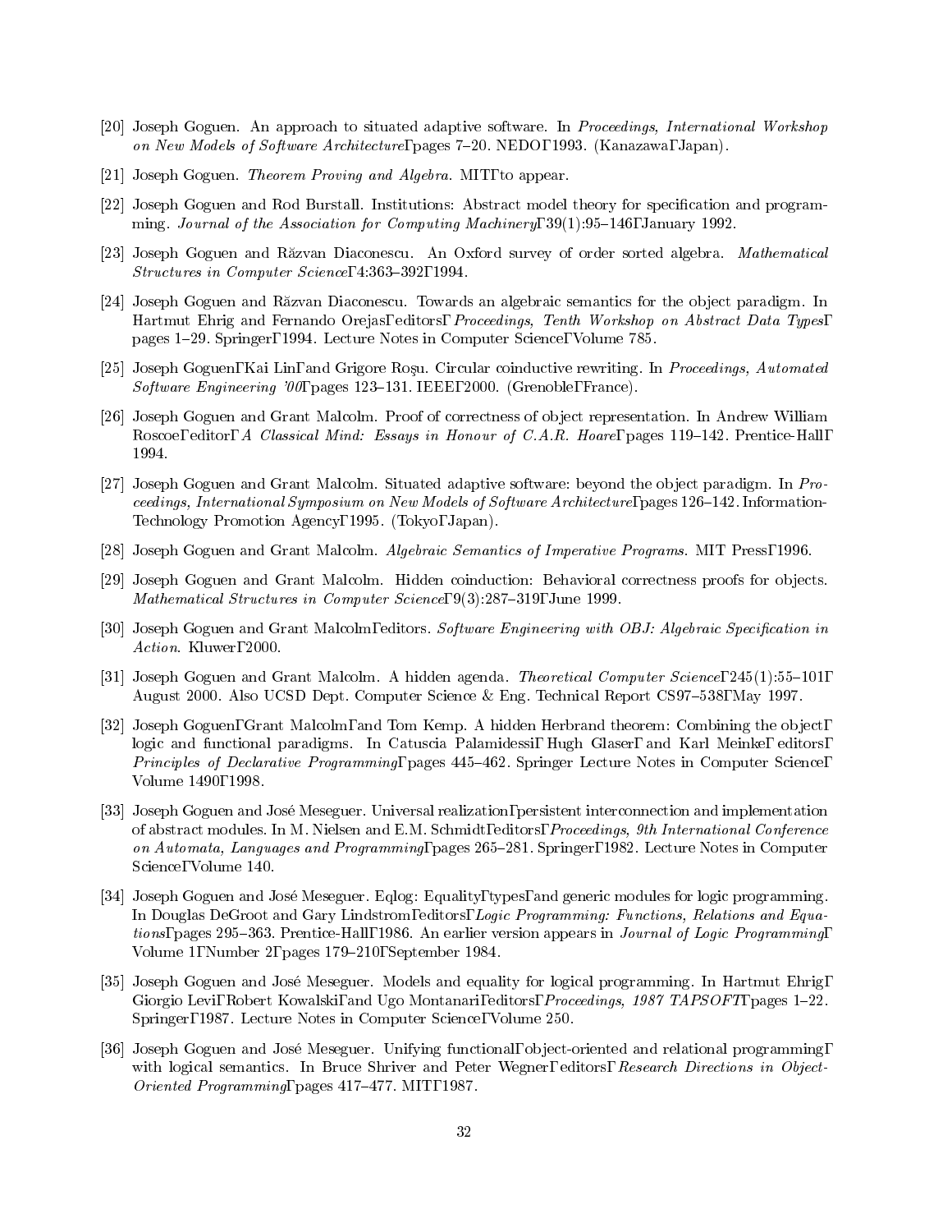[20] Joseph Goguen. An approach to situated adaptive software. In *Proceedings, International Workshop on New Models of Software Architecture*, pages 7–20. NEDO, 1993. (Kanazawa, Japan).

[21] Joseph Goguen. *Theorem Proving and Algebra*. MIT, to appear.

[22] Joseph Goguen and Rod Burstall. Institutions: Abstract model theory for specification and programming. *Journal of the Association for Computing Machinery*, 39(1):95–146, January 1992.

[23] Joseph Goguen and Răzvan Diaconescu. An Oxford survey of order sorted algebra. *Mathematical Structures in Computer Science*, 4:363–392, 1994.

[24] Joseph Goguen and Răzvan Diaconescu. Towards an algebraic semantics for the object paradigm. In Hartmut Ehrig and Fernando Orejas, editors, *Proceedings, Tenth Workshop on Abstract Data Types*, pages 1–29. Springer, 1994. Lecture Notes in Computer Science, Volume 785.

[25] Joseph Goguen, Kai Lin, and Grigore Roşu. Circular coinductive rewriting. In *Proceedings, Automated Software Engineering '00*, pages 123–131. IEEE, 2000. (Grenoble, France).

[26] Joseph Goguen and Grant Malcolm. Proof of correctness of object representation. In Andrew William Roscoe, editor, *A Classical Mind: Essays in Honour of C.A.R. Hoare*, pages 119–142. Prentice-Hall, 1994.

[27] Joseph Goguen and Grant Malcolm. Situated adaptive software: beyond the object paradigm. In *Proceedings, International Symposium on New Models of Software Architecture*, pages 126–142. Information-Technology Promotion Agency, 1995. (Tokyo, Japan).

[28] Joseph Goguen and Grant Malcolm. *Algebraic Semantics of Imperative Programs*. MIT Press, 1996.

[29] Joseph Goguen and Grant Malcolm. Hidden coinduction: Behavioral correctness proofs for objects. *Mathematical Structures in Computer Science*, 9(3):287–319, June 1999.

[30] Joseph Goguen and Grant Malcolm, editors. *Software Engineering with OBJ: Algebraic Specification in Action*. Kluwer, 2000.

[31] Joseph Goguen and Grant Malcolm. A hidden agenda. *Theoretical Computer Science*, 245(1):55–101, August 2000. Also UCSD Dept. Computer Science & Eng. Technical Report CS97–538, May 1997.

[32] Joseph Goguen, Grant Malcolm, and Tom Kemp. A hidden Herbrand theorem: Combining the object, logic and functional paradigms. In Catuscia Palamidessi, Hugh Glaser, and Karl Meinke, editors, *Principles of Declarative Programming*, pages 445–462. Springer Lecture Notes in Computer Science, Volume 1490, 1998.

[33] Joseph Goguen and José Meseguer. Universal realization, persistent interconnection and implementation of abstract modules. In M. Nielsen and E.M. Schmidt, editors, *Proceedings, 9th International Conference on Automata, Languages and Programming*, pages 265–281. Springer, 1982. Lecture Notes in Computer Science, Volume 140.

[34] Joseph Goguen and José Meseguer. Eqlog: Equality, types, and generic modules for logic programming. In Douglas DeGroot and Gary Lindstrom, editors, *Logic Programming: Functions, Relations and Equations*, pages 295–363. Prentice-Hall, 1986. An earlier version appears in *Journal of Logic Programming*, Volume 1, Number 2, pages 179–210, September 1984.

[35] Joseph Goguen and José Meseguer. Models and equality for logical programming. In Hartmut Ehrig, Giorgio Levi, Robert Kowalski, and Ugo Montanari, editors, *Proceedings, 1987 TAPSOFT*, pages 1–22. Springer, 1987. Lecture Notes in Computer Science, Volume 250.

[36] Joseph Goguen and José Meseguer. Unifying functional, object-oriented and relational programming, with logical semantics. In Bruce Shriver and Peter Wegner, editors, *Research Directions in Object-Oriented Programming*, pages 417–477. MIT, 1987.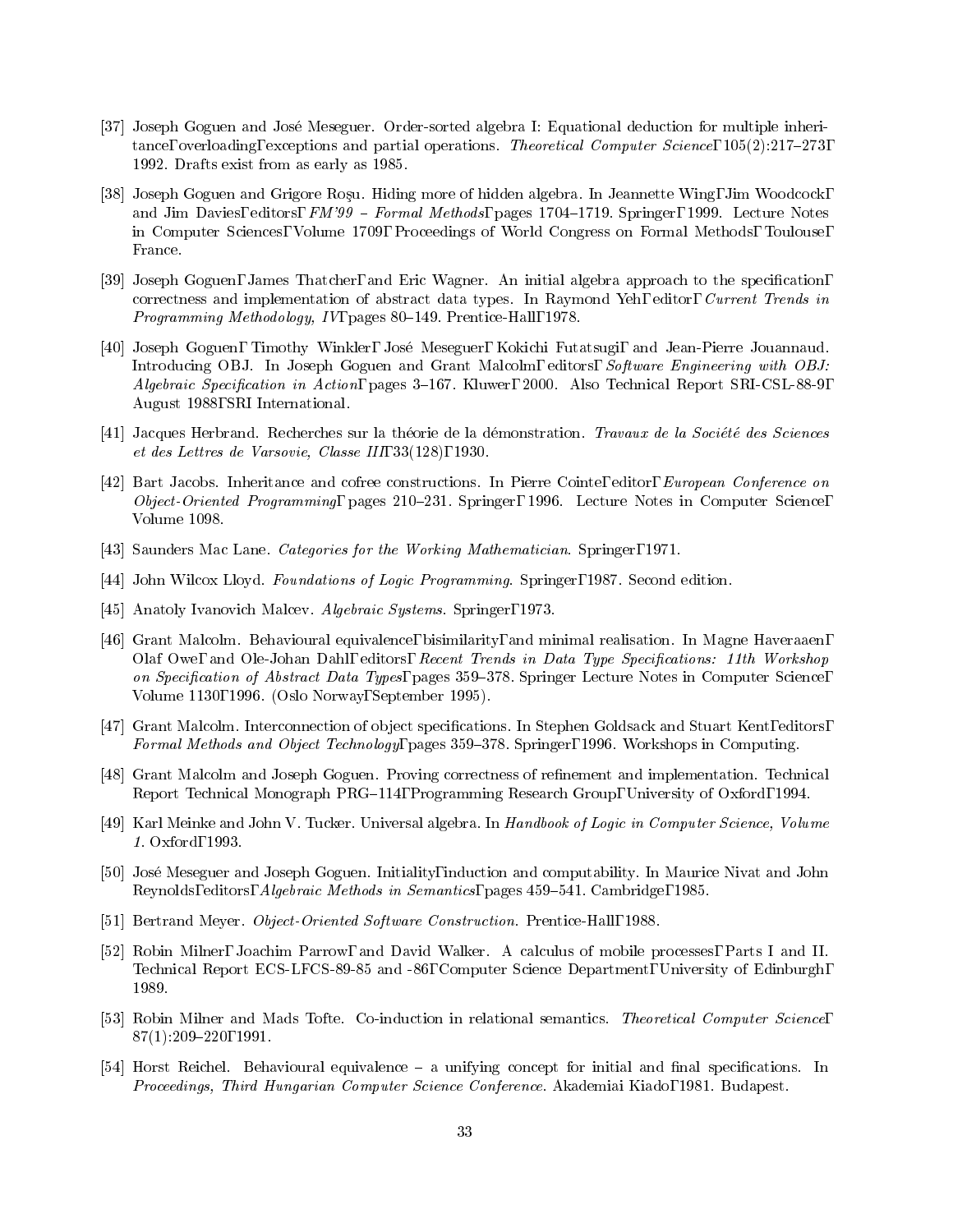[37] Joseph Goguen and José Meseguer. Order-sorted algebra I: Equational deduction for multiple inheritance, overloading, exceptions and partial operations. *Theoretical Computer Science*, 105(2):217–273, 1992. Drafts exist from as early as 1985.

[38] Joseph Goguen and Grigore Roşu. Hiding more of hidden algebra. In Jeannette Wing, Jim Woodcock, and Jim Davies, editors, *FM'99 – Formal Methods*, pages 1704–1719. Springer, 1999. Lecture Notes in Computer Sciences, Volume 1709, Proceedings of World Congress on Formal Methods, Toulouse, France.

[39] Joseph Goguen, James Thatcher, and Eric Wagner. An initial algebra approach to the specification, correctness and implementation of abstract data types. In Raymond Yeh, editor, *Current Trends in Programming Methodology, IV*, pages 80–149. Prentice-Hall, 1978.

[40] Joseph Goguen, Timothy Winkler, José Meseguer, Kokichi Futatsugi, and Jean-Pierre Jouannaud. Introducing OBJ. In Joseph Goguen and Grant Malcolm, editors, *Software Engineering with OBJ: Algebraic Specification in Action*, pages 3–167. Kluwer, 2000. Also Technical Report SRI-CSL-88-9, August 1988, SRI International.

[41] Jacques Herbrand. Recherches sur la théorie de la démonstration. *Travaux de la Société des Sciences et des Lettres de Varsovie, Classe III*, 33(128), 1930.

[42] Bart Jacobs. Inheritance and cofree constructions. In Pierre Cointe, editor, *European Conference on Object-Oriented Programming*, pages 210–231. Springer, 1996. Lecture Notes in Computer Science, Volume 1098.

[43] Saunders Mac Lane. *Categories for the Working Mathematician*. Springer, 1971.

[44] John Wilcox Lloyd. *Foundations of Logic Programming*. Springer, 1987. Second edition.

[45] Anatoly Ivanovich Malcev. *Algebraic Systems*. Springer, 1973.

[46] Grant Malcolm. Behavioural equivalence, bisimilarity, and minimal realisation. In Magne Haveraaen, Olaf Owe, and Ole-Johan Dahl, editors, *Recent Trends in Data Type Specifications: 11th Workshop on Specification of Abstract Data Types*, pages 359–378. Springer Lecture Notes in Computer Science, Volume 1130, 1996. (Oslo Norway, September 1995).

[47] Grant Malcolm. Interconnection of object specifications. In Stephen Goldsack and Stuart Kent, editors, *Formal Methods and Object Technology*, pages 359–378. Springer, 1996. Workshops in Computing.

[48] Grant Malcolm and Joseph Goguen. Proving correctness of refinement and implementation. Technical Report Technical Monograph PRG–114, Programming Research Group, University of Oxford, 1994.

[49] Karl Meinke and John V. Tucker. Universal algebra. In *Handbook of Logic in Computer Science, Volume 1*. Oxford, 1993.

[50] José Meseguer and Joseph Goguen. Initiality, induction and computability. In Maurice Nivat and John Reynolds, editors, *Algebraic Methods in Semantics*, pages 459–541. Cambridge, 1985.

[51] Bertrand Meyer. *Object-Oriented Software Construction*. Prentice-Hall, 1988.

[52] Robin Milner, Joachim Parrow, and David Walker. A calculus of mobile processes, Parts I and II. Technical Report ECS-LFCS-89-85 and -86, Computer Science Department, University of Edinburgh, 1989.

[53] Robin Milner and Mads Tofte. Co-induction in relational semantics. *Theoretical Computer Science*, 87(1):209–220, 1991.

[54] Horst Reichel. Behavioural equivalence – a unifying concept for initial and final specifications. In *Proceedings, Third Hungarian Computer Science Conference*. Akademiai Kiado, 1981. Budapest.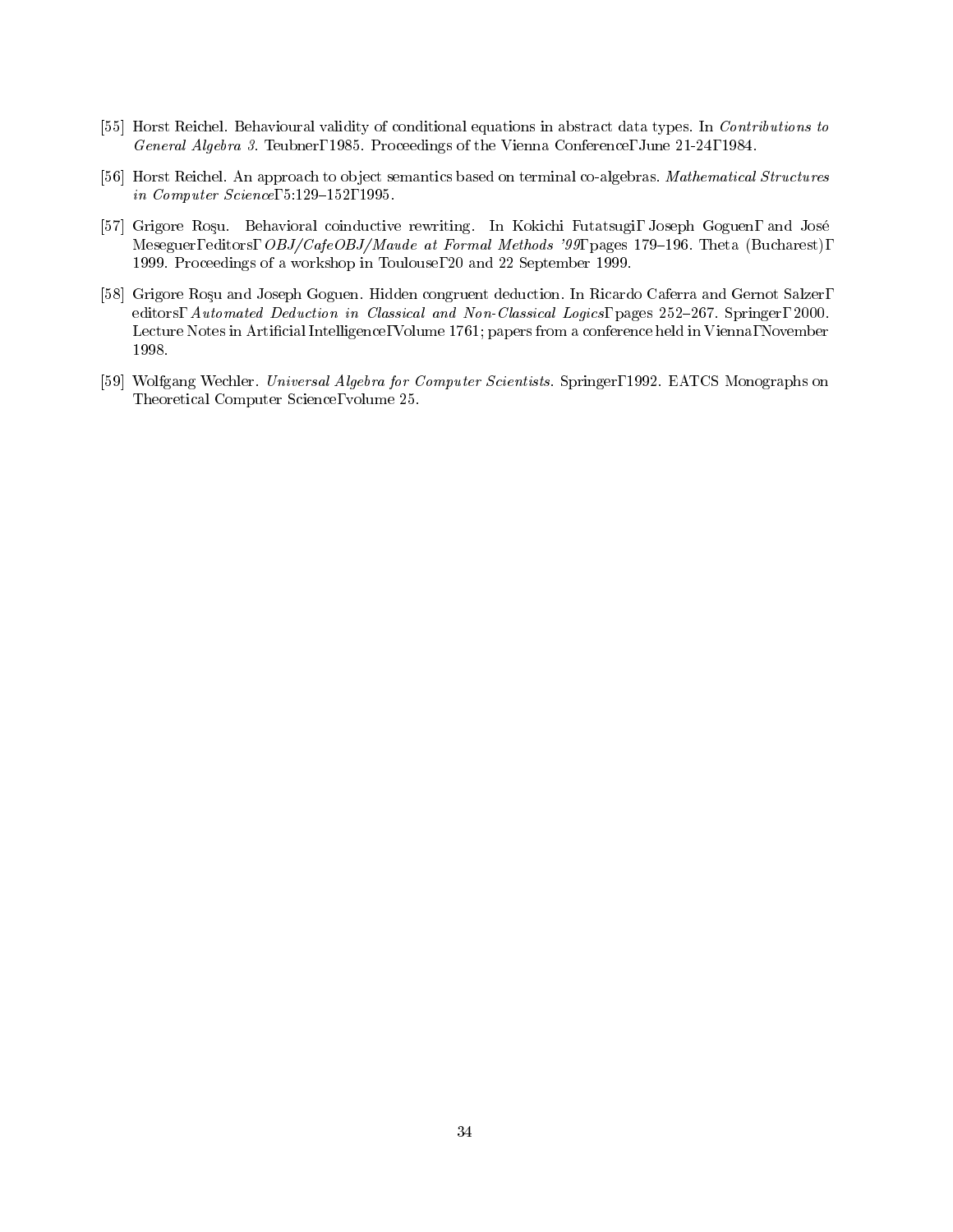[55] Horst Reichel. Behavioural validity of conditional equations in abstract data types. In *Contributions to General Algebra 3*. Teubner, 1985. Proceedings of the Vienna Conference, June 21-24, 1984.

[56] Horst Reichel. An approach to object semantics based on terminal co-algebras. *Mathematical Structures in Computer Science*, 5:129–152, 1995.

[57] Grigore Roşu. Behavioral coinductive rewriting. In Kokichi Futatsugi, Joseph Goguen, and José Meseguer, editors, *OBJ/CafeOBJ/Maude at Formal Methods '99*, pages 179–196. Theta (Bucharest), 1999. Proceedings of a workshop in Toulouse, 20 and 22 September 1999.

[58] Grigore Roşu and Joseph Goguen. Hidden congruent deduction. In Ricardo Caferra and Gernot Salzer, editors, *Automated Deduction in Classical and Non-Classical Logics*, pages 252–267. Springer, 2000. Lecture Notes in Artificial Intelligence, Volume 1761; papers from a conference held in Vienna, November 1998.

[59] Wolfgang Wechler. *Universal Algebra for Computer Scientists*. Springer, 1992. EATCS Monographs on Theoretical Computer Science, volume 25.